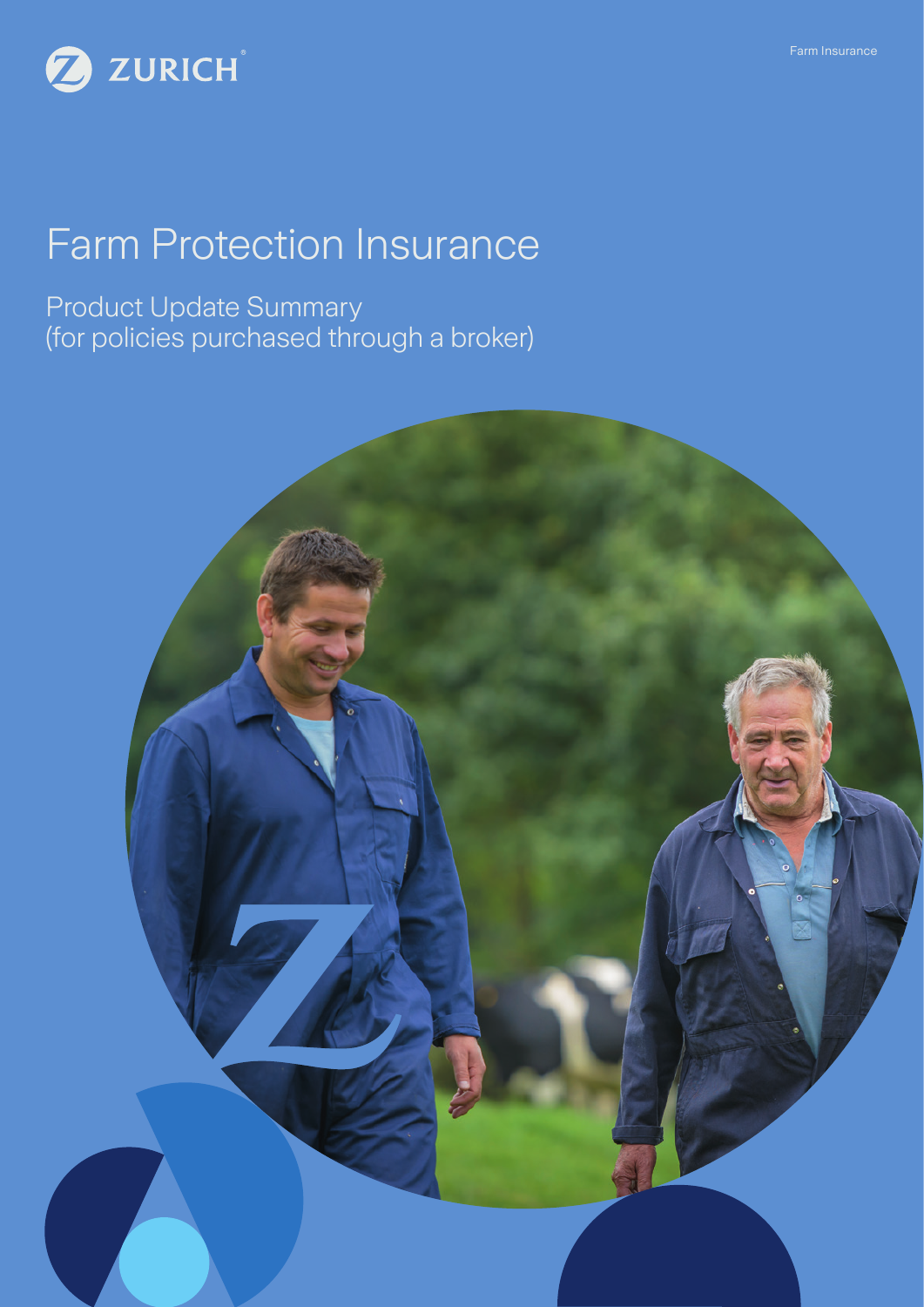ZURICH

Farm Insurance

# Farm Protection Insurance

## Product Update Summary (for policies purchased through a broker)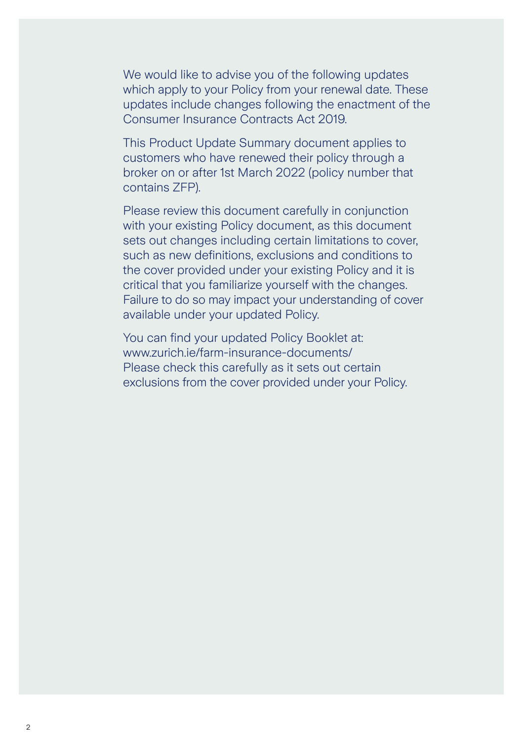We would like to advise you of the following updates which apply to your Policy from your renewal date. These updates include changes following the enactment of the Consumer Insurance Contracts Act 2019.

This Product Update Summary document applies to customers who have renewed their policy through a broker on or after 1st March 2022 (policy number that contains ZFP).

Please review this document carefully in conjunction with your existing Policy document, as this document sets out changes including certain limitations to cover, such as new definitions, exclusions and conditions to the cover provided under your existing Policy and it is critical that you familiarize yourself with the changes. Failure to do so may impact your understanding of cover available under your updated Policy.

You can find your updated Policy Booklet at:
www.zurich.ie/farm-insurance-documents/
Please check this carefully as it sets out certain exclusions from the cover provided under your Policy.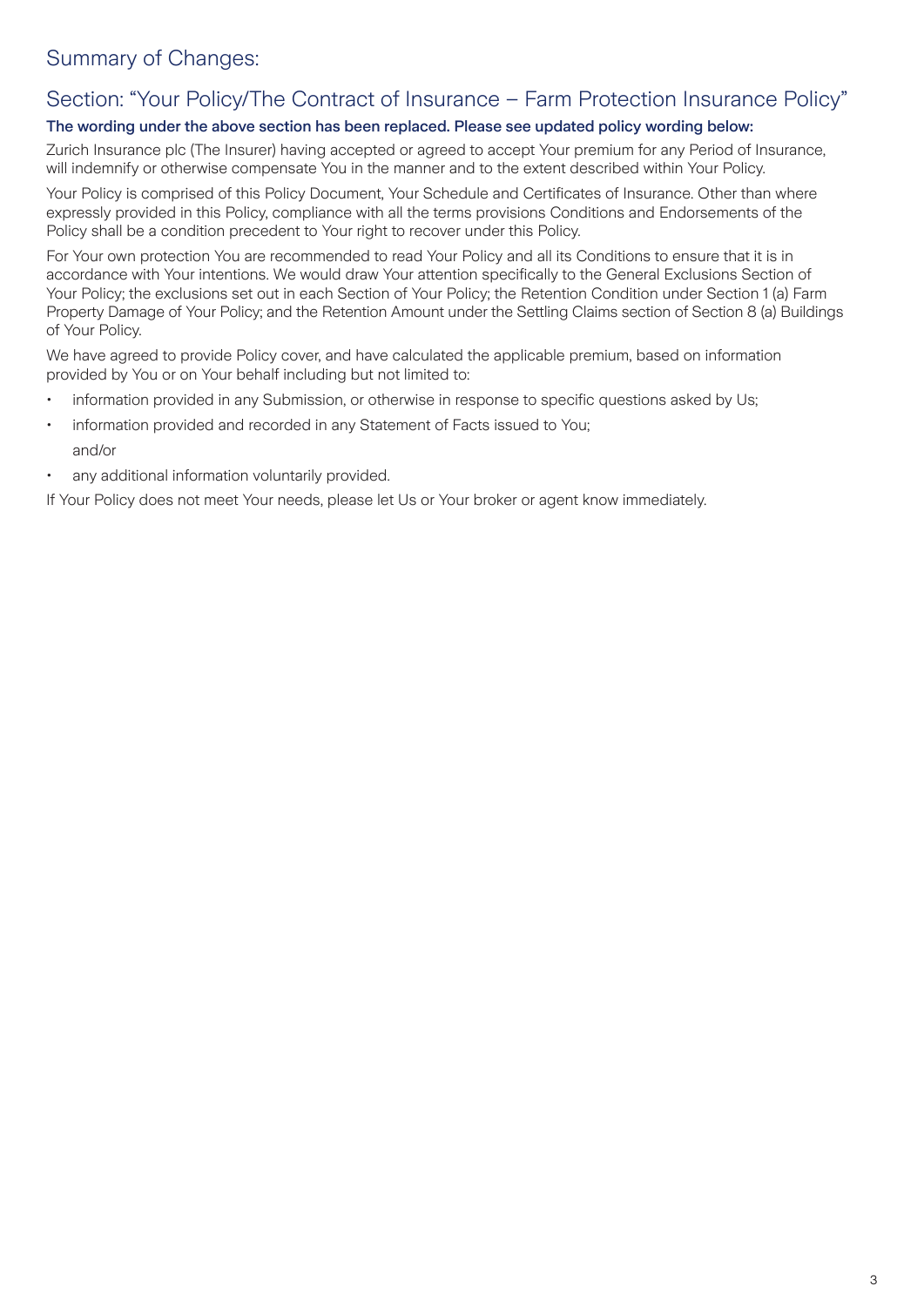# Summary of Changes:

## Section: “Your Policy/The Contract of Insurance – Farm Protection Insurance Policy”

**The wording under the above section has been replaced. Please see updated policy wording below:**

Zurich Insurance plc (The Insurer) having accepted or agreed to accept Your premium for any Period of Insurance, will indemnify or otherwise compensate You in the manner and to the extent described within Your Policy.

Your Policy is comprised of this Policy Document, Your Schedule and Certificates of Insurance. Other than where expressly provided in this Policy, compliance with all the terms provisions Conditions and Endorsements of the Policy shall be a condition precedent to Your right to recover under this Policy.

For Your own protection You are recommended to read Your Policy and all its Conditions to ensure that it is in accordance with Your intentions. We would draw Your attention specifically to the General Exclusions Section of Your Policy; the exclusions set out in each Section of Your Policy; the Retention Condition under Section 1 (a) Farm Property Damage of Your Policy; and the Retention Amount under the Settling Claims section of Section 8 (a) Buildings of Your Policy.

We have agreed to provide Policy cover, and have calculated the applicable premium, based on information provided by You or on Your behalf including but not limited to:

- information provided in any Submission, or otherwise in response to specific questions asked by Us;
- information provided and recorded in any Statement of Facts issued to You;

  and/or
- any additional information voluntarily provided.

If Your Policy does not meet Your needs, please let Us or Your broker or agent know immediately.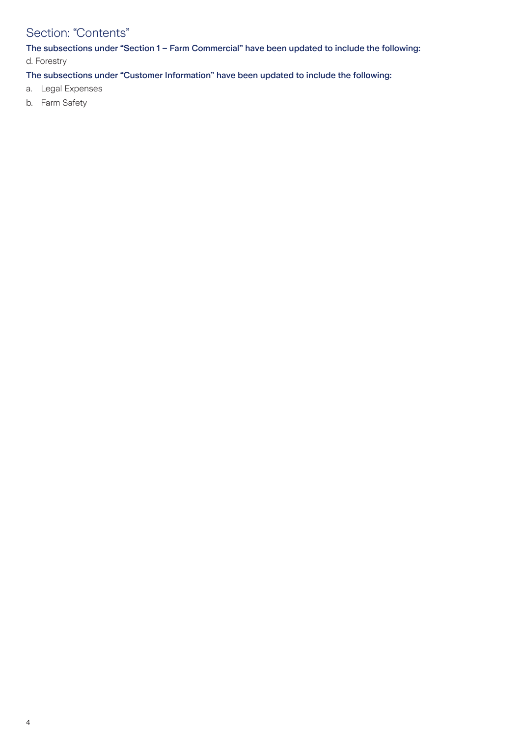## Section: “Contents”

**The subsections under “Section 1 – Farm Commercial” have been updated to include the following:**

d. Forestry

**The subsections under “Customer Information” have been updated to include the following:**

a. Legal Expenses
b. Farm Safety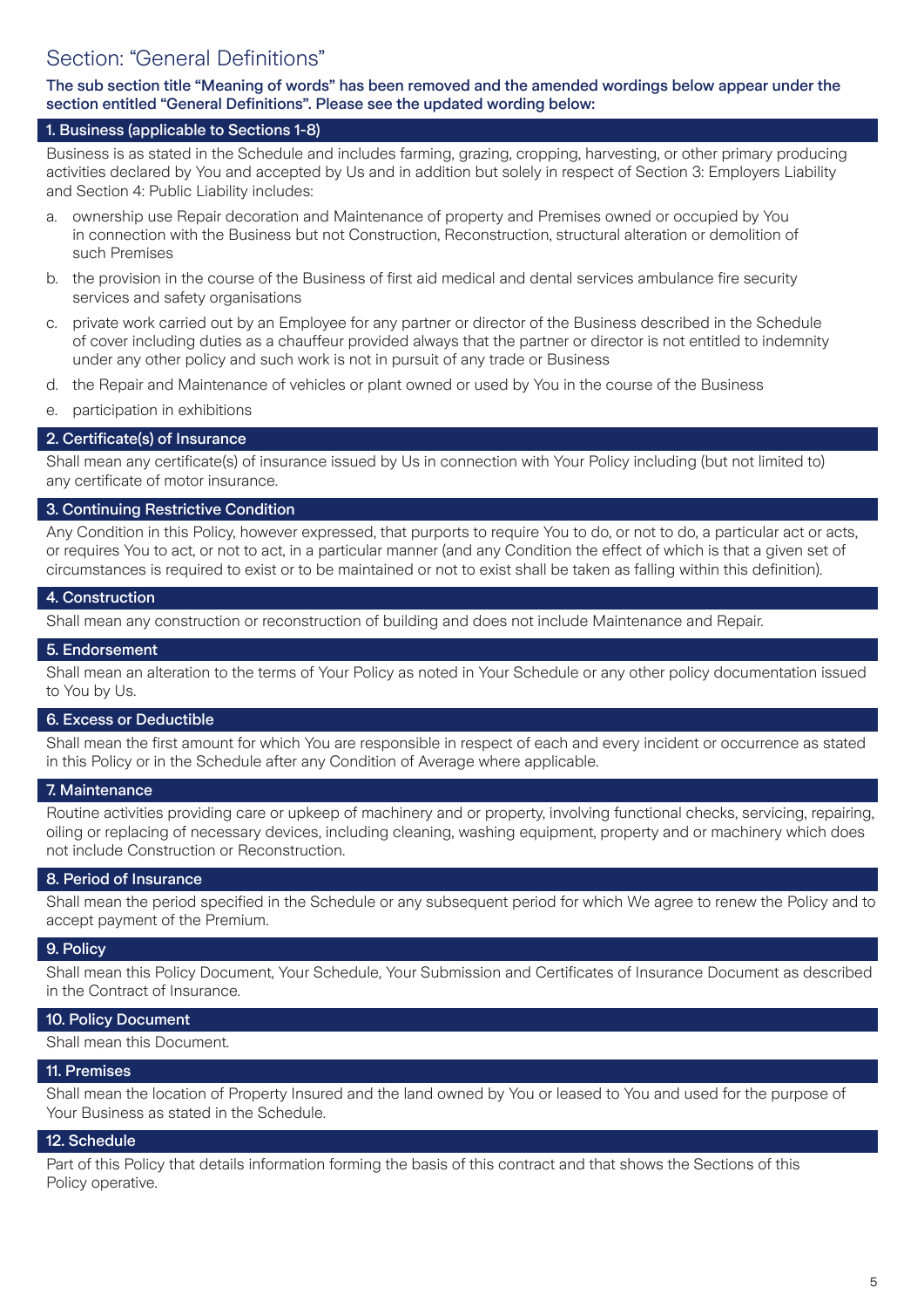## Section: "General Definitions"

**The sub section title "Meaning of words" has been removed and the amended wordings below appear under the section entitled "General Definitions". Please see the updated wording below:**

### 1. Business (applicable to Sections 1-8)

Business is as stated in the Schedule and includes farming, grazing, cropping, harvesting, or other primary producing activities declared by You and accepted by Us and in addition but solely in respect of Section 3: Employers Liability and Section 4: Public Liability includes:

a. ownership use Repair decoration and Maintenance of property and Premises owned or occupied by You in connection with the Business but not Construction, Reconstruction, structural alteration or demolition of such Premises

b. the provision in the course of the Business of first aid medical and dental services ambulance fire security services and safety organisations

c. private work carried out by an Employee for any partner or director of the Business described in the Schedule of cover including duties as a chauffeur provided always that the partner or director is not entitled to indemnity under any other policy and such work is not in pursuit of any trade or Business

d. the Repair and Maintenance of vehicles or plant owned or used by You in the course of the Business

e. participation in exhibitions

### 2. Certificate(s) of Insurance

Shall mean any certificate(s) of insurance issued by Us in connection with Your Policy including (but not limited to) any certificate of motor insurance.

### 3. Continuing Restrictive Condition

Any Condition in this Policy, however expressed, that purports to require You to do, or not to do, a particular act or acts, or requires You to act, or not to act, in a particular manner (and any Condition the effect of which is that a given set of circumstances is required to exist or to be maintained or not to exist shall be taken as falling within this definition).

### 4. Construction

Shall mean any construction or reconstruction of building and does not include Maintenance and Repair.

### 5. Endorsement

Shall mean an alteration to the terms of Your Policy as noted in Your Schedule or any other policy documentation issued to You by Us.

### 6. Excess or Deductible

Shall mean the first amount for which You are responsible in respect of each and every incident or occurrence as stated in this Policy or in the Schedule after any Condition of Average where applicable.

### 7. Maintenance

Routine activities providing care or upkeep of machinery and or property, involving functional checks, servicing, repairing, oiling or replacing of necessary devices, including cleaning, washing equipment, property and or machinery which does not include Construction or Reconstruction.

### 8. Period of Insurance

Shall mean the period specified in the Schedule or any subsequent period for which We agree to renew the Policy and to accept payment of the Premium.

### 9. Policy

Shall mean this Policy Document, Your Schedule, Your Submission and Certificates of Insurance Document as described in the Contract of Insurance.

### 10. Policy Document

Shall mean this Document.

### 11. Premises

Shall mean the location of Property Insured and the land owned by You or leased to You and used for the purpose of Your Business as stated in the Schedule.

### 12. Schedule

Part of this Policy that details information forming the basis of this contract and that shows the Sections of this Policy operative.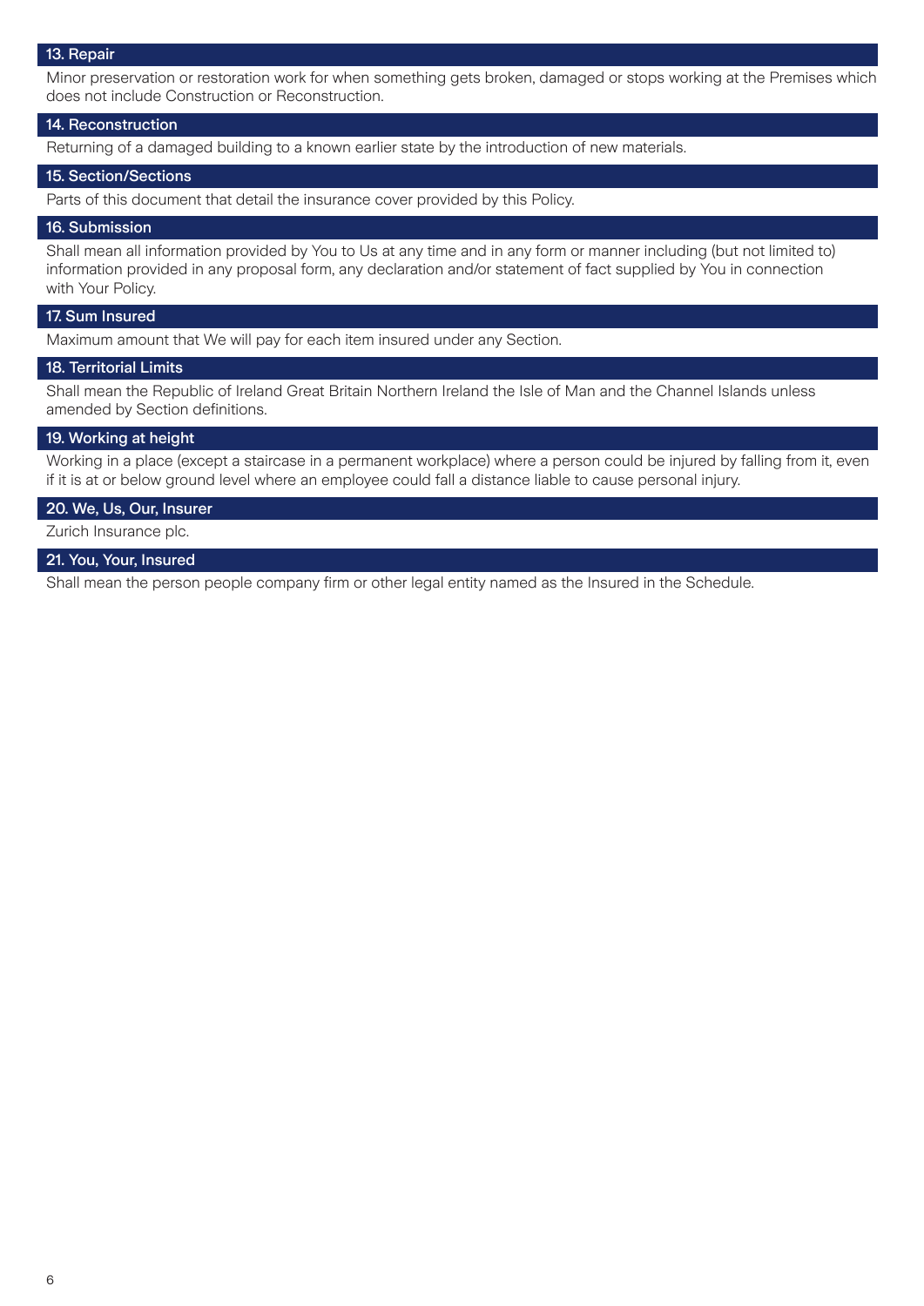### 13. Repair

Minor preservation or restoration work for when something gets broken, damaged or stops working at the Premises which does not include Construction or Reconstruction.

### 14. Reconstruction

Returning of a damaged building to a known earlier state by the introduction of new materials.

### 15. Section/Sections

Parts of this document that detail the insurance cover provided by this Policy.

### 16. Submission

Shall mean all information provided by You to Us at any time and in any form or manner including (but not limited to) information provided in any proposal form, any declaration and/or statement of fact supplied by You in connection with Your Policy.

### 17. Sum Insured

Maximum amount that We will pay for each item insured under any Section.

### 18. Territorial Limits

Shall mean the Republic of Ireland Great Britain Northern Ireland the Isle of Man and the Channel Islands unless amended by Section definitions.

### 19. Working at height

Working in a place (except a staircase in a permanent workplace) where a person could be injured by falling from it, even if it is at or below ground level where an employee could fall a distance liable to cause personal injury.

### 20. We, Us, Our, Insurer

Zurich Insurance plc.

### 21. You, Your, Insured

Shall mean the person people company firm or other legal entity named as the Insured in the Schedule.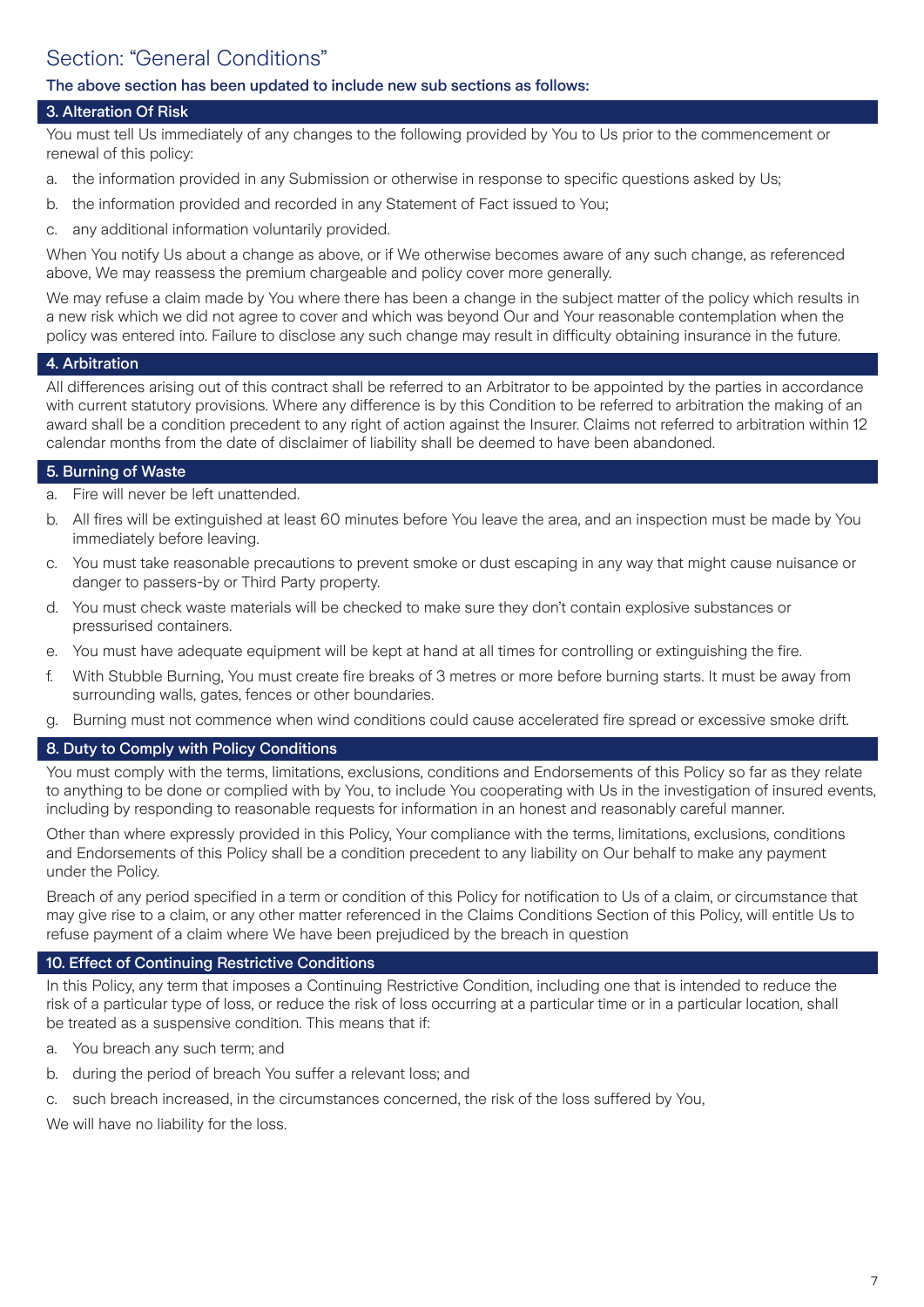## Section: "General Conditions"

**The above section has been updated to include new sub sections as follows:**

### 3. Alteration Of Risk

You must tell Us immediately of any changes to the following provided by You to Us prior to the commencement or renewal of this policy:

a. the information provided in any Submission or otherwise in response to specific questions asked by Us;

b. the information provided and recorded in any Statement of Fact issued to You;

c. any additional information voluntarily provided.

When You notify Us about a change as above, or if We otherwise becomes aware of any such change, as referenced above, We may reassess the premium chargeable and policy cover more generally.

We may refuse a claim made by You where there has been a change in the subject matter of the policy which results in a new risk which we did not agree to cover and which was beyond Our and Your reasonable contemplation when the policy was entered into. Failure to disclose any such change may result in difficulty obtaining insurance in the future.

### 4. Arbitration

All differences arising out of this contract shall be referred to an Arbitrator to be appointed by the parties in accordance with current statutory provisions. Where any difference is by this Condition to be referred to arbitration the making of an award shall be a condition precedent to any right of action against the Insurer. Claims not referred to arbitration within 12 calendar months from the date of disclaimer of liability shall be deemed to have been abandoned.

### 5. Burning of Waste

a. Fire will never be left unattended.

b. All fires will be extinguished at least 60 minutes before You leave the area, and an inspection must be made by You immediately before leaving.

c. You must take reasonable precautions to prevent smoke or dust escaping in any way that might cause nuisance or danger to passers-by or Third Party property.

d. You must check waste materials will be checked to make sure they don't contain explosive substances or pressurised containers.

e. You must have adequate equipment will be kept at hand at all times for controlling or extinguishing the fire.

f. With Stubble Burning, You must create fire breaks of 3 metres or more before burning starts. It must be away from surrounding walls, gates, fences or other boundaries.

g. Burning must not commence when wind conditions could cause accelerated fire spread or excessive smoke drift.

### 8. Duty to Comply with Policy Conditions

You must comply with the terms, limitations, exclusions, conditions and Endorsements of this Policy so far as they relate to anything to be done or complied with by You, to include You cooperating with Us in the investigation of insured events, including by responding to reasonable requests for information in an honest and reasonably careful manner.

Other than where expressly provided in this Policy, Your compliance with the terms, limitations, exclusions, conditions and Endorsements of this Policy shall be a condition precedent to any liability on Our behalf to make any payment under the Policy.

Breach of any period specified in a term or condition of this Policy for notification to Us of a claim, or circumstance that may give rise to a claim, or any other matter referenced in the Claims Conditions Section of this Policy, will entitle Us to refuse payment of a claim where We have been prejudiced by the breach in question

### 10. Effect of Continuing Restrictive Conditions

In this Policy, any term that imposes a Continuing Restrictive Condition, including one that is intended to reduce the risk of a particular type of loss, or reduce the risk of loss occurring at a particular time or in a particular location, shall be treated as a suspensive condition. This means that if:

a. You breach any such term; and

b. during the period of breach You suffer a relevant loss; and

c. such breach increased, in the circumstances concerned, the risk of the loss suffered by You,

We will have no liability for the loss.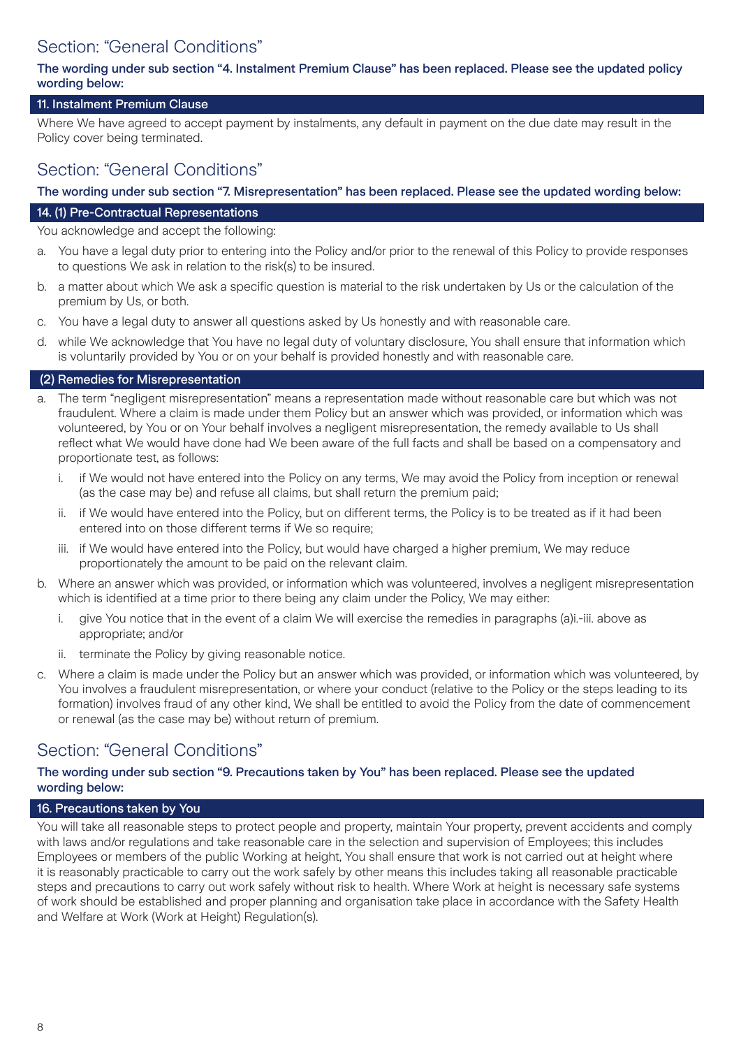## Section: "General Conditions"

**The wording under sub section "4. Instalment Premium Clause" has been replaced. Please see the updated policy wording below:**

### 11. Instalment Premium Clause

Where We have agreed to accept payment by instalments, any default in payment on the due date may result in the Policy cover being terminated.

## Section: "General Conditions"

**The wording under sub section "7. Misrepresentation" has been replaced. Please see the updated wording below:**

### 14. (1) Pre-Contractual Representations

You acknowledge and accept the following:

a. You have a legal duty prior to entering into the Policy and/or prior to the renewal of this Policy to provide responses to questions We ask in relation to the risk(s) to be insured.

b. a matter about which We ask a specific question is material to the risk undertaken by Us or the calculation of the premium by Us, or both.

c. You have a legal duty to answer all questions asked by Us honestly and with reasonable care.

d. while We acknowledge that You have no legal duty of voluntary disclosure, You shall ensure that information which is voluntarily provided by You or on your behalf is provided honestly and with reasonable care.

### (2) Remedies for Misrepresentation

a. The term "negligent misrepresentation" means a representation made without reasonable care but which was not fraudulent. Where a claim is made under them Policy but an answer which was provided, or information which was volunteered, by You or on Your behalf involves a negligent misrepresentation, the remedy available to Us shall reflect what We would have done had We been aware of the full facts and shall be based on a compensatory and proportionate test, as follows:

   i. if We would not have entered into the Policy on any terms, We may avoid the Policy from inception or renewal (as the case may be) and refuse all claims, but shall return the premium paid;

   ii. if We would have entered into the Policy, but on different terms, the Policy is to be treated as if it had been entered into on those different terms if We so require;

   iii. if We would have entered into the Policy, but would have charged a higher premium, We may reduce proportionately the amount to be paid on the relevant claim.

b. Where an answer which was provided, or information which was volunteered, involves a negligent misrepresentation which is identified at a time prior to there being any claim under the Policy, We may either:

   i. give You notice that in the event of a claim We will exercise the remedies in paragraphs (a)i.-iii. above as appropriate; and/or

   ii. terminate the Policy by giving reasonable notice.

c. Where a claim is made under the Policy but an answer which was provided, or information which was volunteered, by You involves a fraudulent misrepresentation, or where your conduct (relative to the Policy or the steps leading to its formation) involves fraud of any other kind, We shall be entitled to avoid the Policy from the date of commencement or renewal (as the case may be) without return of premium.

## Section: "General Conditions"

**The wording under sub section "9. Precautions taken by You" has been replaced. Please see the updated wording below:**

### 16. Precautions taken by You

You will take all reasonable steps to protect people and property, maintain Your property, prevent accidents and comply with laws and/or regulations and take reasonable care in the selection and supervision of Employees; this includes Employees or members of the public Working at height, You shall ensure that work is not carried out at height where it is reasonably practicable to carry out the work safely by other means this includes taking all reasonable practicable steps and precautions to carry out work safely without risk to health. Where Work at height is necessary safe systems of work should be established and proper planning and organisation take place in accordance with the Safety Health and Welfare at Work (Work at Height) Regulation(s).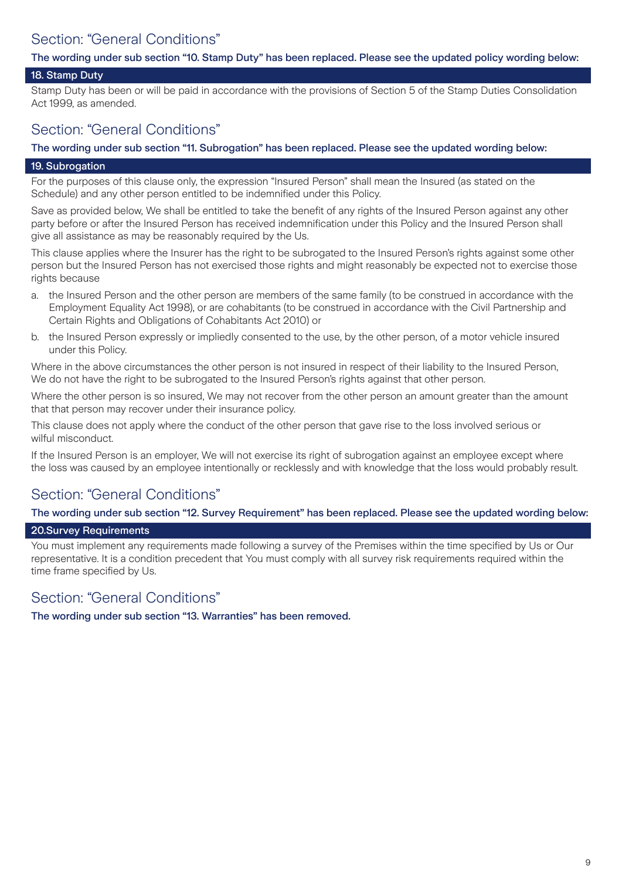## Section: "General Conditions"

**The wording under sub section "10. Stamp Duty" has been replaced. Please see the updated policy wording below:**

### 18. Stamp Duty

Stamp Duty has been or will be paid in accordance with the provisions of Section 5 of the Stamp Duties Consolidation Act 1999, as amended.

## Section: "General Conditions"

**The wording under sub section "11. Subrogation" has been replaced. Please see the updated wording below:**

### 19. Subrogation

For the purposes of this clause only, the expression "Insured Person" shall mean the Insured (as stated on the Schedule) and any other person entitled to be indemnified under this Policy.

Save as provided below, We shall be entitled to take the benefit of any rights of the Insured Person against any other party before or after the Insured Person has received indemnification under this Policy and the Insured Person shall give all assistance as may be reasonably required by the Us.

This clause applies where the Insurer has the right to be subrogated to the Insured Person's rights against some other person but the Insured Person has not exercised those rights and might reasonably be expected not to exercise those rights because

a. the Insured Person and the other person are members of the same family (to be construed in accordance with the Employment Equality Act 1998), or are cohabitants (to be construed in accordance with the Civil Partnership and Certain Rights and Obligations of Cohabitants Act 2010) or
b. the Insured Person expressly or impliedly consented to the use, by the other person, of a motor vehicle insured under this Policy.

Where in the above circumstances the other person is not insured in respect of their liability to the Insured Person, We do not have the right to be subrogated to the Insured Person's rights against that other person.

Where the other person is so insured, We may not recover from the other person an amount greater than the amount that that person may recover under their insurance policy.

This clause does not apply where the conduct of the other person that gave rise to the loss involved serious or wilful misconduct.

If the Insured Person is an employer, We will not exercise its right of subrogation against an employee except where the loss was caused by an employee intentionally or recklessly and with knowledge that the loss would probably result.

## Section: "General Conditions"

**The wording under sub section "12. Survey Requirement" has been replaced. Please see the updated wording below:**

### 20.Survey Requirements

You must implement any requirements made following a survey of the Premises within the time specified by Us or Our representative. It is a condition precedent that You must comply with all survey risk requirements required within the time frame specified by Us.

## Section: "General Conditions"

**The wording under sub section "13. Warranties" has been removed.**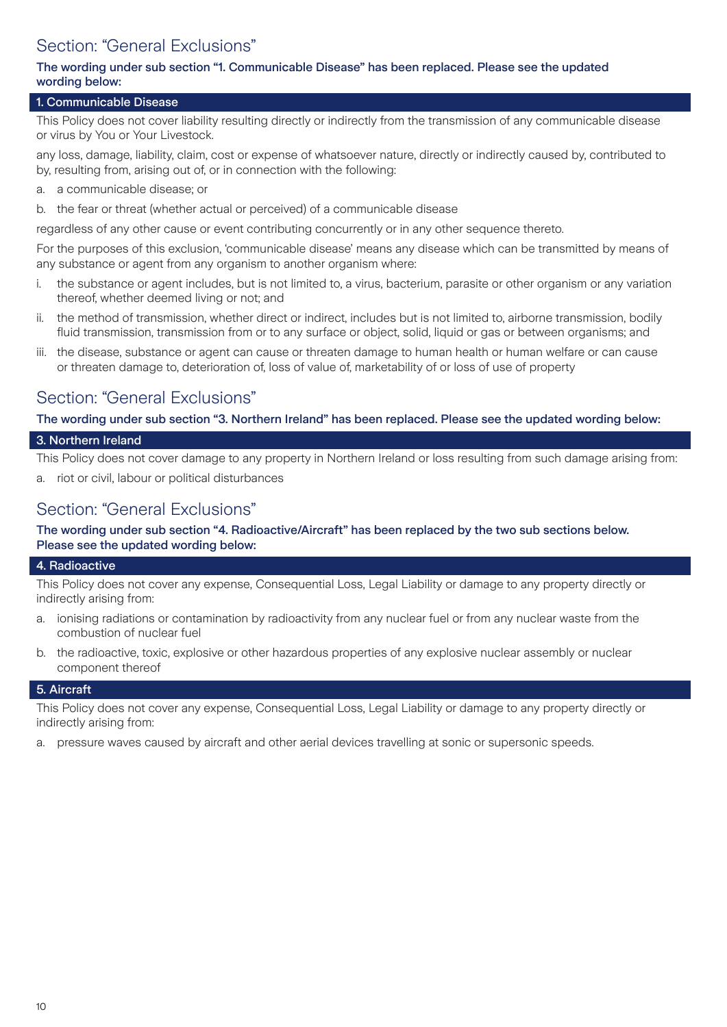## Section: "General Exclusions"

**The wording under sub section "1. Communicable Disease" has been replaced. Please see the updated wording below:**

### 1. Communicable Disease

This Policy does not cover liability resulting directly or indirectly from the transmission of any communicable disease or virus by You or Your Livestock.

any loss, damage, liability, claim, cost or expense of whatsoever nature, directly or indirectly caused by, contributed to by, resulting from, arising out of, or in connection with the following:

a. a communicable disease; or

b. the fear or threat (whether actual or perceived) of a communicable disease

regardless of any other cause or event contributing concurrently or in any other sequence thereto.

For the purposes of this exclusion, 'communicable disease' means any disease which can be transmitted by means of any substance or agent from any organism to another organism where:

i. the substance or agent includes, but is not limited to, a virus, bacterium, parasite or other organism or any variation thereof, whether deemed living or not; and

ii. the method of transmission, whether direct or indirect, includes but is not limited to, airborne transmission, bodily fluid transmission, transmission from or to any surface or object, solid, liquid or gas or between organisms; and

iii. the disease, substance or agent can cause or threaten damage to human health or human welfare or can cause or threaten damage to, deterioration of, loss of value of, marketability of or loss of use of property

## Section: "General Exclusions"

**The wording under sub section "3. Northern Ireland" has been replaced. Please see the updated wording below:**

### 3. Northern Ireland

This Policy does not cover damage to any property in Northern Ireland or loss resulting from such damage arising from:

a. riot or civil, labour or political disturbances

## Section: "General Exclusions"

**The wording under sub section "4. Radioactive/Aircraft" has been replaced by the two sub sections below. Please see the updated wording below:**

### 4. Radioactive

This Policy does not cover any expense, Consequential Loss, Legal Liability or damage to any property directly or indirectly arising from:

a. ionising radiations or contamination by radioactivity from any nuclear fuel or from any nuclear waste from the combustion of nuclear fuel

b. the radioactive, toxic, explosive or other hazardous properties of any explosive nuclear assembly or nuclear component thereof

### 5. Aircraft

This Policy does not cover any expense, Consequential Loss, Legal Liability or damage to any property directly or indirectly arising from:

a. pressure waves caused by aircraft and other aerial devices travelling at sonic or supersonic speeds.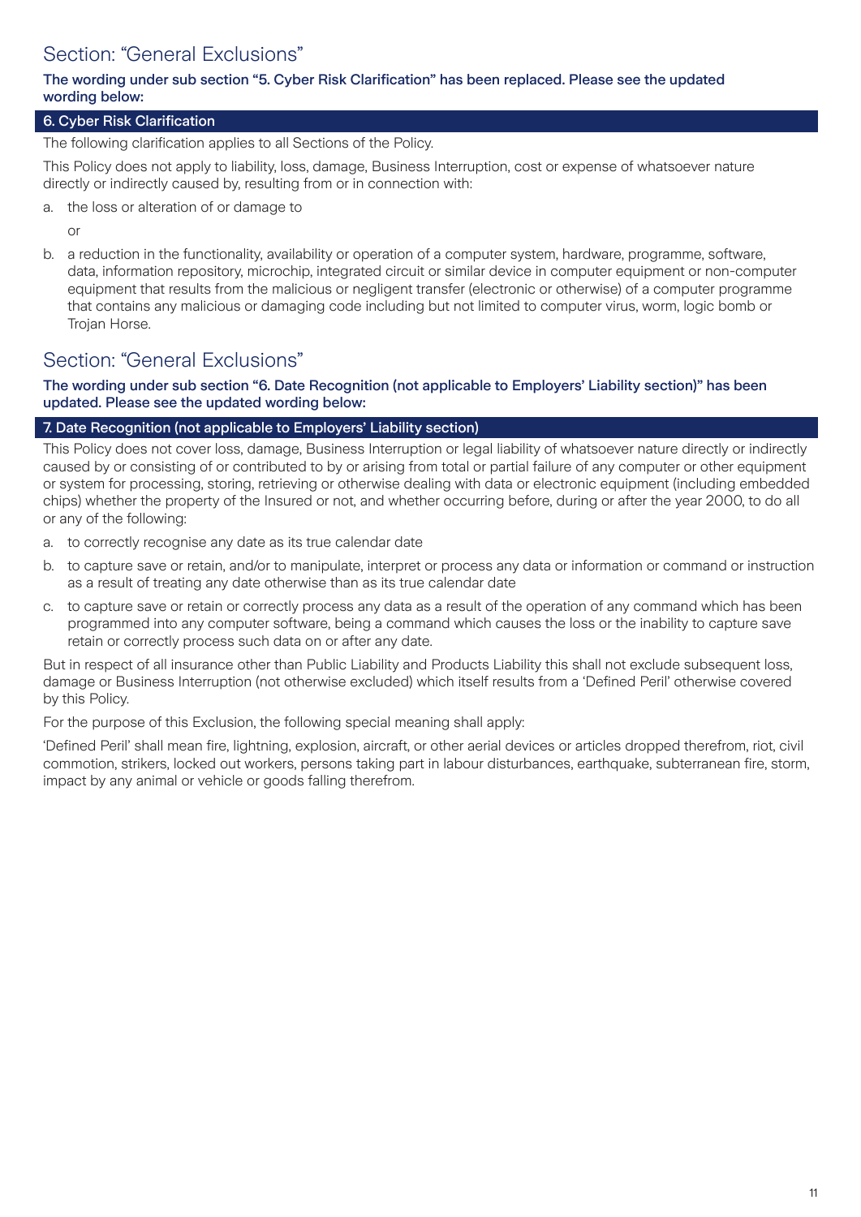## Section: "General Exclusions"

**The wording under sub section "5. Cyber Risk Clarification" has been replaced. Please see the updated wording below:**

### 6. Cyber Risk Clarification

The following clarification applies to all Sections of the Policy.

This Policy does not apply to liability, loss, damage, Business Interruption, cost or expense of whatsoever nature directly or indirectly caused by, resulting from or in connection with:

a. the loss or alteration of or damage to

   or

b. a reduction in the functionality, availability or operation of a computer system, hardware, programme, software, data, information repository, microchip, integrated circuit or similar device in computer equipment or non-computer equipment that results from the malicious or negligent transfer (electronic or otherwise) of a computer programme that contains any malicious or damaging code including but not limited to computer virus, worm, logic bomb or Trojan Horse.

## Section: "General Exclusions"

**The wording under sub section "6. Date Recognition (not applicable to Employers' Liability section)" has been updated. Please see the updated wording below:**

### 7. Date Recognition (not applicable to Employers' Liability section)

This Policy does not cover loss, damage, Business Interruption or legal liability of whatsoever nature directly or indirectly caused by or consisting of or contributed to by or arising from total or partial failure of any computer or other equipment or system for processing, storing, retrieving or otherwise dealing with data or electronic equipment (including embedded chips) whether the property of the Insured or not, and whether occurring before, during or after the year 2000, to do all or any of the following:

a. to correctly recognise any date as its true calendar date

b. to capture save or retain, and/or to manipulate, interpret or process any data or information or command or instruction as a result of treating any date otherwise than as its true calendar date

c. to capture save or retain or correctly process any data as a result of the operation of any command which has been programmed into any computer software, being a command which causes the loss or the inability to capture save retain or correctly process such data on or after any date.

But in respect of all insurance other than Public Liability and Products Liability this shall not exclude subsequent loss, damage or Business Interruption (not otherwise excluded) which itself results from a 'Defined Peril' otherwise covered by this Policy.

For the purpose of this Exclusion, the following special meaning shall apply:

'Defined Peril' shall mean fire, lightning, explosion, aircraft, or other aerial devices or articles dropped therefrom, riot, civil commotion, strikers, locked out workers, persons taking part in labour disturbances, earthquake, subterranean fire, storm, impact by any animal or vehicle or goods falling therefrom.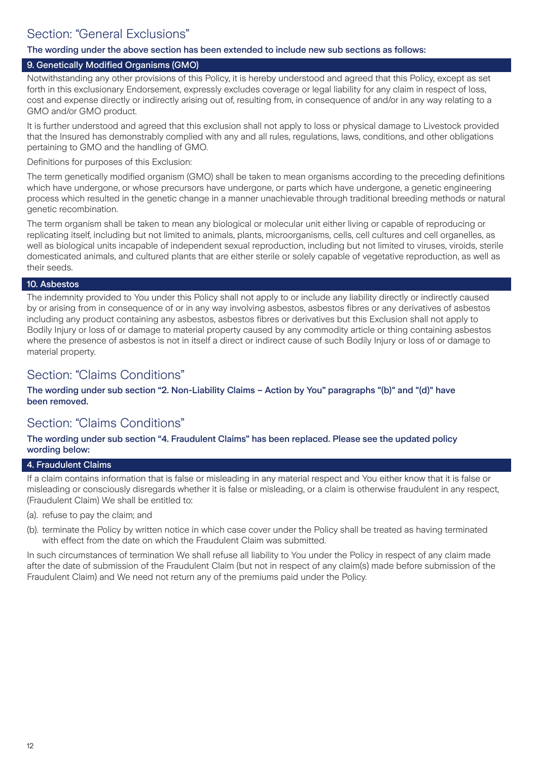## Section: "General Exclusions"

**The wording under the above section has been extended to include new sub sections as follows:**

### 9. Genetically Modified Organisms (GMO)

Notwithstanding any other provisions of this Policy, it is hereby understood and agreed that this Policy, except as set forth in this exclusionary Endorsement, expressly excludes coverage or legal liability for any claim in respect of loss, cost and expense directly or indirectly arising out of, resulting from, in consequence of and/or in any way relating to a GMO and/or GMO product.

It is further understood and agreed that this exclusion shall not apply to loss or physical damage to Livestock provided that the Insured has demonstrably complied with any and all rules, regulations, laws, conditions, and other obligations pertaining to GMO and the handling of GMO.

Definitions for purposes of this Exclusion:

The term genetically modified organism (GMO) shall be taken to mean organisms according to the preceding definitions which have undergone, or whose precursors have undergone, or parts which have undergone, a genetic engineering process which resulted in the genetic change in a manner unachievable through traditional breeding methods or natural genetic recombination.

The term organism shall be taken to mean any biological or molecular unit either living or capable of reproducing or replicating itself, including but not limited to animals, plants, microorganisms, cells, cell cultures and cell organelles, as well as biological units incapable of independent sexual reproduction, including but not limited to viruses, viroids, sterile domesticated animals, and cultured plants that are either sterile or solely capable of vegetative reproduction, as well as their seeds.

### 10. Asbestos

The indemnity provided to You under this Policy shall not apply to or include any liability directly or indirectly caused by or arising from in consequence of or in any way involving asbestos, asbestos fibres or any derivatives of asbestos including any product containing any asbestos, asbestos fibres or derivatives but this Exclusion shall not apply to Bodily Injury or loss of or damage to material property caused by any commodity article or thing containing asbestos where the presence of asbestos is not in itself a direct or indirect cause of such Bodily Injury or loss of or damage to material property.

## Section: "Claims Conditions"

**The wording under sub section "2. Non-Liability Claims – Action by You" paragraphs "(b)" and "(d)" have been removed.**

## Section: "Claims Conditions"

**The wording under sub section "4. Fraudulent Claims" has been replaced. Please see the updated policy wording below:**

### 4. Fraudulent Claims

If a claim contains information that is false or misleading in any material respect and You either know that it is false or misleading or consciously disregards whether it is false or misleading, or a claim is otherwise fraudulent in any respect, (Fraudulent Claim) We shall be entitled to:

(a). refuse to pay the claim; and

(b). terminate the Policy by written notice in which case cover under the Policy shall be treated as having terminated with effect from the date on which the Fraudulent Claim was submitted.

In such circumstances of termination We shall refuse all liability to You under the Policy in respect of any claim made after the date of submission of the Fraudulent Claim (but not in respect of any claim(s) made before submission of the Fraudulent Claim) and We need not return any of the premiums paid under the Policy.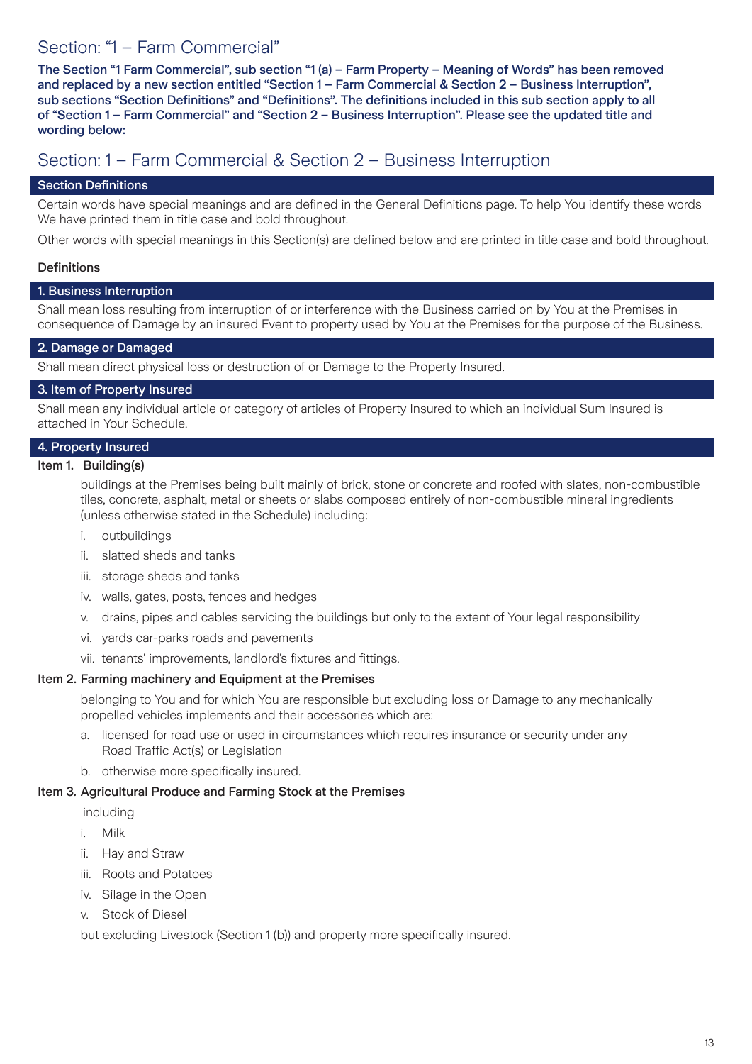## Section: "1 – Farm Commercial"

**The Section "1 Farm Commercial", sub section "1 (a) – Farm Property – Meaning of Words" has been removed and replaced by a new section entitled "Section 1 – Farm Commercial & Section 2 – Business Interruption", sub sections "Section Definitions" and "Definitions". The definitions included in this sub section apply to all of "Section 1 – Farm Commercial" and "Section 2 – Business Interruption". Please see the updated title and wording below:**

## Section: 1 – Farm Commercial & Section 2 – Business Interruption

### Section Definitions

Certain words have special meanings and are defined in the General Definitions page. To help You identify these words We have printed them in title case and bold throughout.

Other words with special meanings in this Section(s) are defined below and are printed in title case and bold throughout.

**Definitions**

### 1. Business Interruption

Shall mean loss resulting from interruption of or interference with the Business carried on by You at the Premises in consequence of Damage by an insured Event to property used by You at the Premises for the purpose of the Business.

### 2. Damage or Damaged

Shall mean direct physical loss or destruction of or Damage to the Property Insured.

### 3. Item of Property Insured

Shall mean any individual article or category of articles of Property Insured to which an individual Sum Insured is attached in Your Schedule.

### 4. Property Insured

**Item 1. Building(s)**

buildings at the Premises being built mainly of brick, stone or concrete and roofed with slates, non-combustible tiles, concrete, asphalt, metal or sheets or slabs composed entirely of non-combustible mineral ingredients (unless otherwise stated in the Schedule) including:

i. outbuildings
ii. slatted sheds and tanks
iii. storage sheds and tanks
iv. walls, gates, posts, fences and hedges
v. drains, pipes and cables servicing the buildings but only to the extent of Your legal responsibility
vi. yards car-parks roads and pavements
vii. tenants' improvements, landlord's fixtures and fittings.

**Item 2. Farming machinery and Equipment at the Premises**

belonging to You and for which You are responsible but excluding loss or Damage to any mechanically propelled vehicles implements and their accessories which are:

a. licensed for road use or used in circumstances which requires insurance or security under any Road Traffic Act(s) or Legislation
b. otherwise more specifically insured.

**Item 3. Agricultural Produce and Farming Stock at the Premises**

including

i. Milk
ii. Hay and Straw
iii. Roots and Potatoes
iv. Silage in the Open
v. Stock of Diesel

but excluding Livestock (Section 1 (b)) and property more specifically insured.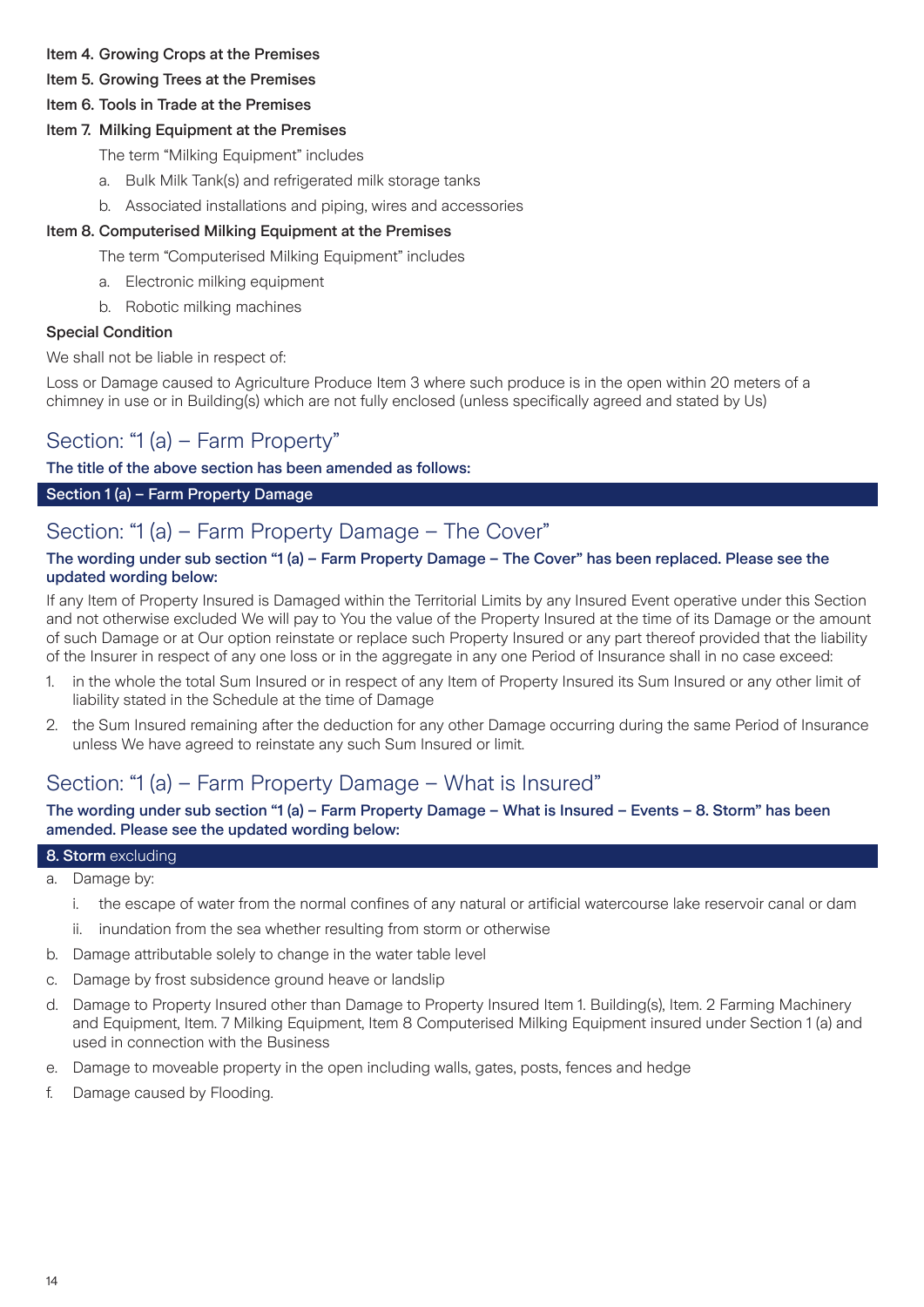**Item 4. Growing Crops at the Premises**

**Item 5. Growing Trees at the Premises**

**Item 6. Tools in Trade at the Premises**

**Item 7. Milking Equipment at the Premises**

The term "Milking Equipment" includes

a. Bulk Milk Tank(s) and refrigerated milk storage tanks

b. Associated installations and piping, wires and accessories

**Item 8. Computerised Milking Equipment at the Premises**

The term "Computerised Milking Equipment" includes

a. Electronic milking equipment

b. Robotic milking machines

**Special Condition**

We shall not be liable in respect of:

Loss or Damage caused to Agriculture Produce Item 3 where such produce is in the open within 20 meters of a chimney in use or in Building(s) which are not fully enclosed (unless specifically agreed and stated by Us)

## Section: "1 (a) – Farm Property"

**The title of the above section has been amended as follows:**

**Section 1 (a) – Farm Property Damage**

## Section: "1 (a) – Farm Property Damage – The Cover"

**The wording under sub section "1 (a) – Farm Property Damage – The Cover" has been replaced. Please see the updated wording below:**

If any Item of Property Insured is Damaged within the Territorial Limits by any Insured Event operative under this Section and not otherwise excluded We will pay to You the value of the Property Insured at the time of its Damage or the amount of such Damage or at Our option reinstate or replace such Property Insured or any part thereof provided that the liability of the Insurer in respect of any one loss or in the aggregate in any one Period of Insurance shall in no case exceed:

1. in the whole the total Sum Insured or in respect of any Item of Property Insured its Sum Insured or any other limit of liability stated in the Schedule at the time of Damage
2. the Sum Insured remaining after the deduction for any other Damage occurring during the same Period of Insurance unless We have agreed to reinstate any such Sum Insured or limit.

## Section: "1 (a) – Farm Property Damage – What is Insured"

**The wording under sub section "1 (a) – Farm Property Damage – What is Insured – Events – 8. Storm" has been amended. Please see the updated wording below:**

**8. Storm** excluding

a. Damage by:
   i. the escape of water from the normal confines of any natural or artificial watercourse lake reservoir canal or dam
   ii. inundation from the sea whether resulting from storm or otherwise
b. Damage attributable solely to change in the water table level
c. Damage by frost subsidence ground heave or landslip
d. Damage to Property Insured other than Damage to Property Insured Item 1. Building(s), Item. 2 Farming Machinery and Equipment, Item. 7 Milking Equipment, Item 8 Computerised Milking Equipment insured under Section 1 (a) and used in connection with the Business
e. Damage to moveable property in the open including walls, gates, posts, fences and hedge
f. Damage caused by Flooding.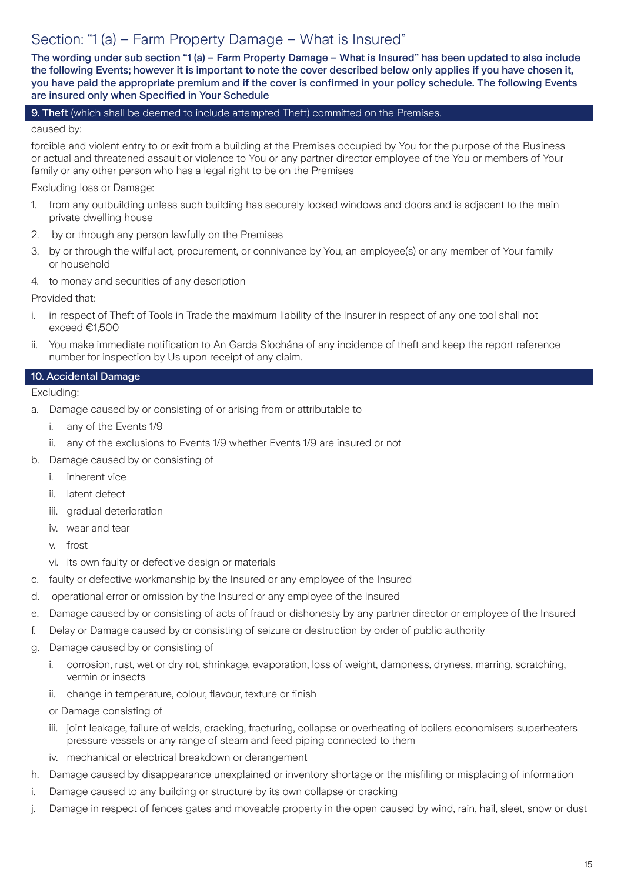# Section: "1 (a) – Farm Property Damage – What is Insured"

**The wording under sub section "1 (a) – Farm Property Damage – What is Insured" has been updated to also include the following Events; however it is important to note the cover described below only applies if you have chosen it, you have paid the appropriate premium and if the cover is confirmed in your policy schedule. The following Events are insured only when Specified in Your Schedule**

## 9. Theft (which shall be deemed to include attempted Theft) committed on the Premises.

caused by:

forcible and violent entry to or exit from a building at the Premises occupied by You for the purpose of the Business or actual and threatened assault or violence to You or any partner director employee of the You or members of Your family or any other person who has a legal right to be on the Premises

Excluding loss or Damage:

1. from any outbuilding unless such building has securely locked windows and doors and is adjacent to the main private dwelling house
2. by or through any person lawfully on the Premises
3. by or through the wilful act, procurement, or connivance by You, an employee(s) or any member of Your family or household
4. to money and securities of any description

Provided that:

i. in respect of Theft of Tools in Trade the maximum liability of the Insurer in respect of any one tool shall not exceed €1,500
ii. You make immediate notification to An Garda Síochána of any incidence of theft and keep the report reference number for inspection by Us upon receipt of any claim.

## 10. Accidental Damage

Excluding:

a. Damage caused by or consisting of or arising from or attributable to
   i. any of the Events 1/9
   ii. any of the exclusions to Events 1/9 whether Events 1/9 are insured or not
b. Damage caused by or consisting of
   i. inherent vice
   ii. latent defect
   iii. gradual deterioration
   iv. wear and tear
   v. frost
   vi. its own faulty or defective design or materials
c. faulty or defective workmanship by the Insured or any employee of the Insured
d. operational error or omission by the Insured or any employee of the Insured
e. Damage caused by or consisting of acts of fraud or dishonesty by any partner director or employee of the Insured
f. Delay or Damage caused by or consisting of seizure or destruction by order of public authority
g. Damage caused by or consisting of
   i. corrosion, rust, wet or dry rot, shrinkage, evaporation, loss of weight, dampness, dryness, marring, scratching, vermin or insects
   ii. change in temperature, colour, flavour, texture or finish

   or Damage consisting of

   iii. joint leakage, failure of welds, cracking, fracturing, collapse or overheating of boilers economisers superheaters pressure vessels or any range of steam and feed piping connected to them
   iv. mechanical or electrical breakdown or derangement
h. Damage caused by disappearance unexplained or inventory shortage or the misfiling or misplacing of information
i. Damage caused to any building or structure by its own collapse or cracking
j. Damage in respect of fences gates and moveable property in the open caused by wind, rain, hail, sleet, snow or dust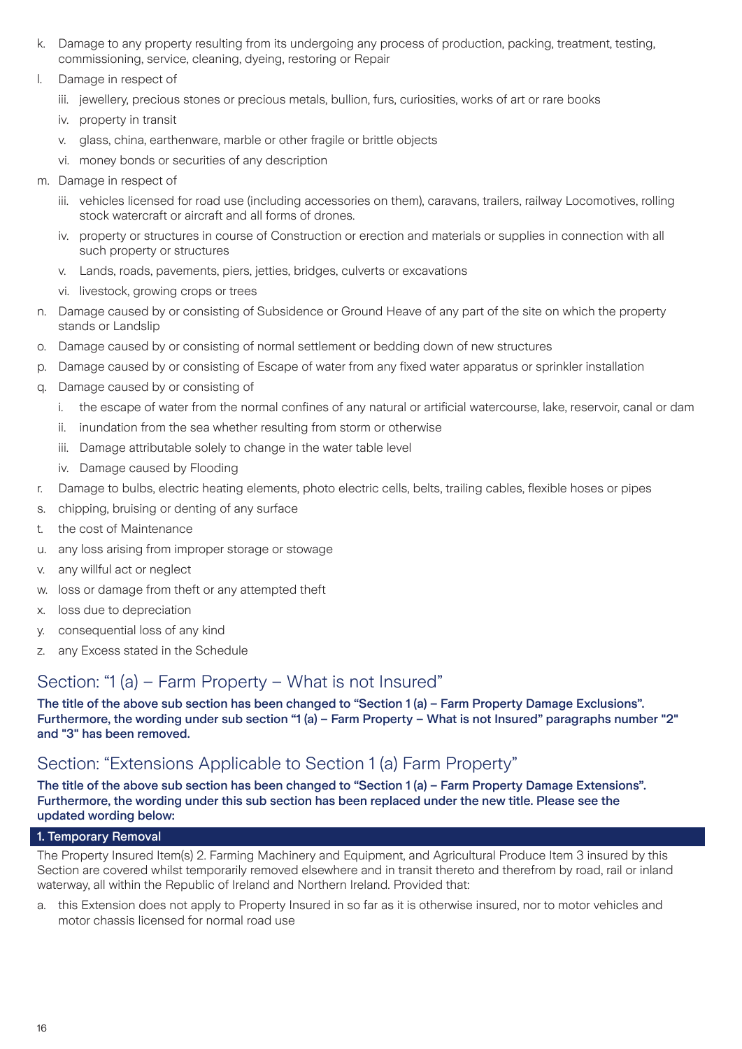k. Damage to any property resulting from its undergoing any process of production, packing, treatment, testing, commissioning, service, cleaning, dyeing, restoring or Repair

l. Damage in respect of

   iii. jewellery, precious stones or precious metals, bullion, furs, curiosities, works of art or rare books

   iv. property in transit

   v. glass, china, earthenware, marble or other fragile or brittle objects

   vi. money bonds or securities of any description

m. Damage in respect of

   iii. vehicles licensed for road use (including accessories on them), caravans, trailers, railway Locomotives, rolling stock watercraft or aircraft and all forms of drones.

   iv. property or structures in course of Construction or erection and materials or supplies in connection with all such property or structures

   v. Lands, roads, pavements, piers, jetties, bridges, culverts or excavations

   vi. livestock, growing crops or trees

n. Damage caused by or consisting of Subsidence or Ground Heave of any part of the site on which the property stands or Landslip

o. Damage caused by or consisting of normal settlement or bedding down of new structures

p. Damage caused by or consisting of Escape of water from any fixed water apparatus or sprinkler installation

q. Damage caused by or consisting of

   i. the escape of water from the normal confines of any natural or artificial watercourse, lake, reservoir, canal or dam

   ii. inundation from the sea whether resulting from storm or otherwise

   iii. Damage attributable solely to change in the water table level

   iv. Damage caused by Flooding

r. Damage to bulbs, electric heating elements, photo electric cells, belts, trailing cables, flexible hoses or pipes

s. chipping, bruising or denting of any surface

t. the cost of Maintenance

u. any loss arising from improper storage or stowage

v. any willful act or neglect

w. loss or damage from theft or any attempted theft

x. loss due to depreciation

y. consequential loss of any kind

z. any Excess stated in the Schedule

## Section: "1 (a) – Farm Property – What is not Insured"

**The title of the above sub section has been changed to "Section 1 (a) – Farm Property Damage Exclusions". Furthermore, the wording under sub section "1 (a) – Farm Property – What is not Insured" paragraphs number "2" and "3" has been removed.**

## Section: "Extensions Applicable to Section 1 (a) Farm Property"

**The title of the above sub section has been changed to "Section 1 (a) – Farm Property Damage Extensions". Furthermore, the wording under this sub section has been replaced under the new title. Please see the updated wording below:**

### 1. Temporary Removal

The Property Insured Item(s) 2. Farming Machinery and Equipment, and Agricultural Produce Item 3 insured by this Section are covered whilst temporarily removed elsewhere and in transit thereto and therefrom by road, rail or inland waterway, all within the Republic of Ireland and Northern Ireland. Provided that:

a. this Extension does not apply to Property Insured in so far as it is otherwise insured, nor to motor vehicles and motor chassis licensed for normal road use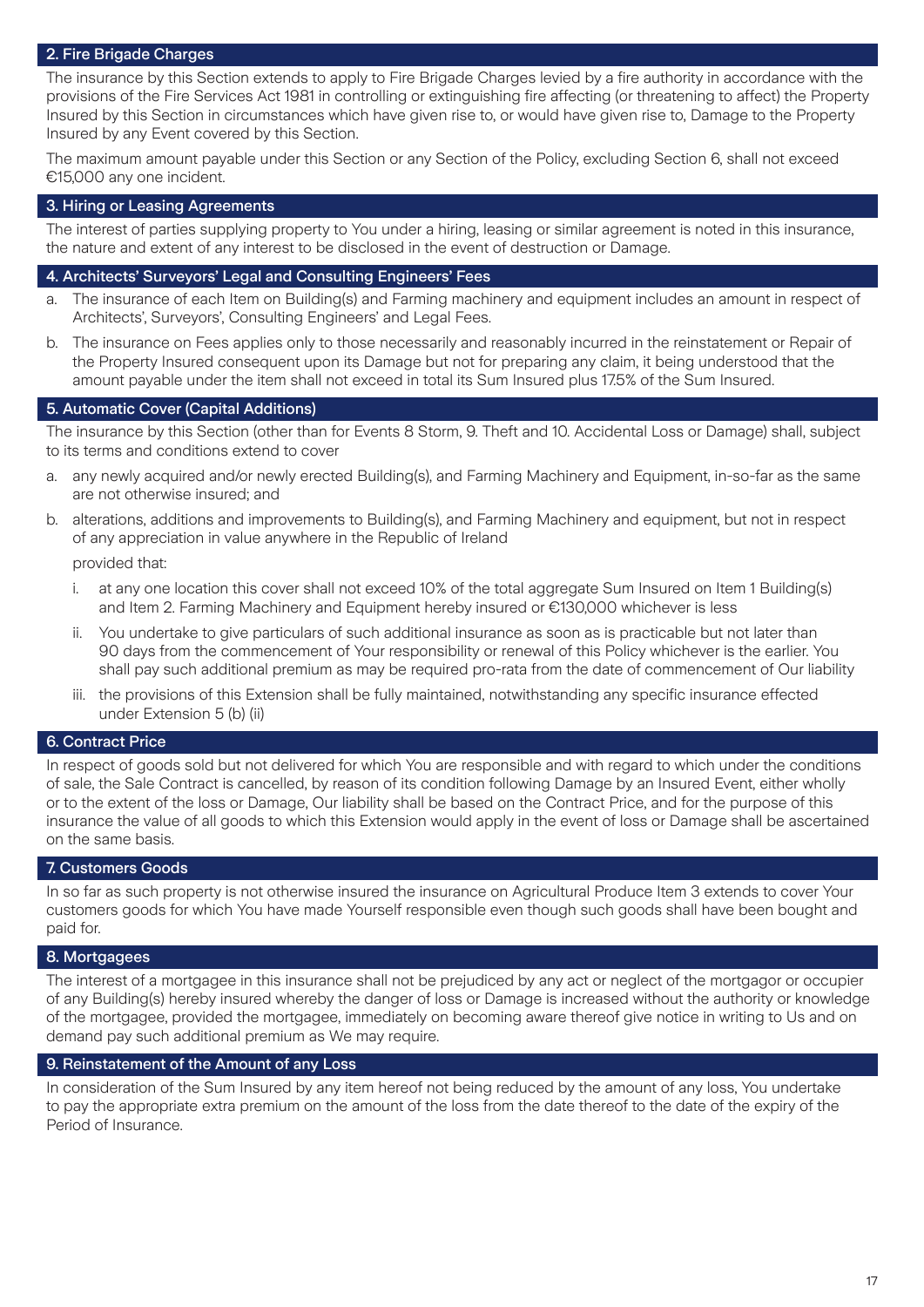### 2. Fire Brigade Charges

The insurance by this Section extends to apply to Fire Brigade Charges levied by a fire authority in accordance with the provisions of the Fire Services Act 1981 in controlling or extinguishing fire affecting (or threatening to affect) the Property Insured by this Section in circumstances which have given rise to, or would have given rise to, Damage to the Property Insured by any Event covered by this Section.

The maximum amount payable under this Section or any Section of the Policy, excluding Section 6, shall not exceed €15,000 any one incident.

### 3. Hiring or Leasing Agreements

The interest of parties supplying property to You under a hiring, leasing or similar agreement is noted in this insurance, the nature and extent of any interest to be disclosed in the event of destruction or Damage.

### 4. Architects' Surveyors' Legal and Consulting Engineers' Fees

a. The insurance of each Item on Building(s) and Farming machinery and equipment includes an amount in respect of Architects', Surveyors', Consulting Engineers' and Legal Fees.

b. The insurance on Fees applies only to those necessarily and reasonably incurred in the reinstatement or Repair of the Property Insured consequent upon its Damage but not for preparing any claim, it being understood that the amount payable under the item shall not exceed in total its Sum Insured plus 17.5% of the Sum Insured.

### 5. Automatic Cover (Capital Additions)

The insurance by this Section (other than for Events 8 Storm, 9. Theft and 10. Accidental Loss or Damage) shall, subject to its terms and conditions extend to cover

a. any newly acquired and/or newly erected Building(s), and Farming Machinery and Equipment, in-so-far as the same are not otherwise insured; and

b. alterations, additions and improvements to Building(s), and Farming Machinery and equipment, but not in respect of any appreciation in value anywhere in the Republic of Ireland

   provided that:

   i. at any one location this cover shall not exceed 10% of the total aggregate Sum Insured on Item 1 Building(s) and Item 2. Farming Machinery and Equipment hereby insured or €130,000 whichever is less

   ii. You undertake to give particulars of such additional insurance as soon as is practicable but not later than 90 days from the commencement of Your responsibility or renewal of this Policy whichever is the earlier. You shall pay such additional premium as may be required pro-rata from the date of commencement of Our liability

   iii. the provisions of this Extension shall be fully maintained, notwithstanding any specific insurance effected under Extension 5 (b) (ii)

### 6. Contract Price

In respect of goods sold but not delivered for which You are responsible and with regard to which under the conditions of sale, the Sale Contract is cancelled, by reason of its condition following Damage by an Insured Event, either wholly or to the extent of the loss or Damage, Our liability shall be based on the Contract Price, and for the purpose of this insurance the value of all goods to which this Extension would apply in the event of loss or Damage shall be ascertained on the same basis.

### 7. Customers Goods

In so far as such property is not otherwise insured the insurance on Agricultural Produce Item 3 extends to cover Your customers goods for which You have made Yourself responsible even though such goods shall have been bought and paid for.

### 8. Mortgagees

The interest of a mortgagee in this insurance shall not be prejudiced by any act or neglect of the mortgagor or occupier of any Building(s) hereby insured whereby the danger of loss or Damage is increased without the authority or knowledge of the mortgagee, provided the mortgagee, immediately on becoming aware thereof give notice in writing to Us and on demand pay such additional premium as We may require.

### 9. Reinstatement of the Amount of any Loss

In consideration of the Sum Insured by any item hereof not being reduced by the amount of any loss, You undertake to pay the appropriate extra premium on the amount of the loss from the date thereof to the date of the expiry of the Period of Insurance.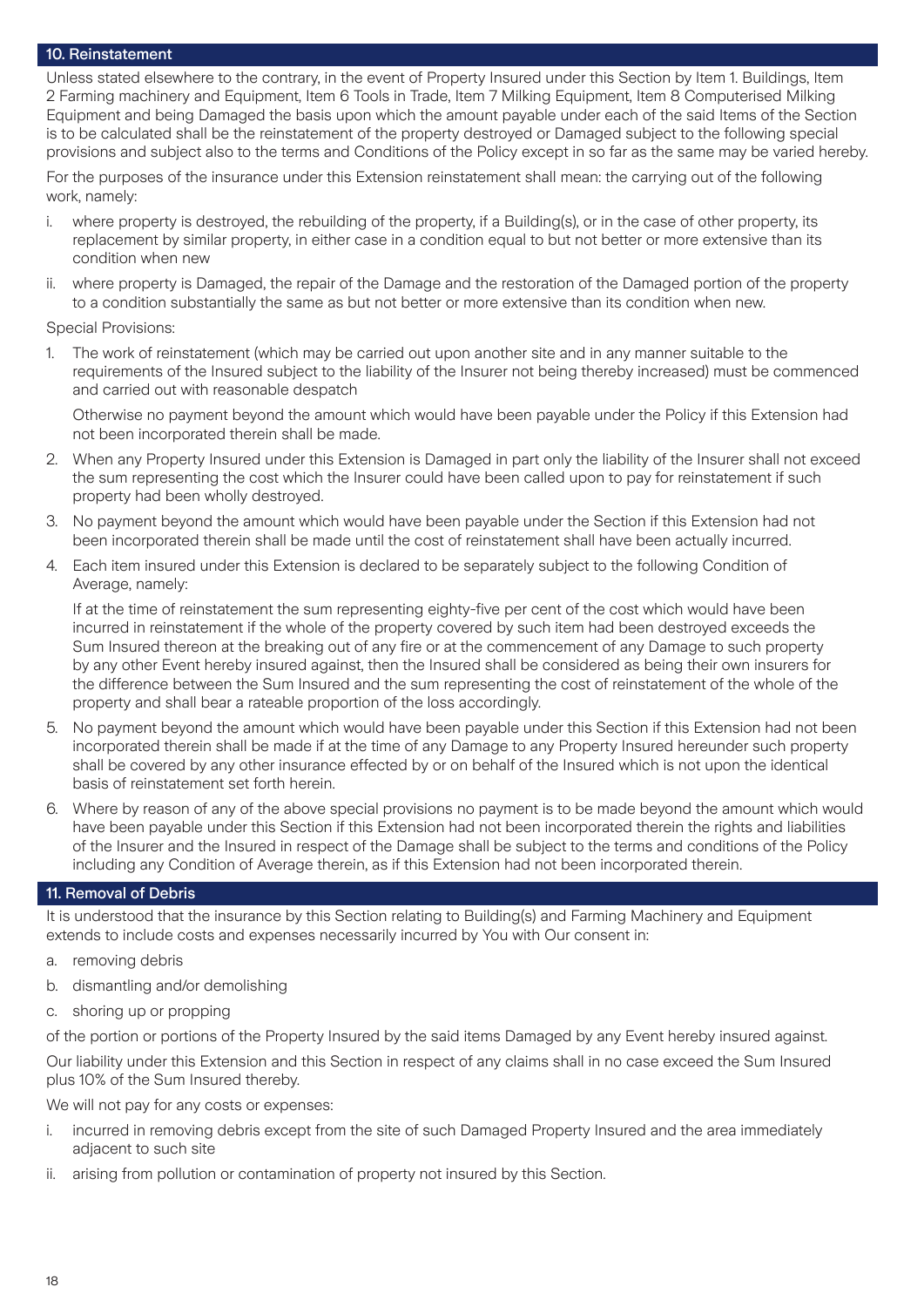## 10. Reinstatement

Unless stated elsewhere to the contrary, in the event of Property Insured under this Section by Item 1. Buildings, Item 2 Farming machinery and Equipment, Item 6 Tools in Trade, Item 7 Milking Equipment, Item 8 Computerised Milking Equipment and being Damaged the basis upon which the amount payable under each of the said Items of the Section is to be calculated shall be the reinstatement of the property destroyed or Damaged subject to the following special provisions and subject also to the terms and Conditions of the Policy except in so far as the same may be varied hereby.

For the purposes of the insurance under this Extension reinstatement shall mean: the carrying out of the following work, namely:

i. where property is destroyed, the rebuilding of the property, if a Building(s), or in the case of other property, its replacement by similar property, in either case in a condition equal to but not better or more extensive than its condition when new

ii. where property is Damaged, the repair of the Damage and the restoration of the Damaged portion of the property to a condition substantially the same as but not better or more extensive than its condition when new.

Special Provisions:

1. The work of reinstatement (which may be carried out upon another site and in any manner suitable to the requirements of the Insured subject to the liability of the Insurer not being thereby increased) must be commenced and carried out with reasonable despatch

   Otherwise no payment beyond the amount which would have been payable under the Policy if this Extension had not been incorporated therein shall be made.

2. When any Property Insured under this Extension is Damaged in part only the liability of the Insurer shall not exceed the sum representing the cost which the Insurer could have been called upon to pay for reinstatement if such property had been wholly destroyed.

3. No payment beyond the amount which would have been payable under the Section if this Extension had not been incorporated therein shall be made until the cost of reinstatement shall have been actually incurred.

4. Each item insured under this Extension is declared to be separately subject to the following Condition of Average, namely:

   If at the time of reinstatement the sum representing eighty-five per cent of the cost which would have been incurred in reinstatement if the whole of the property covered by such item had been destroyed exceeds the Sum Insured thereon at the breaking out of any fire or at the commencement of any Damage to such property by any other Event hereby insured against, then the Insured shall be considered as being their own insurers for the difference between the Sum Insured and the sum representing the cost of reinstatement of the whole of the property and shall bear a rateable proportion of the loss accordingly.

5. No payment beyond the amount which would have been payable under this Section if this Extension had not been incorporated therein shall be made if at the time of any Damage to any Property Insured hereunder such property shall be covered by any other insurance effected by or on behalf of the Insured which is not upon the identical basis of reinstatement set forth herein.

6. Where by reason of any of the above special provisions no payment is to be made beyond the amount which would have been payable under this Section if this Extension had not been incorporated therein the rights and liabilities of the Insurer and the Insured in respect of the Damage shall be subject to the terms and conditions of the Policy including any Condition of Average therein, as if this Extension had not been incorporated therein.

## 11. Removal of Debris

It is understood that the insurance by this Section relating to Building(s) and Farming Machinery and Equipment extends to include costs and expenses necessarily incurred by You with Our consent in:

a. removing debris
b. dismantling and/or demolishing
c. shoring up or propping

of the portion or portions of the Property Insured by the said items Damaged by any Event hereby insured against.

Our liability under this Extension and this Section in respect of any claims shall in no case exceed the Sum Insured plus 10% of the Sum Insured thereby.

We will not pay for any costs or expenses:

i. incurred in removing debris except from the site of such Damaged Property Insured and the area immediately adjacent to such site
ii. arising from pollution or contamination of property not insured by this Section.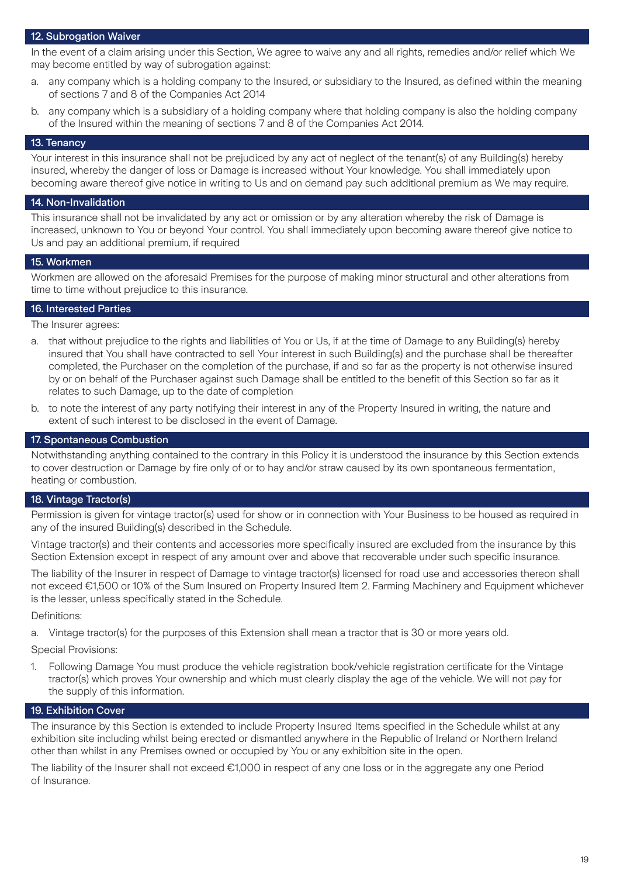## 12. Subrogation Waiver

In the event of a claim arising under this Section, We agree to waive any and all rights, remedies and/or relief which We may become entitled by way of subrogation against:

a. any company which is a holding company to the Insured, or subsidiary to the Insured, as defined within the meaning of sections 7 and 8 of the Companies Act 2014

b. any company which is a subsidiary of a holding company where that holding company is also the holding company of the Insured within the meaning of sections 7 and 8 of the Companies Act 2014.

## 13. Tenancy

Your interest in this insurance shall not be prejudiced by any act of neglect of the tenant(s) of any Building(s) hereby insured, whereby the danger of loss or Damage is increased without Your knowledge. You shall immediately upon becoming aware thereof give notice in writing to Us and on demand pay such additional premium as We may require.

## 14. Non-Invalidation

This insurance shall not be invalidated by any act or omission or by any alteration whereby the risk of Damage is increased, unknown to You or beyond Your control. You shall immediately upon becoming aware thereof give notice to Us and pay an additional premium, if required

## 15. Workmen

Workmen are allowed on the aforesaid Premises for the purpose of making minor structural and other alterations from time to time without prejudice to this insurance.

## 16. Interested Parties

The Insurer agrees:

a. that without prejudice to the rights and liabilities of You or Us, if at the time of Damage to any Building(s) hereby insured that You shall have contracted to sell Your interest in such Building(s) and the purchase shall be thereafter completed, the Purchaser on the completion of the purchase, if and so far as the property is not otherwise insured by or on behalf of the Purchaser against such Damage shall be entitled to the benefit of this Section so far as it relates to such Damage, up to the date of completion

b. to note the interest of any party notifying their interest in any of the Property Insured in writing, the nature and extent of such interest to be disclosed in the event of Damage.

## 17. Spontaneous Combustion

Notwithstanding anything contained to the contrary in this Policy it is understood the insurance by this Section extends to cover destruction or Damage by fire only of or to hay and/or straw caused by its own spontaneous fermentation, heating or combustion.

## 18. Vintage Tractor(s)

Permission is given for vintage tractor(s) used for show or in connection with Your Business to be housed as required in any of the insured Building(s) described in the Schedule.

Vintage tractor(s) and their contents and accessories more specifically insured are excluded from the insurance by this Section Extension except in respect of any amount over and above that recoverable under such specific insurance.

The liability of the Insurer in respect of Damage to vintage tractor(s) licensed for road use and accessories thereon shall not exceed €1,500 or 10% of the Sum Insured on Property Insured Item 2. Farming Machinery and Equipment whichever is the lesser, unless specifically stated in the Schedule.

Definitions:

a. Vintage tractor(s) for the purposes of this Extension shall mean a tractor that is 30 or more years old.

Special Provisions:

1. Following Damage You must produce the vehicle registration book/vehicle registration certificate for the Vintage tractor(s) which proves Your ownership and which must clearly display the age of the vehicle. We will not pay for the supply of this information.

## 19. Exhibition Cover

The insurance by this Section is extended to include Property Insured Items specified in the Schedule whilst at any exhibition site including whilst being erected or dismantled anywhere in the Republic of Ireland or Northern Ireland other than whilst in any Premises owned or occupied by You or any exhibition site in the open.

The liability of the Insurer shall not exceed €1,000 in respect of any one loss or in the aggregate any one Period of Insurance.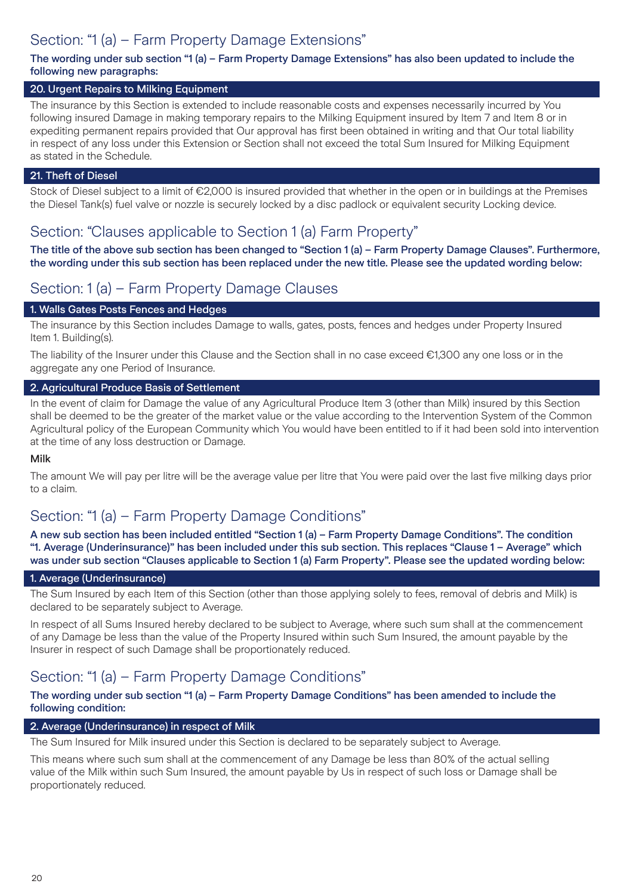## Section: "1 (a) – Farm Property Damage Extensions"

**The wording under sub section "1 (a) – Farm Property Damage Extensions" has also been updated to include the following new paragraphs:**

### 20. Urgent Repairs to Milking Equipment

The insurance by this Section is extended to include reasonable costs and expenses necessarily incurred by You following insured Damage in making temporary repairs to the Milking Equipment insured by Item 7 and Item 8 or in expediting permanent repairs provided that Our approval has first been obtained in writing and that Our total liability in respect of any loss under this Extension or Section shall not exceed the total Sum Insured for Milking Equipment as stated in the Schedule.

### 21. Theft of Diesel

Stock of Diesel subject to a limit of €2,000 is insured provided that whether in the open or in buildings at the Premises the Diesel Tank(s) fuel valve or nozzle is securely locked by a disc padlock or equivalent security Locking device.

## Section: "Clauses applicable to Section 1 (a) Farm Property"

**The title of the above sub section has been changed to "Section 1 (a) – Farm Property Damage Clauses". Furthermore, the wording under this sub section has been replaced under the new title. Please see the updated wording below:**

## Section: 1 (a) – Farm Property Damage Clauses

### 1. Walls Gates Posts Fences and Hedges

The insurance by this Section includes Damage to walls, gates, posts, fences and hedges under Property Insured Item 1. Building(s).

The liability of the Insurer under this Clause and the Section shall in no case exceed €1,300 any one loss or in the aggregate any one Period of Insurance.

### 2. Agricultural Produce Basis of Settlement

In the event of claim for Damage the value of any Agricultural Produce Item 3 (other than Milk) insured by this Section shall be deemed to be the greater of the market value or the value according to the Intervention System of the Common Agricultural policy of the European Community which You would have been entitled to if it had been sold into intervention at the time of any loss destruction or Damage.

**Milk**

The amount We will pay per litre will be the average value per litre that You were paid over the last five milking days prior to a claim.

## Section: "1 (a) – Farm Property Damage Conditions"

**A new sub section has been included entitled "Section 1 (a) – Farm Property Damage Conditions". The condition "1. Average (Underinsurance)" has been included under this sub section. This replaces "Clause 1 – Average" which was under sub section "Clauses applicable to Section 1 (a) Farm Property". Please see the updated wording below:**

### 1. Average (Underinsurance)

The Sum Insured by each Item of this Section (other than those applying solely to fees, removal of debris and Milk) is declared to be separately subject to Average.

In respect of all Sums Insured hereby declared to be subject to Average, where such sum shall at the commencement of any Damage be less than the value of the Property Insured within such Sum Insured, the amount payable by the Insurer in respect of such Damage shall be proportionately reduced.

## Section: "1 (a) – Farm Property Damage Conditions"

**The wording under sub section "1 (a) – Farm Property Damage Conditions" has been amended to include the following condition:**

### 2. Average (Underinsurance) in respect of Milk

The Sum Insured for Milk insured under this Section is declared to be separately subject to Average.

This means where such sum shall at the commencement of any Damage be less than 80% of the actual selling value of the Milk within such Sum Insured, the amount payable by Us in respect of such loss or Damage shall be proportionately reduced.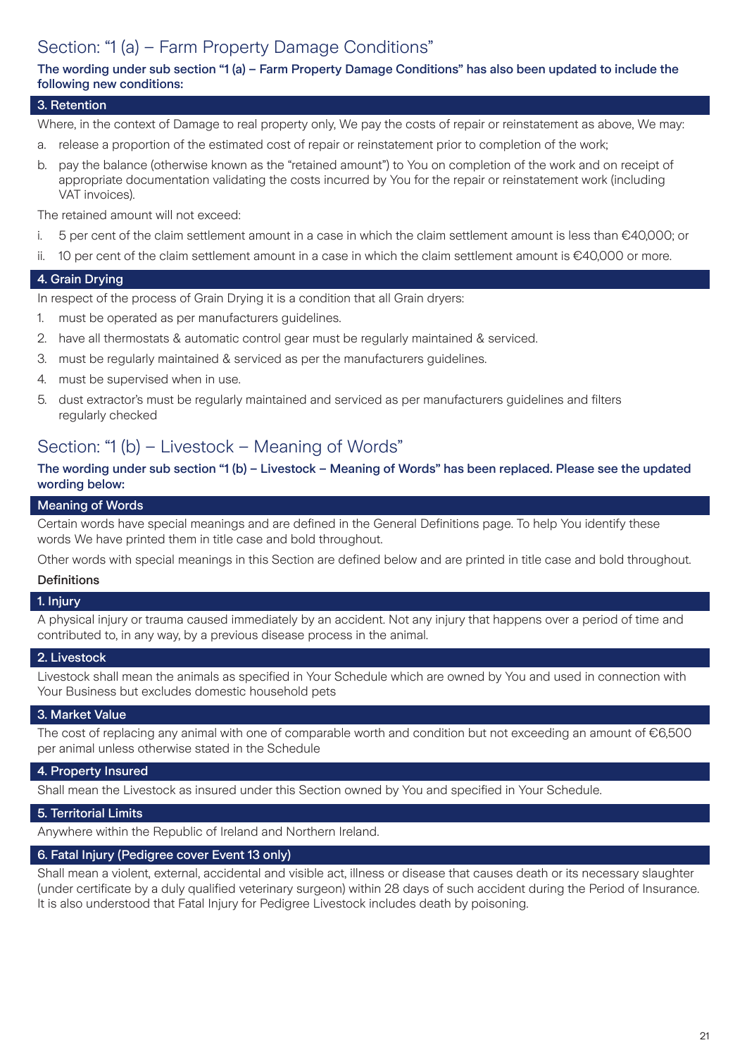## Section: "1 (a) – Farm Property Damage Conditions"

**The wording under sub section "1 (a) – Farm Property Damage Conditions" has also been updated to include the following new conditions:**

### 3. Retention

Where, in the context of Damage to real property only, We pay the costs of repair or reinstatement as above, We may:

a. release a proportion of the estimated cost of repair or reinstatement prior to completion of the work;

b. pay the balance (otherwise known as the "retained amount") to You on completion of the work and on receipt of appropriate documentation validating the costs incurred by You for the repair or reinstatement work (including VAT invoices).

The retained amount will not exceed:

i. 5 per cent of the claim settlement amount in a case in which the claim settlement amount is less than €40,000; or

ii. 10 per cent of the claim settlement amount in a case in which the claim settlement amount is €40,000 or more.

### 4. Grain Drying

In respect of the process of Grain Drying it is a condition that all Grain dryers:

1. must be operated as per manufacturers guidelines.
2. have all thermostats & automatic control gear must be regularly maintained & serviced.
3. must be regularly maintained & serviced as per the manufacturers guidelines.
4. must be supervised when in use.
5. dust extractor's must be regularly maintained and serviced as per manufacturers guidelines and filters regularly checked

## Section: "1 (b) – Livestock – Meaning of Words"

**The wording under sub section "1 (b) – Livestock – Meaning of Words" has been replaced. Please see the updated wording below:**

### Meaning of Words

Certain words have special meanings and are defined in the General Definitions page. To help You identify these words We have printed them in title case and bold throughout.

Other words with special meanings in this Section are defined below and are printed in title case and bold throughout.

**Definitions**

### 1. Injury

A physical injury or trauma caused immediately by an accident. Not any injury that happens over a period of time and contributed to, in any way, by a previous disease process in the animal.

### 2. Livestock

Livestock shall mean the animals as specified in Your Schedule which are owned by You and used in connection with Your Business but excludes domestic household pets

### 3. Market Value

The cost of replacing any animal with one of comparable worth and condition but not exceeding an amount of €6,500 per animal unless otherwise stated in the Schedule

### 4. Property Insured

Shall mean the Livestock as insured under this Section owned by You and specified in Your Schedule.

### 5. Territorial Limits

Anywhere within the Republic of Ireland and Northern Ireland.

### 6. Fatal Injury (Pedigree cover Event 13 only)

Shall mean a violent, external, accidental and visible act, illness or disease that causes death or its necessary slaughter (under certificate by a duly qualified veterinary surgeon) within 28 days of such accident during the Period of Insurance. It is also understood that Fatal Injury for Pedigree Livestock includes death by poisoning.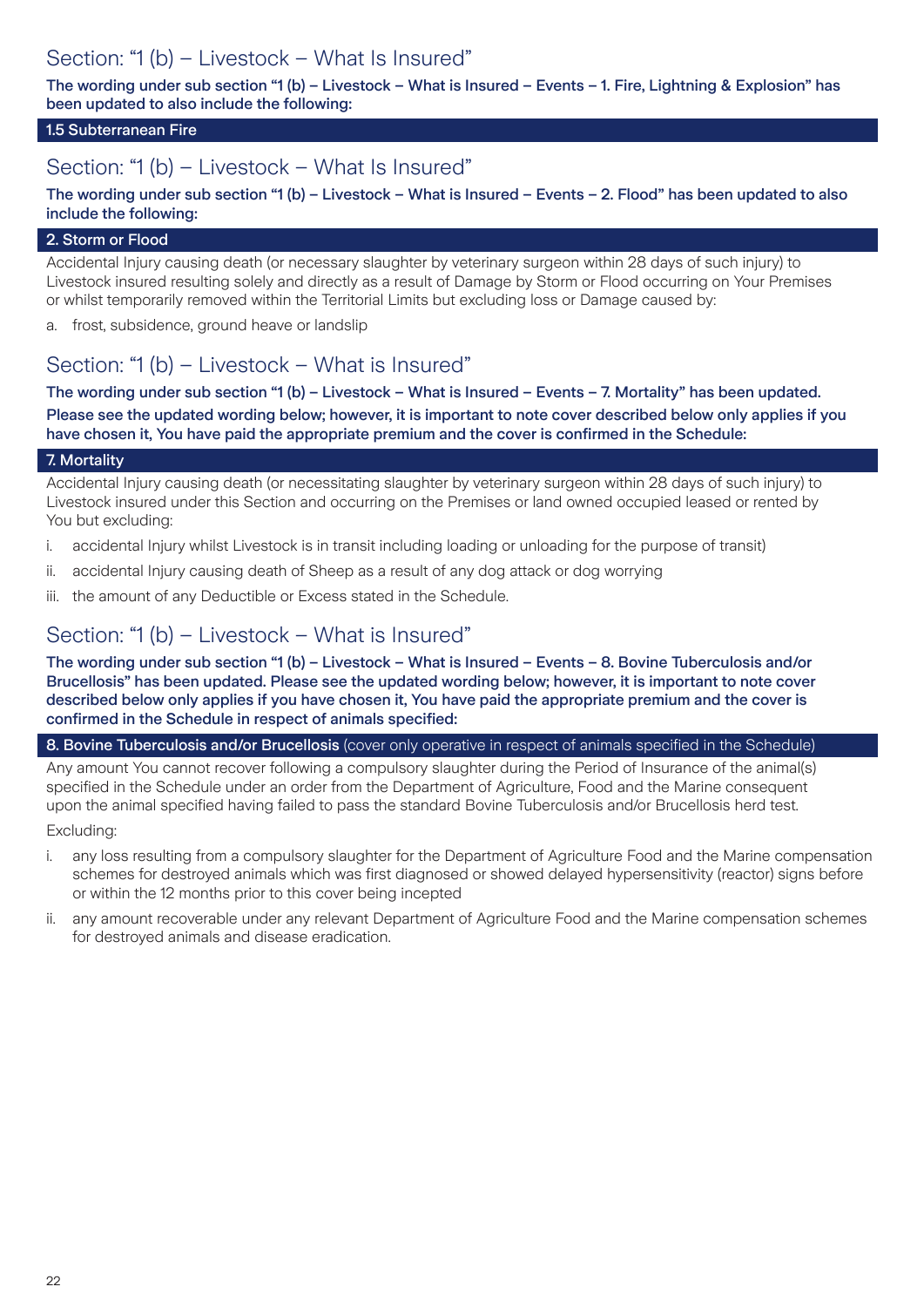## Section: "1 (b) – Livestock – What Is Insured"

**The wording under sub section "1 (b) – Livestock – What is Insured – Events – 1. Fire, Lightning & Explosion" has been updated to also include the following:**

### 1.5 Subterranean Fire

## Section: "1 (b) – Livestock – What Is Insured"

**The wording under sub section "1 (b) – Livestock – What is Insured – Events – 2. Flood" has been updated to also include the following:**

### 2. Storm or Flood

Accidental Injury causing death (or necessary slaughter by veterinary surgeon within 28 days of such injury) to Livestock insured resulting solely and directly as a result of Damage by Storm or Flood occurring on Your Premises or whilst temporarily removed within the Territorial Limits but excluding loss or Damage caused by:

a. frost, subsidence, ground heave or landslip

## Section: "1 (b) – Livestock – What is Insured"

**The wording under sub section "1 (b) – Livestock – What is Insured – Events – 7. Mortality" has been updated.**

**Please see the updated wording below; however, it is important to note cover described below only applies if you have chosen it, You have paid the appropriate premium and the cover is confirmed in the Schedule:**

### 7. Mortality

Accidental Injury causing death (or necessitating slaughter by veterinary surgeon within 28 days of such injury) to Livestock insured under this Section and occurring on the Premises or land owned occupied leased or rented by You but excluding:

i. accidental Injury whilst Livestock is in transit including loading or unloading for the purpose of transit)

ii. accidental Injury causing death of Sheep as a result of any dog attack or dog worrying

iii. the amount of any Deductible or Excess stated in the Schedule.

## Section: "1 (b) – Livestock – What is Insured"

**The wording under sub section "1 (b) – Livestock – What is Insured – Events – 8. Bovine Tuberculosis and/or Brucellosis" has been updated. Please see the updated wording below; however, it is important to note cover described below only applies if you have chosen it, You have paid the appropriate premium and the cover is confirmed in the Schedule in respect of animals specified:**

### **8. Bovine Tuberculosis and/or Brucellosis** (cover only operative in respect of animals specified in the Schedule)

Any amount You cannot recover following a compulsory slaughter during the Period of Insurance of the animal(s) specified in the Schedule under an order from the Department of Agriculture, Food and the Marine consequent upon the animal specified having failed to pass the standard Bovine Tuberculosis and/or Brucellosis herd test.

Excluding:

i. any loss resulting from a compulsory slaughter for the Department of Agriculture Food and the Marine compensation schemes for destroyed animals which was first diagnosed or showed delayed hypersensitivity (reactor) signs before or within the 12 months prior to this cover being incepted

ii. any amount recoverable under any relevant Department of Agriculture Food and the Marine compensation schemes for destroyed animals and disease eradication.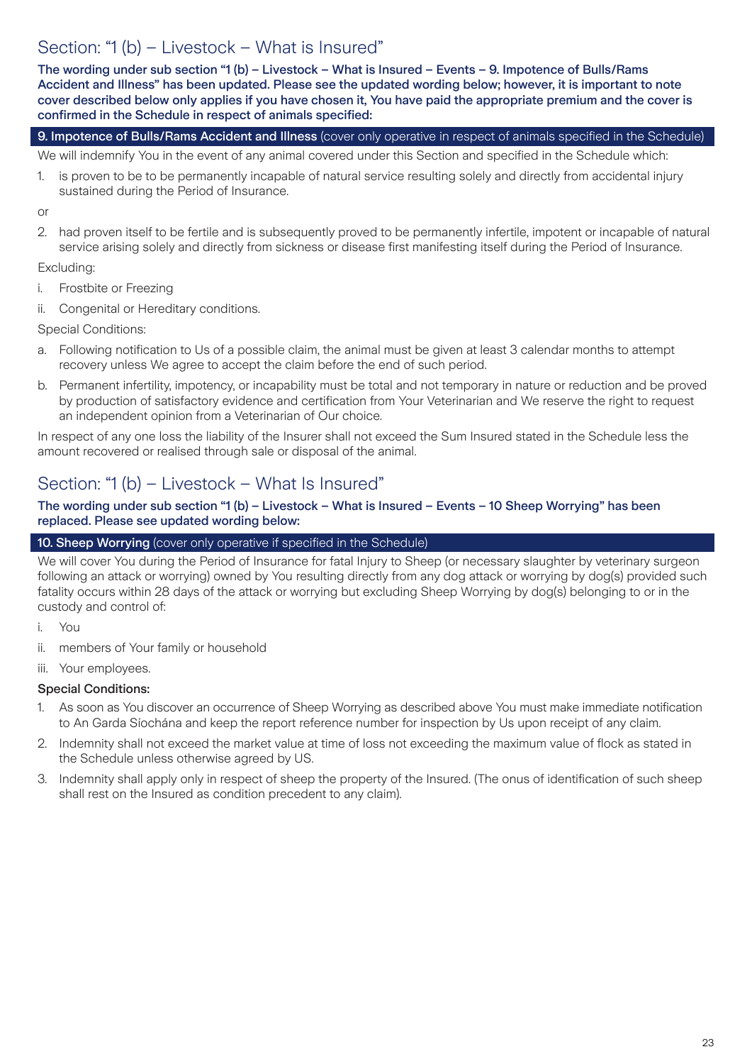## Section: "1 (b) – Livestock – What is Insured"

**The wording under sub section "1 (b) – Livestock – What is Insured – Events – 9. Impotence of Bulls/Rams Accident and Illness" has been updated. Please see the updated wording below; however, it is important to note cover described below only applies if you have chosen it, You have paid the appropriate premium and the cover is confirmed in the Schedule in respect of animals specified:**

### 9. Impotence of Bulls/Rams Accident and Illness (cover only operative in respect of animals specified in the Schedule)

We will indemnify You in the event of any animal covered under this Section and specified in the Schedule which:

1. is proven to be to be permanently incapable of natural service resulting solely and directly from accidental injury sustained during the Period of Insurance.

or

2. had proven itself to be fertile and is subsequently proved to be permanently infertile, impotent or incapable of natural service arising solely and directly from sickness or disease first manifesting itself during the Period of Insurance.

Excluding:

i. Frostbite or Freezing

ii. Congenital or Hereditary conditions.

Special Conditions:

a. Following notification to Us of a possible claim, the animal must be given at least 3 calendar months to attempt recovery unless We agree to accept the claim before the end of such period.

b. Permanent infertility, impotency, or incapability must be total and not temporary in nature or reduction and be proved by production of satisfactory evidence and certification from Your Veterinarian and We reserve the right to request an independent opinion from a Veterinarian of Our choice.

In respect of any one loss the liability of the Insurer shall not exceed the Sum Insured stated in the Schedule less the amount recovered or realised through sale or disposal of the animal.

## Section: "1 (b) – Livestock – What Is Insured"

**The wording under sub section "1 (b) – Livestock – What is Insured – Events – 10 Sheep Worrying" has been replaced. Please see updated wording below:**

### 10. Sheep Worrying (cover only operative if specified in the Schedule)

We will cover You during the Period of Insurance for fatal Injury to Sheep (or necessary slaughter by veterinary surgeon following an attack or worrying) owned by You resulting directly from any dog attack or worrying by dog(s) provided such fatality occurs within 28 days of the attack or worrying but excluding Sheep Worrying by dog(s) belonging to or in the custody and control of:

i. You

ii. members of Your family or household

iii. Your employees.

**Special Conditions:**

1. As soon as You discover an occurrence of Sheep Worrying as described above You must make immediate notification to An Garda Síochána and keep the report reference number for inspection by Us upon receipt of any claim.
2. Indemnity shall not exceed the market value at time of loss not exceeding the maximum value of flock as stated in the Schedule unless otherwise agreed by US.
3. Indemnity shall apply only in respect of sheep the property of the Insured. (The onus of identification of such sheep shall rest on the Insured as condition precedent to any claim).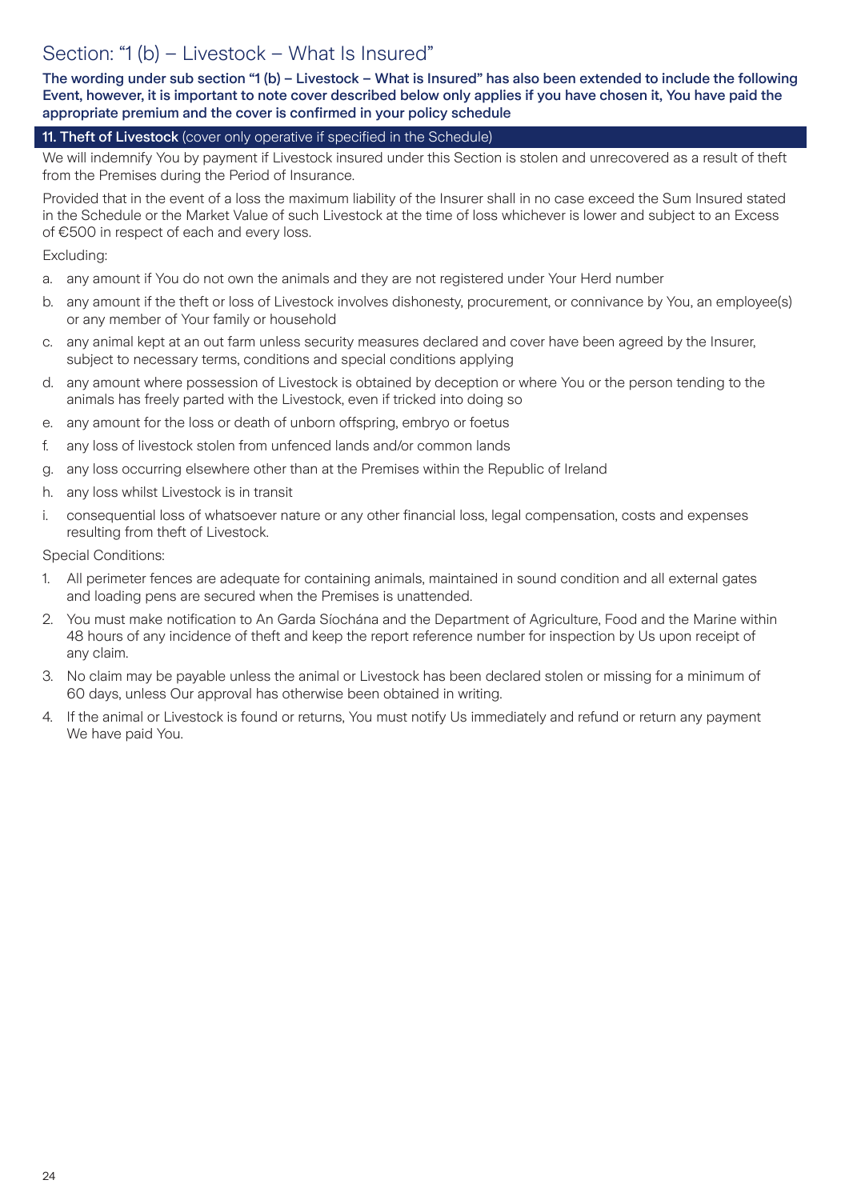## Section: "1 (b) – Livestock – What Is Insured"

**The wording under sub section "1 (b) – Livestock – What is Insured" has also been extended to include the following Event, however, it is important to note cover described below only applies if you have chosen it, You have paid the appropriate premium and the cover is confirmed in your policy schedule**

### **11. Theft of Livestock** (cover only operative if specified in the Schedule)

We will indemnify You by payment if Livestock insured under this Section is stolen and unrecovered as a result of theft from the Premises during the Period of Insurance.

Provided that in the event of a loss the maximum liability of the Insurer shall in no case exceed the Sum Insured stated in the Schedule or the Market Value of such Livestock at the time of loss whichever is lower and subject to an Excess of €500 in respect of each and every loss.

Excluding:

a. any amount if You do not own the animals and they are not registered under Your Herd number
b. any amount if the theft or loss of Livestock involves dishonesty, procurement, or connivance by You, an employee(s) or any member of Your family or household
c. any animal kept at an out farm unless security measures declared and cover have been agreed by the Insurer, subject to necessary terms, conditions and special conditions applying
d. any amount where possession of Livestock is obtained by deception or where You or the person tending to the animals has freely parted with the Livestock, even if tricked into doing so
e. any amount for the loss or death of unborn offspring, embryo or foetus
f. any loss of livestock stolen from unfenced lands and/or common lands
g. any loss occurring elsewhere other than at the Premises within the Republic of Ireland
h. any loss whilst Livestock is in transit
i. consequential loss of whatsoever nature or any other financial loss, legal compensation, costs and expenses resulting from theft of Livestock.

Special Conditions:

1. All perimeter fences are adequate for containing animals, maintained in sound condition and all external gates and loading pens are secured when the Premises is unattended.
2. You must make notification to An Garda Síochána and the Department of Agriculture, Food and the Marine within 48 hours of any incidence of theft and keep the report reference number for inspection by Us upon receipt of any claim.
3. No claim may be payable unless the animal or Livestock has been declared stolen or missing for a minimum of 60 days, unless Our approval has otherwise been obtained in writing.
4. If the animal or Livestock is found or returns, You must notify Us immediately and refund or return any payment We have paid You.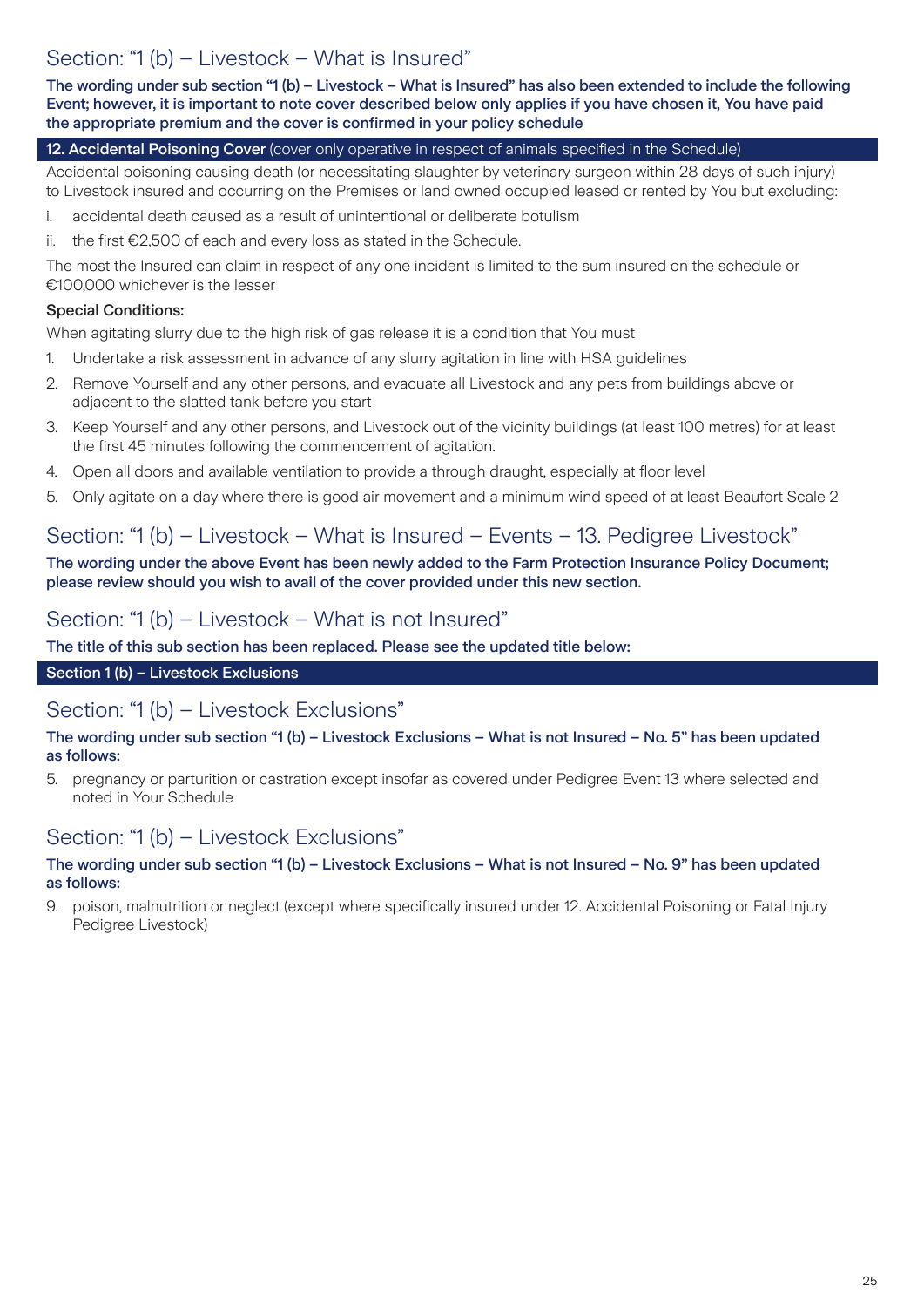## Section: "1 (b) – Livestock – What is Insured"

**The wording under sub section "1 (b) – Livestock – What is Insured" has also been extended to include the following Event; however, it is important to note cover described below only applies if you have chosen it, You have paid the appropriate premium and the cover is confirmed in your policy schedule**

**12. Accidental Poisoning Cover** (cover only operative in respect of animals specified in the Schedule)

Accidental poisoning causing death (or necessitating slaughter by veterinary surgeon within 28 days of such injury) to Livestock insured and occurring on the Premises or land owned occupied leased or rented by You but excluding:

i. accidental death caused as a result of unintentional or deliberate botulism

ii. the first €2,500 of each and every loss as stated in the Schedule.

The most the Insured can claim in respect of any one incident is limited to the sum insured on the schedule or €100,000 whichever is the lesser

**Special Conditions:**

When agitating slurry due to the high risk of gas release it is a condition that You must

1. Undertake a risk assessment in advance of any slurry agitation in line with HSA guidelines
2. Remove Yourself and any other persons, and evacuate all Livestock and any pets from buildings above or adjacent to the slatted tank before you start
3. Keep Yourself and any other persons, and Livestock out of the vicinity buildings (at least 100 metres) for at least the first 45 minutes following the commencement of agitation.
4. Open all doors and available ventilation to provide a through draught, especially at floor level
5. Only agitate on a day where there is good air movement and a minimum wind speed of at least Beaufort Scale 2

## Section: "1 (b) – Livestock – What is Insured – Events – 13. Pedigree Livestock"

**The wording under the above Event has been newly added to the Farm Protection Insurance Policy Document; please review should you wish to avail of the cover provided under this new section.**

## Section: "1 (b) – Livestock – What is not Insured"

**The title of this sub section has been replaced. Please see the updated title below:**

**Section 1 (b) – Livestock Exclusions**

## Section: "1 (b) – Livestock Exclusions"

**The wording under sub section "1 (b) – Livestock Exclusions – What is not Insured – No. 5" has been updated as follows:**

5. pregnancy or parturition or castration except insofar as covered under Pedigree Event 13 where selected and noted in Your Schedule

## Section: "1 (b) – Livestock Exclusions"

**The wording under sub section "1 (b) – Livestock Exclusions – What is not Insured – No. 9" has been updated as follows:**

9. poison, malnutrition or neglect (except where specifically insured under 12. Accidental Poisoning or Fatal Injury Pedigree Livestock)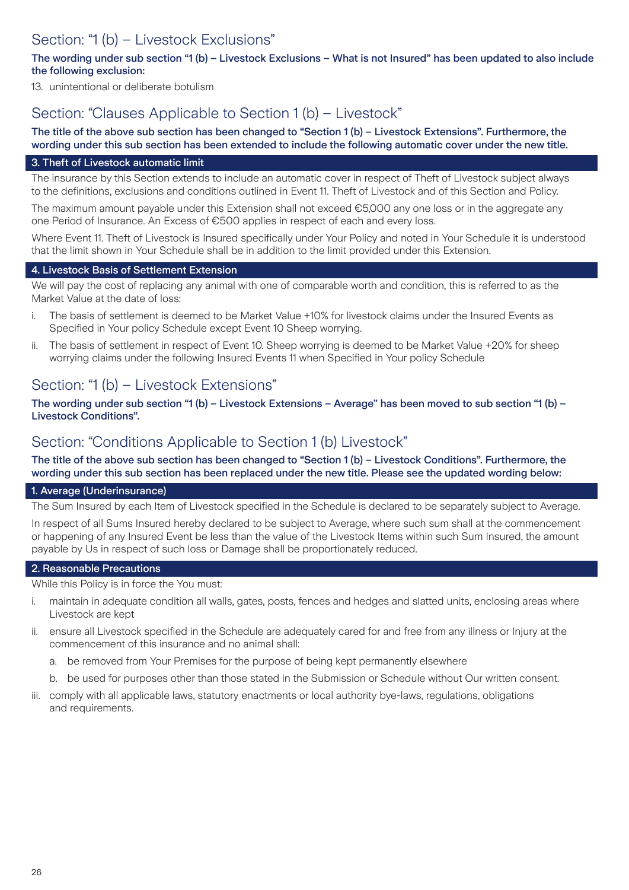## Section: "1 (b) – Livestock Exclusions"

**The wording under sub section "1 (b) – Livestock Exclusions – What is not Insured" has been updated to also include the following exclusion:**

13. unintentional or deliberate botulism

## Section: "Clauses Applicable to Section 1 (b) – Livestock"

**The title of the above sub section has been changed to "Section 1 (b) – Livestock Extensions". Furthermore, the wording under this sub section has been extended to include the following automatic cover under the new title.**

### 3. Theft of Livestock automatic limit

The insurance by this Section extends to include an automatic cover in respect of Theft of Livestock subject always to the definitions, exclusions and conditions outlined in Event 11. Theft of Livestock and of this Section and Policy.

The maximum amount payable under this Extension shall not exceed €5,000 any one loss or in the aggregate any one Period of Insurance. An Excess of €500 applies in respect of each and every loss.

Where Event 11. Theft of Livestock is Insured specifically under Your Policy and noted in Your Schedule it is understood that the limit shown in Your Schedule shall be in addition to the limit provided under this Extension.

### 4. Livestock Basis of Settlement Extension

We will pay the cost of replacing any animal with one of comparable worth and condition, this is referred to as the Market Value at the date of loss:

i. The basis of settlement is deemed to be Market Value +10% for livestock claims under the Insured Events as Specified in Your policy Schedule except Event 10 Sheep worrying.

ii. The basis of settlement in respect of Event 10. Sheep worrying is deemed to be Market Value +20% for sheep worrying claims under the following Insured Events 11 when Specified in Your policy Schedule

## Section: "1 (b) – Livestock Extensions"

**The wording under sub section "1 (b) – Livestock Extensions – Average" has been moved to sub section "1 (b) – Livestock Conditions".**

## Section: "Conditions Applicable to Section 1 (b) Livestock"

**The title of the above sub section has been changed to "Section 1 (b) – Livestock Conditions". Furthermore, the wording under this sub section has been replaced under the new title. Please see the updated wording below:**

### 1. Average (Underinsurance)

The Sum Insured by each Item of Livestock specified in the Schedule is declared to be separately subject to Average.

In respect of all Sums Insured hereby declared to be subject to Average, where such sum shall at the commencement or happening of any Insured Event be less than the value of the Livestock Items within such Sum Insured, the amount payable by Us in respect of such loss or Damage shall be proportionately reduced.

### 2. Reasonable Precautions

While this Policy is in force the You must:

i. maintain in adequate condition all walls, gates, posts, fences and hedges and slatted units, enclosing areas where Livestock are kept

ii. ensure all Livestock specified in the Schedule are adequately cared for and free from any illness or Injury at the commencement of this insurance and no animal shall:

   a. be removed from Your Premises for the purpose of being kept permanently elsewhere

   b. be used for purposes other than those stated in the Submission or Schedule without Our written consent.

iii. comply with all applicable laws, statutory enactments or local authority bye-laws, regulations, obligations and requirements.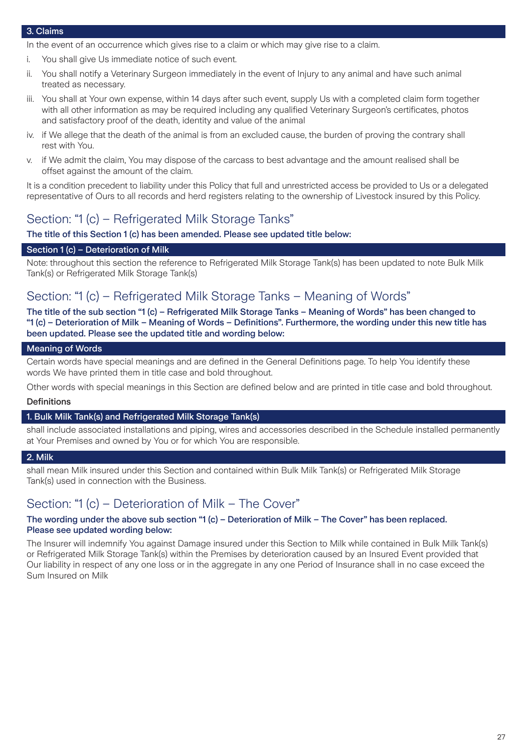### 3. Claims

In the event of an occurrence which gives rise to a claim or which may give rise to a claim.

i. You shall give Us immediate notice of such event.

ii. You shall notify a Veterinary Surgeon immediately in the event of Injury to any animal and have such animal treated as necessary.

iii. You shall at Your own expense, within 14 days after such event, supply Us with a completed claim form together with all other information as may be required including any qualified Veterinary Surgeon's certificates, photos and satisfactory proof of the death, identity and value of the animal

iv. if We allege that the death of the animal is from an excluded cause, the burden of proving the contrary shall rest with You.

v. if We admit the claim, You may dispose of the carcass to best advantage and the amount realised shall be offset against the amount of the claim.

It is a condition precedent to liability under this Policy that full and unrestricted access be provided to Us or a delegated representative of Ours to all records and herd registers relating to the ownership of Livestock insured by this Policy.

## Section: "1 (c) – Refrigerated Milk Storage Tanks"

**The title of this Section 1 (c) has been amended. Please see updated title below:**

### Section 1 (c) – Deterioration of Milk

Note: throughout this section the reference to Refrigerated Milk Storage Tank(s) has been updated to note Bulk Milk Tank(s) or Refrigerated Milk Storage Tank(s)

## Section: "1 (c) – Refrigerated Milk Storage Tanks – Meaning of Words"

**The title of the sub section "1 (c) – Refrigerated Milk Storage Tanks – Meaning of Words" has been changed to "1 (c) – Deterioration of Milk – Meaning of Words – Definitions". Furthermore, the wording under this new title has been updated. Please see the updated title and wording below:**

### Meaning of Words

Certain words have special meanings and are defined in the General Definitions page. To help You identify these words We have printed them in title case and bold throughout.

Other words with special meanings in this Section are defined below and are printed in title case and bold throughout.

**Definitions**

### 1. Bulk Milk Tank(s) and Refrigerated Milk Storage Tank(s)

shall include associated installations and piping, wires and accessories described in the Schedule installed permanently at Your Premises and owned by You or for which You are responsible.

### 2. Milk

shall mean Milk insured under this Section and contained within Bulk Milk Tank(s) or Refrigerated Milk Storage Tank(s) used in connection with the Business.

## Section: "1 (c) – Deterioration of Milk – The Cover"

**The wording under the above sub section "1 (c) – Deterioration of Milk – The Cover" has been replaced. Please see updated wording below:**

The Insurer will indemnify You against Damage insured under this Section to Milk while contained in Bulk Milk Tank(s) or Refrigerated Milk Storage Tank(s) within the Premises by deterioration caused by an Insured Event provided that Our liability in respect of any one loss or in the aggregate in any one Period of Insurance shall in no case exceed the Sum Insured on Milk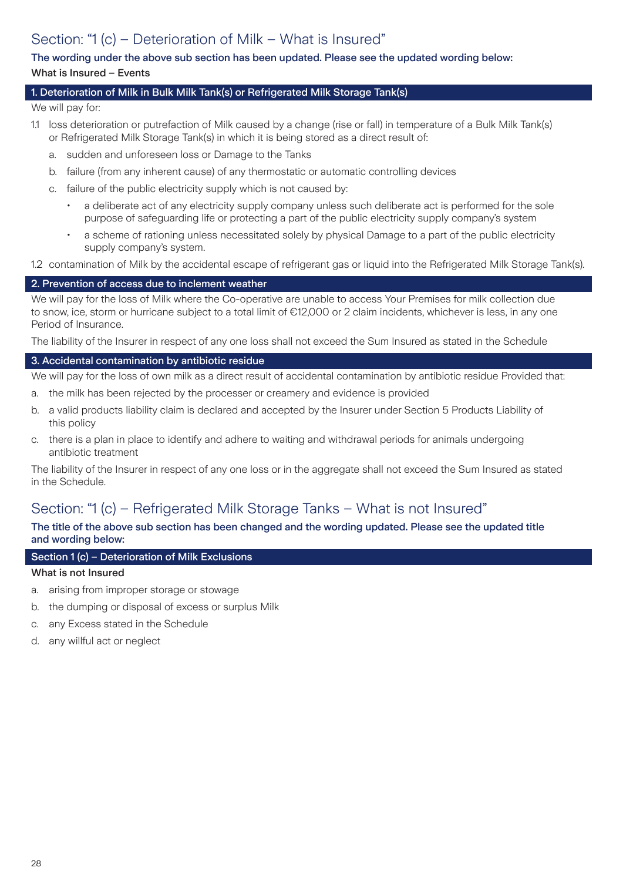## Section: "1 (c) – Deterioration of Milk – What is Insured"

**The wording under the above sub section has been updated. Please see the updated wording below:**

**What is Insured – Events**

### 1. Deterioration of Milk in Bulk Milk Tank(s) or Refrigerated Milk Storage Tank(s)

We will pay for:

1.1 loss deterioration or putrefaction of Milk caused by a change (rise or fall) in temperature of a Bulk Milk Tank(s) or Refrigerated Milk Storage Tank(s) in which it is being stored as a direct result of:

   a. sudden and unforeseen loss or Damage to the Tanks

   b. failure (from any inherent cause) of any thermostatic or automatic controlling devices

   c. failure of the public electricity supply which is not caused by:

      - a deliberate act of any electricity supply company unless such deliberate act is performed for the sole purpose of safeguarding life or protecting a part of the public electricity supply company's system
      - a scheme of rationing unless necessitated solely by physical Damage to a part of the public electricity supply company's system.

1.2 contamination of Milk by the accidental escape of refrigerant gas or liquid into the Refrigerated Milk Storage Tank(s).

### 2. Prevention of access due to inclement weather

We will pay for the loss of Milk where the Co-operative are unable to access Your Premises for milk collection due to snow, ice, storm or hurricane subject to a total limit of €12,000 or 2 claim incidents, whichever is less, in any one Period of Insurance.

The liability of the Insurer in respect of any one loss shall not exceed the Sum Insured as stated in the Schedule

### 3. Accidental contamination by antibiotic residue

We will pay for the loss of own milk as a direct result of accidental contamination by antibiotic residue Provided that:

a. the milk has been rejected by the processer or creamery and evidence is provided

b. a valid products liability claim is declared and accepted by the Insurer under Section 5 Products Liability of this policy

c. there is a plan in place to identify and adhere to waiting and withdrawal periods for animals undergoing antibiotic treatment

The liability of the Insurer in respect of any one loss or in the aggregate shall not exceed the Sum Insured as stated in the Schedule.

## Section: "1 (c) – Refrigerated Milk Storage Tanks – What is not Insured"

**The title of the above sub section has been changed and the wording updated. Please see the updated title and wording below:**

### Section 1 (c) – Deterioration of Milk Exclusions

**What is not Insured**

a. arising from improper storage or stowage

b. the dumping or disposal of excess or surplus Milk

c. any Excess stated in the Schedule

d. any willful act or neglect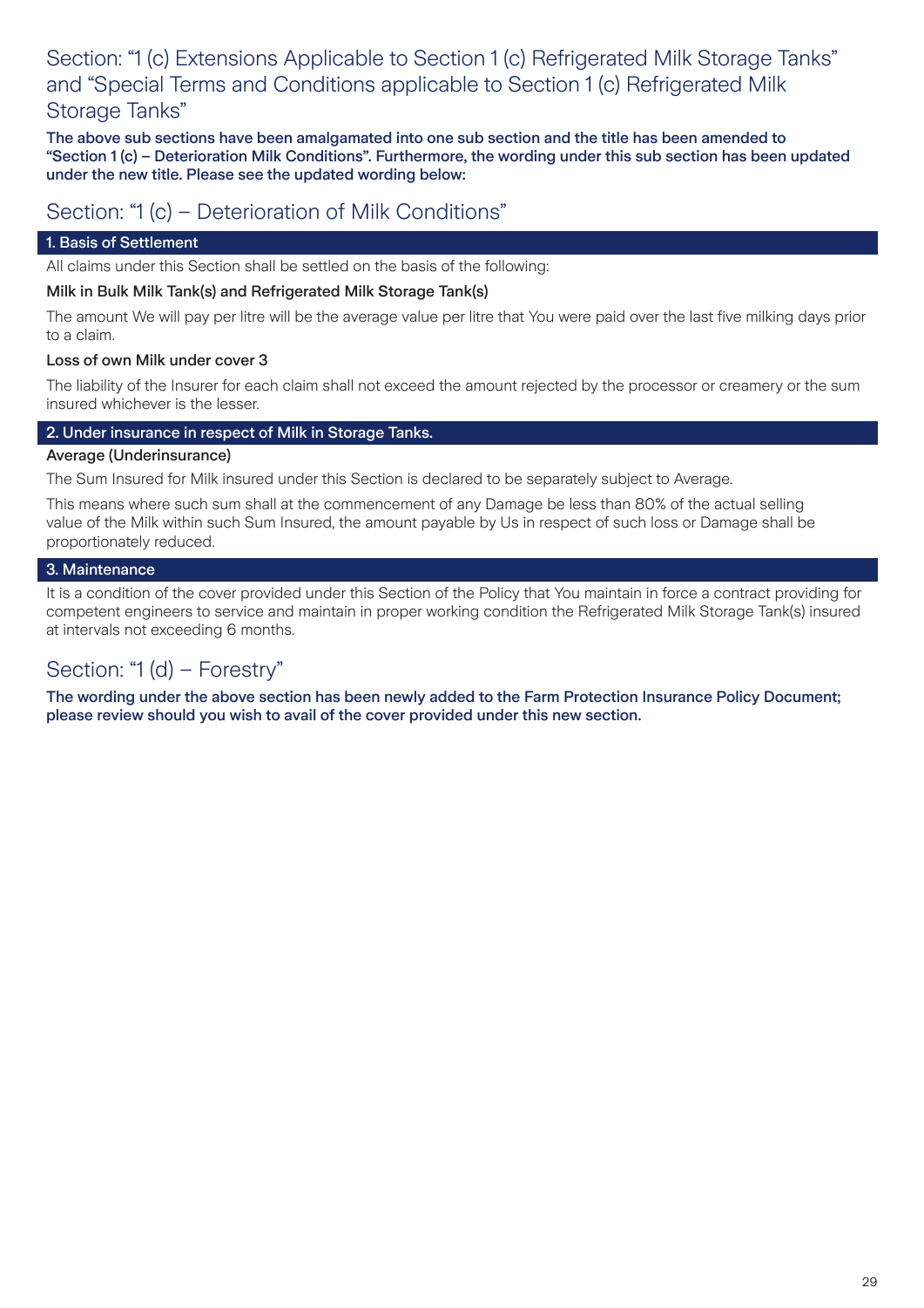## Section: "1 (c) Extensions Applicable to Section 1 (c) Refrigerated Milk Storage Tanks" and "Special Terms and Conditions applicable to Section 1 (c) Refrigerated Milk Storage Tanks"

**The above sub sections have been amalgamated into one sub section and the title has been amended to "Section 1 (c) – Deterioration Milk Conditions". Furthermore, the wording under this sub section has been updated under the new title. Please see the updated wording below:**

## Section: "1 (c) – Deterioration of Milk Conditions"

### 1. Basis of Settlement

All claims under this Section shall be settled on the basis of the following:

**Milk in Bulk Milk Tank(s) and Refrigerated Milk Storage Tank(s)**

The amount We will pay per litre will be the average value per litre that You were paid over the last five milking days prior to a claim.

**Loss of own Milk under cover 3**

The liability of the Insurer for each claim shall not exceed the amount rejected by the processor or creamery or the sum insured whichever is the lesser.

### 2. Under insurance in respect of Milk in Storage Tanks.

**Average (Underinsurance)**

The Sum Insured for Milk insured under this Section is declared to be separately subject to Average.

This means where such sum shall at the commencement of any Damage be less than 80% of the actual selling value of the Milk within such Sum Insured, the amount payable by Us in respect of such loss or Damage shall be proportionately reduced.

### 3. Maintenance

It is a condition of the cover provided under this Section of the Policy that You maintain in force a contract providing for competent engineers to service and maintain in proper working condition the Refrigerated Milk Storage Tank(s) insured at intervals not exceeding 6 months.

## Section: "1 (d) – Forestry"

**The wording under the above section has been newly added to the Farm Protection Insurance Policy Document; please review should you wish to avail of the cover provided under this new section.**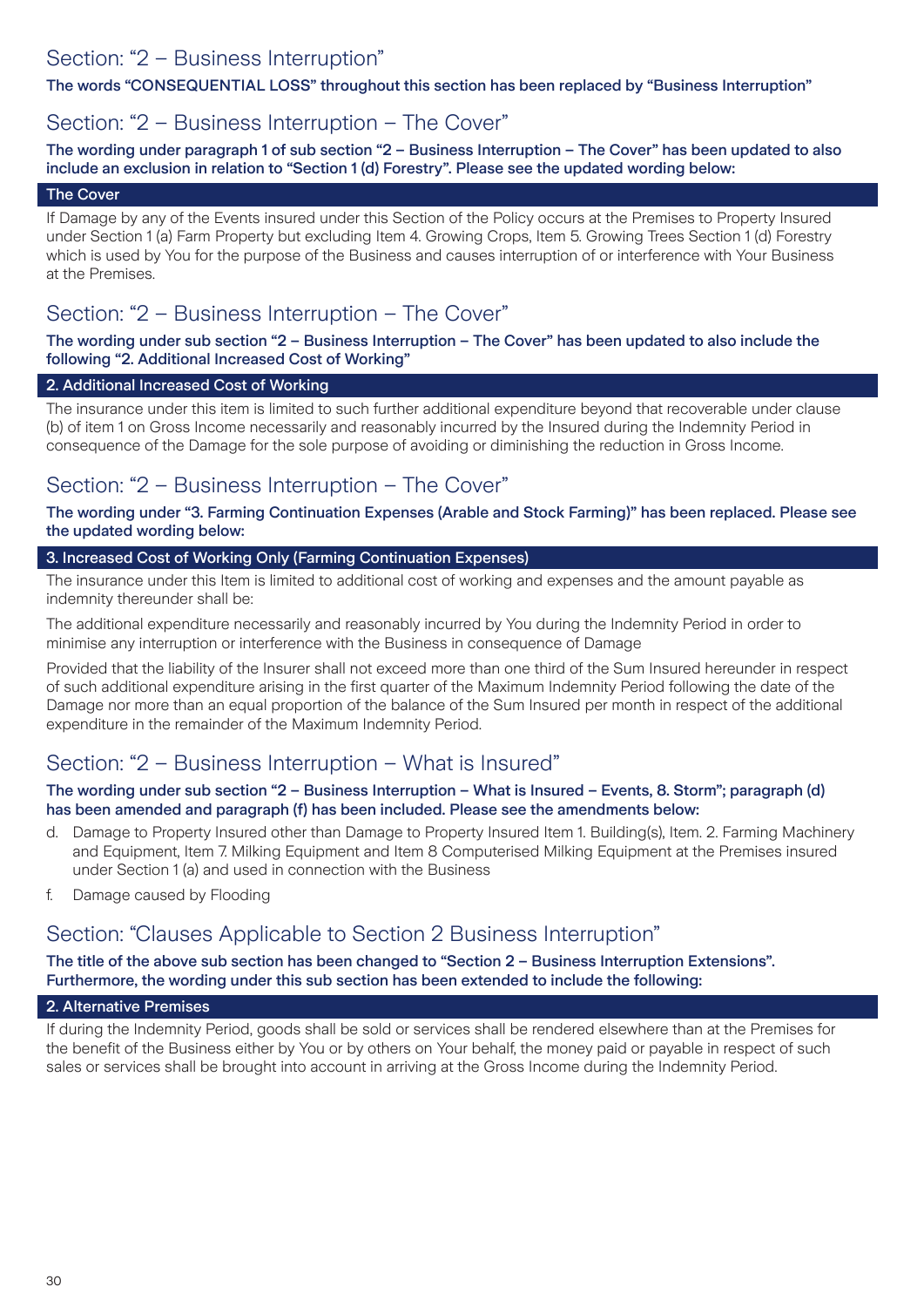## Section: “2 – Business Interruption”

**The words “CONSEQUENTIAL LOSS” throughout this section has been replaced by “Business Interruption”**

## Section: “2 – Business Interruption – The Cover”

**The wording under paragraph 1 of sub section “2 – Business Interruption – The Cover” has been updated to also include an exclusion in relation to “Section 1 (d) Forestry”. Please see the updated wording below:**

### The Cover

If Damage by any of the Events insured under this Section of the Policy occurs at the Premises to Property Insured under Section 1 (a) Farm Property but excluding Item 4. Growing Crops, Item 5. Growing Trees Section 1 (d) Forestry which is used by You for the purpose of the Business and causes interruption of or interference with Your Business at the Premises.

## Section: “2 – Business Interruption – The Cover”

**The wording under sub section “2 – Business Interruption – The Cover” has been updated to also include the following “2. Additional Increased Cost of Working”**

### 2. Additional Increased Cost of Working

The insurance under this item is limited to such further additional expenditure beyond that recoverable under clause (b) of item 1 on Gross Income necessarily and reasonably incurred by the Insured during the Indemnity Period in consequence of the Damage for the sole purpose of avoiding or diminishing the reduction in Gross Income.

## Section: “2 – Business Interruption – The Cover”

**The wording under “3. Farming Continuation Expenses (Arable and Stock Farming)” has been replaced. Please see the updated wording below:**

### 3. Increased Cost of Working Only (Farming Continuation Expenses)

The insurance under this Item is limited to additional cost of working and expenses and the amount payable as indemnity thereunder shall be:

The additional expenditure necessarily and reasonably incurred by You during the Indemnity Period in order to minimise any interruption or interference with the Business in consequence of Damage

Provided that the liability of the Insurer shall not exceed more than one third of the Sum Insured hereunder in respect of such additional expenditure arising in the first quarter of the Maximum Indemnity Period following the date of the Damage nor more than an equal proportion of the balance of the Sum Insured per month in respect of the additional expenditure in the remainder of the Maximum Indemnity Period.

## Section: “2 – Business Interruption – What is Insured”

**The wording under sub section “2 – Business Interruption – What is Insured – Events, 8. Storm”; paragraph (d) has been amended and paragraph (f) has been included. Please see the amendments below:**

d. Damage to Property Insured other than Damage to Property Insured Item 1. Building(s), Item. 2. Farming Machinery and Equipment, Item 7. Milking Equipment and Item 8 Computerised Milking Equipment at the Premises insured under Section 1 (a) and used in connection with the Business

f. Damage caused by Flooding

## Section: “Clauses Applicable to Section 2 Business Interruption”

**The title of the above sub section has been changed to “Section 2 – Business Interruption Extensions”. Furthermore, the wording under this sub section has been extended to include the following:**

### 2. Alternative Premises

If during the Indemnity Period, goods shall be sold or services shall be rendered elsewhere than at the Premises for the benefit of the Business either by You or by others on Your behalf, the money paid or payable in respect of such sales or services shall be brought into account in arriving at the Gross Income during the Indemnity Period.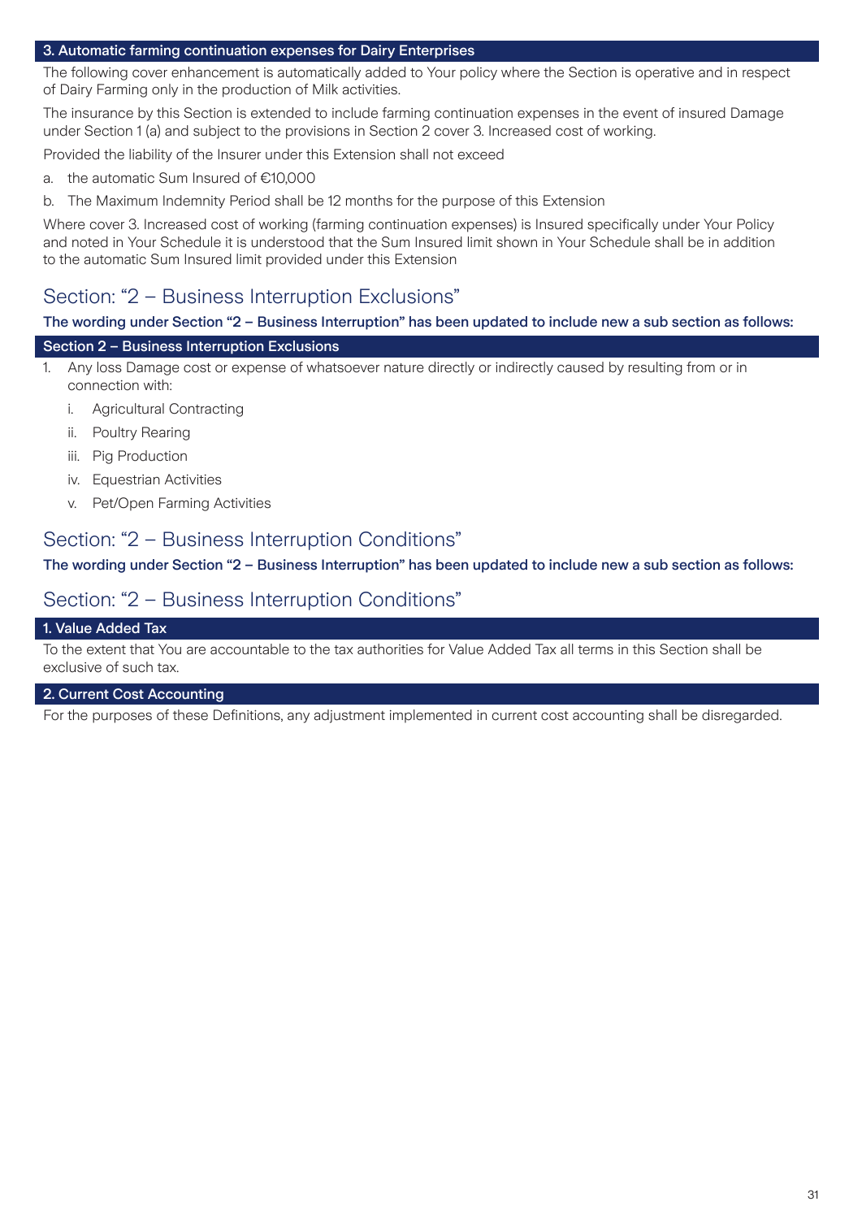### 3. Automatic farming continuation expenses for Dairy Enterprises

The following cover enhancement is automatically added to Your policy where the Section is operative and in respect of Dairy Farming only in the production of Milk activities.

The insurance by this Section is extended to include farming continuation expenses in the event of insured Damage under Section 1 (a) and subject to the provisions in Section 2 cover 3. Increased cost of working.

Provided the liability of the Insurer under this Extension shall not exceed

a. the automatic Sum Insured of €10,000
b. The Maximum Indemnity Period shall be 12 months for the purpose of this Extension

Where cover 3. Increased cost of working (farming continuation expenses) is Insured specifically under Your Policy and noted in Your Schedule it is understood that the Sum Insured limit shown in Your Schedule shall be in addition to the automatic Sum Insured limit provided under this Extension

## Section: "2 – Business Interruption Exclusions"

**The wording under Section "2 – Business Interruption" has been updated to include new a sub section as follows:**

### Section 2 – Business Interruption Exclusions

1. Any loss Damage cost or expense of whatsoever nature directly or indirectly caused by resulting from or in connection with:
   i. Agricultural Contracting
   ii. Poultry Rearing
   iii. Pig Production
   iv. Equestrian Activities
   v. Pet/Open Farming Activities

## Section: "2 – Business Interruption Conditions"

**The wording under Section "2 – Business Interruption" has been updated to include new a sub section as follows:**

## Section: "2 – Business Interruption Conditions"

### 1. Value Added Tax

To the extent that You are accountable to the tax authorities for Value Added Tax all terms in this Section shall be exclusive of such tax.

### 2. Current Cost Accounting

For the purposes of these Definitions, any adjustment implemented in current cost accounting shall be disregarded.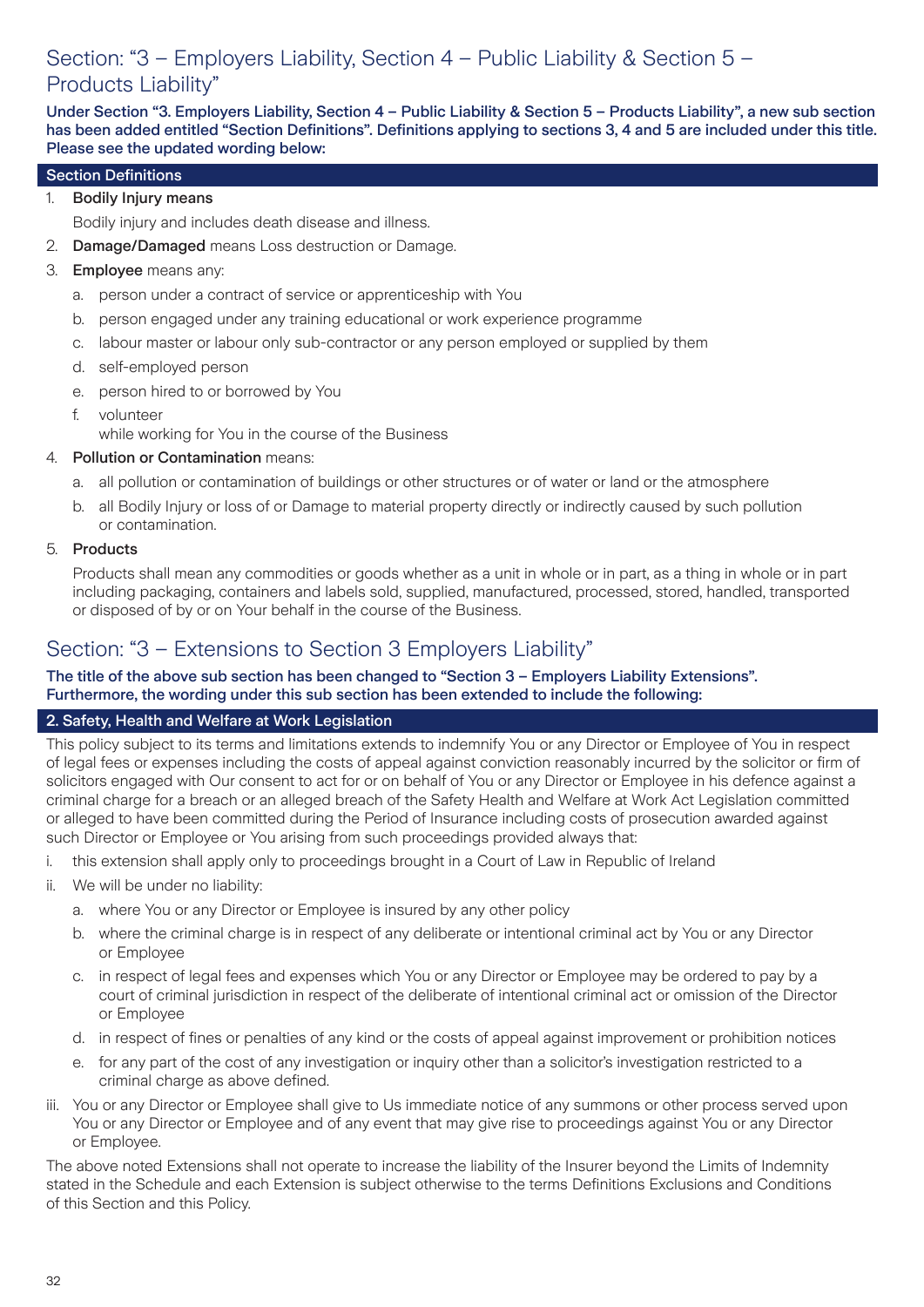## Section: "3 – Employers Liability, Section 4 – Public Liability & Section 5 – Products Liability"

**Under Section "3. Employers Liability, Section 4 – Public Liability & Section 5 – Products Liability", a new sub section has been added entitled "Section Definitions". Definitions applying to sections 3, 4 and 5 are included under this title. Please see the updated wording below:**

### Section Definitions

1. **Bodily Injury means**

   Bodily injury and includes death disease and illness.

2. **Damage/Damaged** means Loss destruction or Damage.

3. **Employee** means any:

   a. person under a contract of service or apprenticeship with You

   b. person engaged under any training educational or work experience programme

   c. labour master or labour only sub-contractor or any person employed or supplied by them

   d. self-employed person

   e. person hired to or borrowed by You

   f. volunteer

   while working for You in the course of the Business

4. **Pollution or Contamination** means:

   a. all pollution or contamination of buildings or other structures or of water or land or the atmosphere

   b. all Bodily Injury or loss of or Damage to material property directly or indirectly caused by such pollution or contamination.

5. **Products**

   Products shall mean any commodities or goods whether as a unit in whole or in part, as a thing in whole or in part including packaging, containers and labels sold, supplied, manufactured, processed, stored, handled, transported or disposed of by or on Your behalf in the course of the Business.

## Section: "3 – Extensions to Section 3 Employers Liability"

**The title of the above sub section has been changed to "Section 3 – Employers Liability Extensions". Furthermore, the wording under this sub section has been extended to include the following:**

### 2. Safety, Health and Welfare at Work Legislation

This policy subject to its terms and limitations extends to indemnify You or any Director or Employee of You in respect of legal fees or expenses including the costs of appeal against conviction reasonably incurred by the solicitor or firm of solicitors engaged with Our consent to act for or on behalf of You or any Director or Employee in his defence against a criminal charge for a breach or an alleged breach of the Safety Health and Welfare at Work Act Legislation committed or alleged to have been committed during the Period of Insurance including costs of prosecution awarded against such Director or Employee or You arising from such proceedings provided always that:

i. this extension shall apply only to proceedings brought in a Court of Law in Republic of Ireland

ii. We will be under no liability:

   a. where You or any Director or Employee is insured by any other policy

   b. where the criminal charge is in respect of any deliberate or intentional criminal act by You or any Director or Employee

   c. in respect of legal fees and expenses which You or any Director or Employee may be ordered to pay by a court of criminal jurisdiction in respect of the deliberate of intentional criminal act or omission of the Director or Employee

   d. in respect of fines or penalties of any kind or the costs of appeal against improvement or prohibition notices

   e. for any part of the cost of any investigation or inquiry other than a solicitor's investigation restricted to a criminal charge as above defined.

iii. You or any Director or Employee shall give to Us immediate notice of any summons or other process served upon You or any Director or Employee and of any event that may give rise to proceedings against You or any Director or Employee.

The above noted Extensions shall not operate to increase the liability of the Insurer beyond the Limits of Indemnity stated in the Schedule and each Extension is subject otherwise to the terms Definitions Exclusions and Conditions of this Section and this Policy.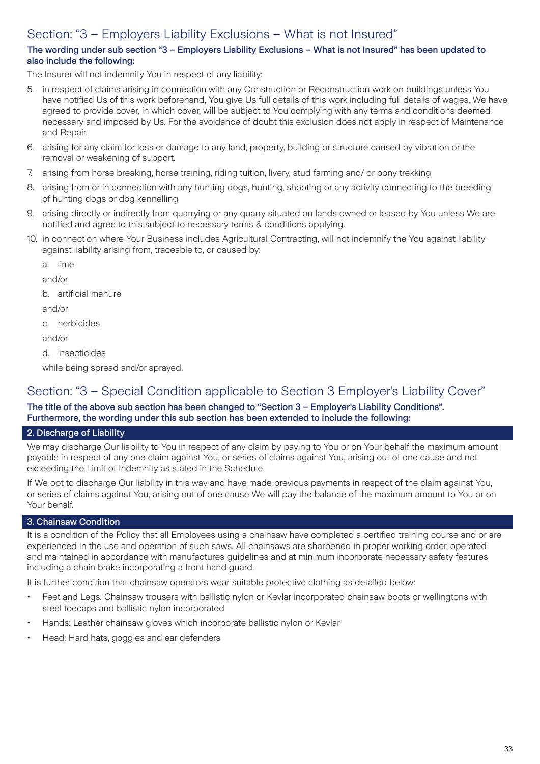## Section: "3 – Employers Liability Exclusions – What is not Insured"

**The wording under sub section "3 – Employers Liability Exclusions – What is not Insured" has been updated to also include the following:**

The Insurer will not indemnify You in respect of any liability:

5. in respect of claims arising in connection with any Construction or Reconstruction work on buildings unless You have notified Us of this work beforehand, You give Us full details of this work including full details of wages, We have agreed to provide cover, in which cover, will be subject to You complying with any terms and conditions deemed necessary and imposed by Us. For the avoidance of doubt this exclusion does not apply in respect of Maintenance and Repair.
6. arising for any claim for loss or damage to any land, property, building or structure caused by vibration or the removal or weakening of support.
7. arising from horse breaking, horse training, riding tuition, livery, stud farming and/ or pony trekking
8. arising from or in connection with any hunting dogs, hunting, shooting or any activity connecting to the breeding of hunting dogs or dog kennelling
9. arising directly or indirectly from quarrying or any quarry situated on lands owned or leased by You unless We are notified and agree to this subject to necessary terms & conditions applying.
10. in connection where Your Business includes Agricultural Contracting, will not indemnify the You against liability against liability arising from, traceable to, or caused by:

    a. lime

    and/or

    b. artificial manure

    and/or

    c. herbicides

    and/or

    d. insecticides

    while being spread and/or sprayed.

## Section: "3 – Special Condition applicable to Section 3 Employer's Liability Cover"

**The title of the above sub section has been changed to "Section 3 – Employer's Liability Conditions". Furthermore, the wording under this sub section has been extended to include the following:**

### 2. Discharge of Liability

We may discharge Our liability to You in respect of any claim by paying to You or on Your behalf the maximum amount payable in respect of any one claim against You, or series of claims against You, arising out of one cause and not exceeding the Limit of Indemnity as stated in the Schedule.

If We opt to discharge Our liability in this way and have made previous payments in respect of the claim against You, or series of claims against You, arising out of one cause We will pay the balance of the maximum amount to You or on Your behalf.

### 3. Chainsaw Condition

It is a condition of the Policy that all Employees using a chainsaw have completed a certified training course and or are experienced in the use and operation of such saws. All chainsaws are sharpened in proper working order, operated and maintained in accordance with manufactures guidelines and at minimum incorporate necessary safety features including a chain brake incorporating a front hand guard.

It is further condition that chainsaw operators wear suitable protective clothing as detailed below:

- Feet and Legs: Chainsaw trousers with ballistic nylon or Kevlar incorporated chainsaw boots or wellingtons with steel toecaps and ballistic nylon incorporated
- Hands: Leather chainsaw gloves which incorporate ballistic nylon or Kevlar
- Head: Hard hats, goggles and ear defenders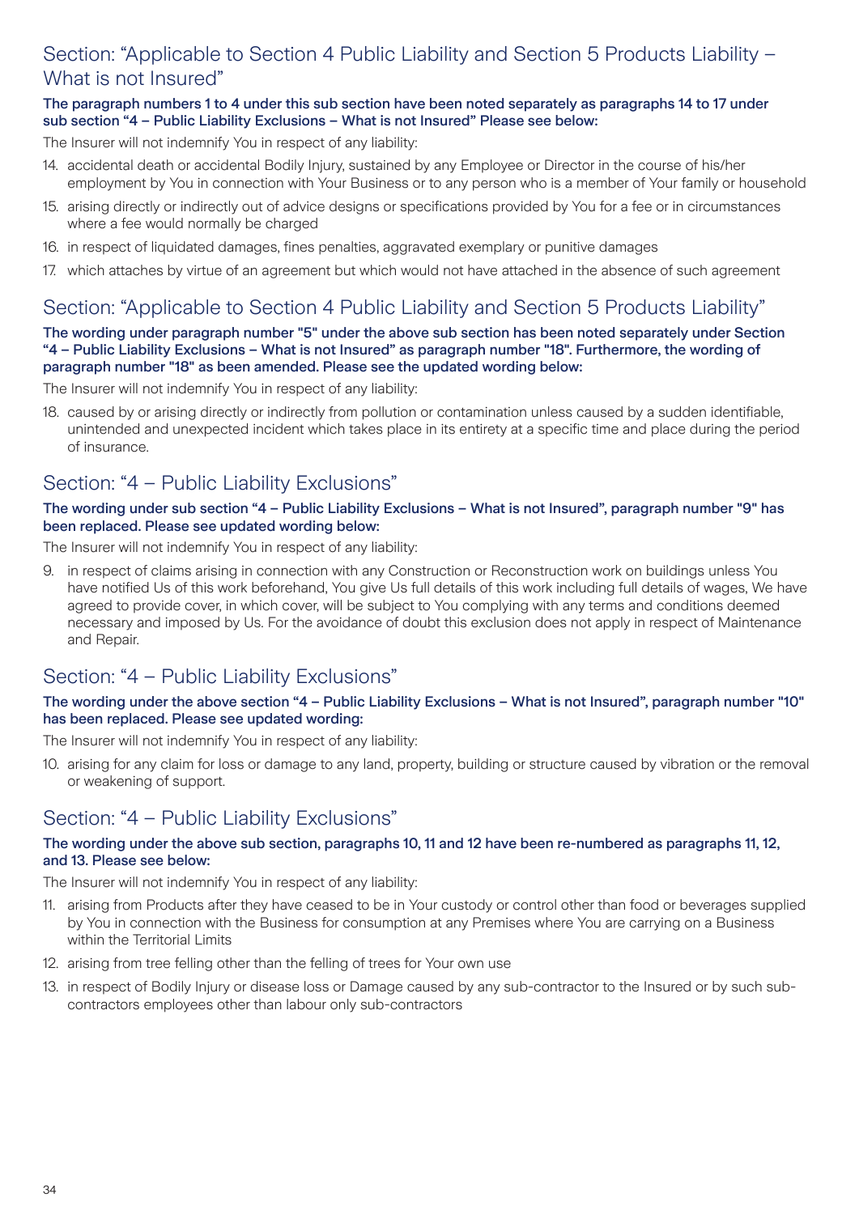## Section: "Applicable to Section 4 Public Liability and Section 5 Products Liability – What is not Insured"

**The paragraph numbers 1 to 4 under this sub section have been noted separately as paragraphs 14 to 17 under sub section "4 – Public Liability Exclusions – What is not Insured" Please see below:**

The Insurer will not indemnify You in respect of any liability:

14. accidental death or accidental Bodily Injury, sustained by any Employee or Director in the course of his/her employment by You in connection with Your Business or to any person who is a member of Your family or household
15. arising directly or indirectly out of advice designs or specifications provided by You for a fee or in circumstances where a fee would normally be charged
16. in respect of liquidated damages, fines penalties, aggravated exemplary or punitive damages
17. which attaches by virtue of an agreement but which would not have attached in the absence of such agreement

## Section: "Applicable to Section 4 Public Liability and Section 5 Products Liability"

**The wording under paragraph number "5" under the above sub section has been noted separately under Section "4 – Public Liability Exclusions – What is not Insured" as paragraph number "18". Furthermore, the wording of paragraph number "18" as been amended. Please see the updated wording below:**

The Insurer will not indemnify You in respect of any liability:

18. caused by or arising directly or indirectly from pollution or contamination unless caused by a sudden identifiable, unintended and unexpected incident which takes place in its entirety at a specific time and place during the period of insurance.

## Section: "4 – Public Liability Exclusions"

**The wording under sub section "4 – Public Liability Exclusions – What is not Insured", paragraph number "9" has been replaced. Please see updated wording below:**

The Insurer will not indemnify You in respect of any liability:

9. in respect of claims arising in connection with any Construction or Reconstruction work on buildings unless You have notified Us of this work beforehand, You give Us full details of this work including full details of wages, We have agreed to provide cover, in which cover, will be subject to You complying with any terms and conditions deemed necessary and imposed by Us. For the avoidance of doubt this exclusion does not apply in respect of Maintenance and Repair.

## Section: "4 – Public Liability Exclusions"

**The wording under the above section "4 – Public Liability Exclusions – What is not Insured", paragraph number "10" has been replaced. Please see updated wording:**

The Insurer will not indemnify You in respect of any liability:

10. arising for any claim for loss or damage to any land, property, building or structure caused by vibration or the removal or weakening of support.

## Section: "4 – Public Liability Exclusions"

**The wording under the above sub section, paragraphs 10, 11 and 12 have been re-numbered as paragraphs 11, 12, and 13. Please see below:**

The Insurer will not indemnify You in respect of any liability:

11. arising from Products after they have ceased to be in Your custody or control other than food or beverages supplied by You in connection with the Business for consumption at any Premises where You are carrying on a Business within the Territorial Limits
12. arising from tree felling other than the felling of trees for Your own use
13. in respect of Bodily Injury or disease loss or Damage caused by any sub-contractor to the Insured or by such sub-contractors employees other than labour only sub-contractors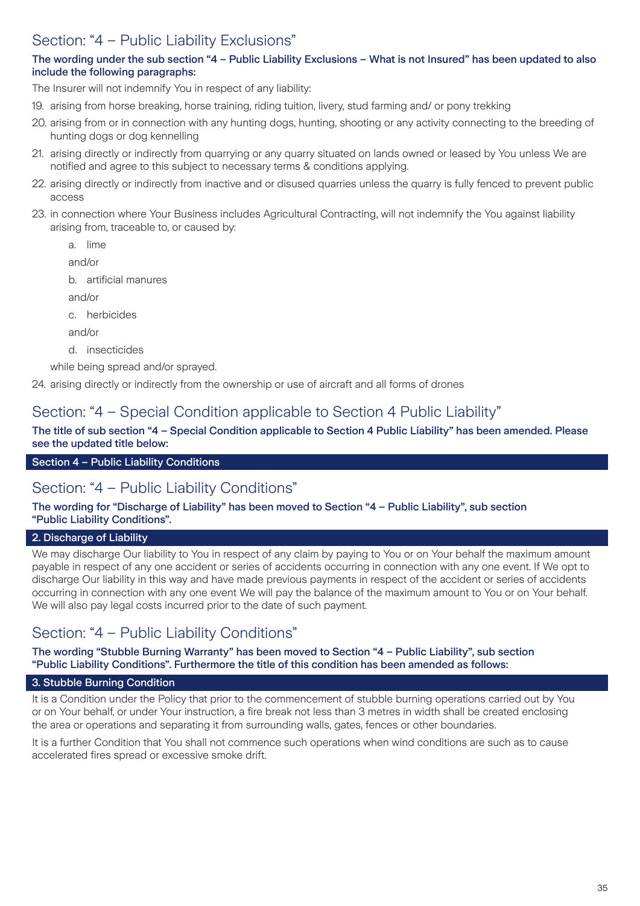## Section: "4 – Public Liability Exclusions"

**The wording under the sub section "4 – Public Liability Exclusions – What is not Insured" has been updated to also include the following paragraphs:**

The Insurer will not indemnify You in respect of any liability:

19. arising from horse breaking, horse training, riding tuition, livery, stud farming and/ or pony trekking
20. arising from or in connection with any hunting dogs, hunting, shooting or any activity connecting to the breeding of hunting dogs or dog kennelling
21. arising directly or indirectly from quarrying or any quarry situated on lands owned or leased by You unless We are notified and agree to this subject to necessary terms & conditions applying.
22. arising directly or indirectly from inactive and or disused quarries unless the quarry is fully fenced to prevent public access
23. in connection where Your Business includes Agricultural Contracting, will not indemnify the You against liability arising from, traceable to, or caused by:

    a. lime

    and/or

    b. artificial manures

    and/or

    c. herbicides

    and/or

    d. insecticides

    while being spread and/or sprayed.
24. arising directly or indirectly from the ownership or use of aircraft and all forms of drones

## Section: "4 – Special Condition applicable to Section 4 Public Liability"

**The title of sub section "4 – Special Condition applicable to Section 4 Public Liability" has been amended. Please see the updated title below:**

**Section 4 – Public Liability Conditions**

## Section: "4 – Public Liability Conditions"

**The wording for "Discharge of Liability" has been moved to Section "4 – Public Liability", sub section "Public Liability Conditions".**

**2. Discharge of Liability**

We may discharge Our liability to You in respect of any claim by paying to You or on Your behalf the maximum amount payable in respect of any one accident or series of accidents occurring in connection with any one event. If We opt to discharge Our liability in this way and have made previous payments in respect of the accident or series of accidents occurring in connection with any one event We will pay the balance of the maximum amount to You or on Your behalf. We will also pay legal costs incurred prior to the date of such payment.

## Section: "4 – Public Liability Conditions"

**The wording "Stubble Burning Warranty" has been moved to Section "4 – Public Liability", sub section "Public Liability Conditions". Furthermore the title of this condition has been amended as follows:**

**3. Stubble Burning Condition**

It is a Condition under the Policy that prior to the commencement of stubble burning operations carried out by You or on Your behalf, or under Your instruction, a fire break not less than 3 metres in width shall be created enclosing the area or operations and separating it from surrounding walls, gates, fences or other boundaries.

It is a further Condition that You shall not commence such operations when wind conditions are such as to cause accelerated fires spread or excessive smoke drift.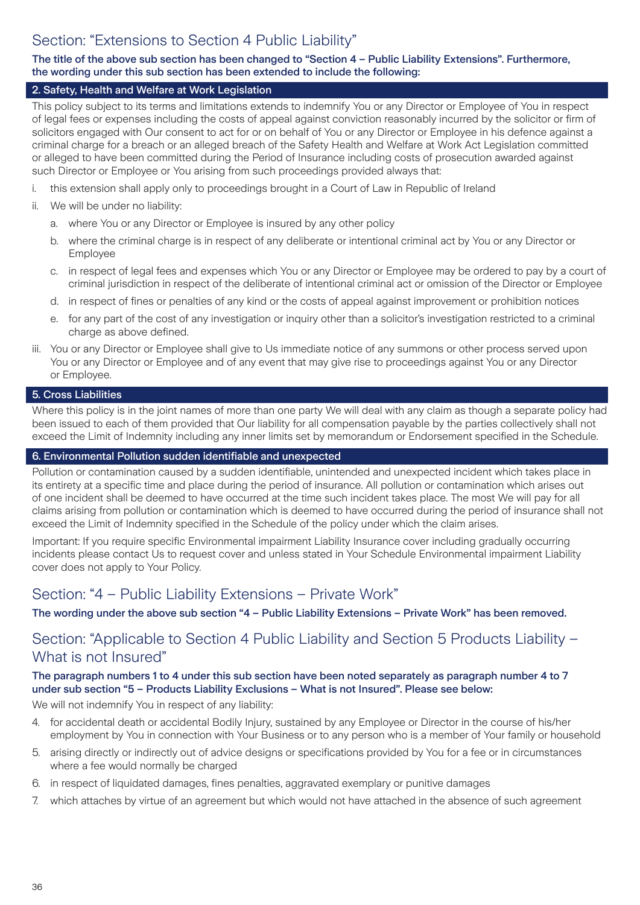## Section: "Extensions to Section 4 Public Liability"

**The title of the above sub section has been changed to "Section 4 – Public Liability Extensions". Furthermore, the wording under this sub section has been extended to include the following:**

### 2. Safety, Health and Welfare at Work Legislation

This policy subject to its terms and limitations extends to indemnify You or any Director or Employee of You in respect of legal fees or expenses including the costs of appeal against conviction reasonably incurred by the solicitor or firm of solicitors engaged with Our consent to act for or on behalf of You or any Director or Employee in his defence against a criminal charge for a breach or an alleged breach of the Safety Health and Welfare at Work Act Legislation committed or alleged to have been committed during the Period of Insurance including costs of prosecution awarded against such Director or Employee or You arising from such proceedings provided always that:

i. this extension shall apply only to proceedings brought in a Court of Law in Republic of Ireland

ii. We will be under no liability:

   a. where You or any Director or Employee is insured by any other policy

   b. where the criminal charge is in respect of any deliberate or intentional criminal act by You or any Director or Employee

   c. in respect of legal fees and expenses which You or any Director or Employee may be ordered to pay by a court of criminal jurisdiction in respect of the deliberate of intentional criminal act or omission of the Director or Employee

   d. in respect of fines or penalties of any kind or the costs of appeal against improvement or prohibition notices

   e. for any part of the cost of any investigation or inquiry other than a solicitor's investigation restricted to a criminal charge as above defined.

iii. You or any Director or Employee shall give to Us immediate notice of any summons or other process served upon You or any Director or Employee and of any event that may give rise to proceedings against You or any Director or Employee.

### 5. Cross Liabilities

Where this policy is in the joint names of more than one party We will deal with any claim as though a separate policy had been issued to each of them provided that Our liability for all compensation payable by the parties collectively shall not exceed the Limit of Indemnity including any inner limits set by memorandum or Endorsement specified in the Schedule.

### 6. Environmental Pollution sudden identifiable and unexpected

Pollution or contamination caused by a sudden identifiable, unintended and unexpected incident which takes place in its entirety at a specific time and place during the period of insurance. All pollution or contamination which arises out of one incident shall be deemed to have occurred at the time such incident takes place. The most We will pay for all claims arising from pollution or contamination which is deemed to have occurred during the period of insurance shall not exceed the Limit of Indemnity specified in the Schedule of the policy under which the claim arises.

Important: If you require specific Environmental impairment Liability Insurance cover including gradually occurring incidents please contact Us to request cover and unless stated in Your Schedule Environmental impairment Liability cover does not apply to Your Policy.

## Section: "4 – Public Liability Extensions – Private Work"

**The wording under the above sub section "4 – Public Liability Extensions – Private Work" has been removed.**

## Section: "Applicable to Section 4 Public Liability and Section 5 Products Liability – What is not Insured"

**The paragraph numbers 1 to 4 under this sub section have been noted separately as paragraph number 4 to 7 under sub section "5 – Products Liability Exclusions – What is not Insured". Please see below:**

We will not indemnify You in respect of any liability:

4. for accidental death or accidental Bodily Injury, sustained by any Employee or Director in the course of his/her employment by You in connection with Your Business or to any person who is a member of Your family or household
5. arising directly or indirectly out of advice designs or specifications provided by You for a fee or in circumstances where a fee would normally be charged
6. in respect of liquidated damages, fines penalties, aggravated exemplary or punitive damages
7. which attaches by virtue of an agreement but which would not have attached in the absence of such agreement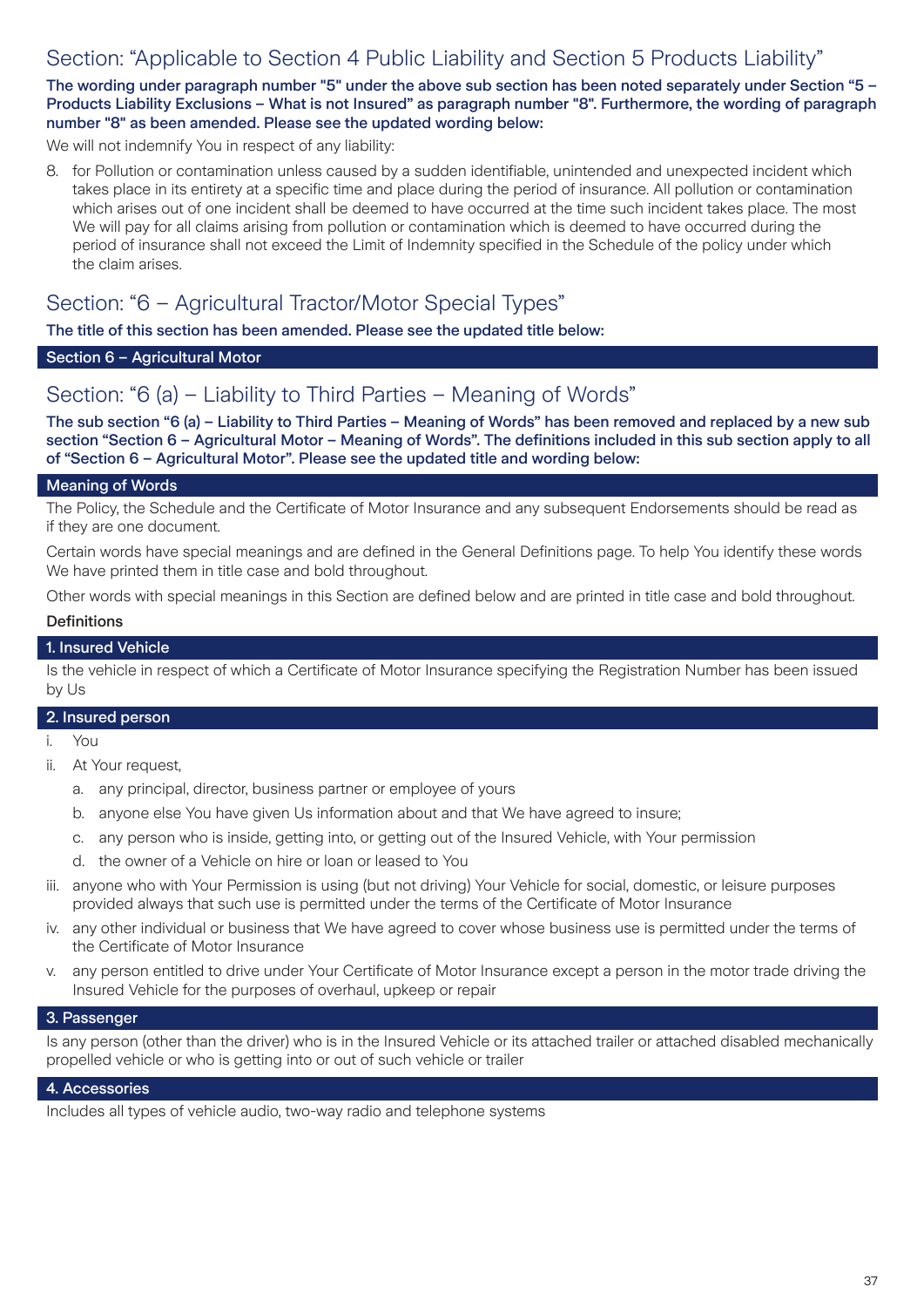## Section: "Applicable to Section 4 Public Liability and Section 5 Products Liability"

**The wording under paragraph number "5" under the above sub section has been noted separately under Section "5 – Products Liability Exclusions – What is not Insured" as paragraph number "8". Furthermore, the wording of paragraph number "8" as been amended. Please see the updated wording below:**

We will not indemnify You in respect of any liability:

8. for Pollution or contamination unless caused by a sudden identifiable, unintended and unexpected incident which takes place in its entirety at a specific time and place during the period of insurance. All pollution or contamination which arises out of one incident shall be deemed to have occurred at the time such incident takes place. The most We will pay for all claims arising from pollution or contamination which is deemed to have occurred during the period of insurance shall not exceed the Limit of Indemnity specified in the Schedule of the policy under which the claim arises.

## Section: "6 – Agricultural Tractor/Motor Special Types"

**The title of this section has been amended. Please see the updated title below:**

### Section 6 – Agricultural Motor

## Section: "6 (a) – Liability to Third Parties – Meaning of Words"

**The sub section "6 (a) – Liability to Third Parties – Meaning of Words" has been removed and replaced by a new sub section "Section 6 – Agricultural Motor – Meaning of Words". The definitions included in this sub section apply to all of "Section 6 – Agricultural Motor". Please see the updated title and wording below:**

### Meaning of Words

The Policy, the Schedule and the Certificate of Motor Insurance and any subsequent Endorsements should be read as if they are one document.

Certain words have special meanings and are defined in the General Definitions page. To help You identify these words We have printed them in title case and bold throughout.

Other words with special meanings in this Section are defined below and are printed in title case and bold throughout.

**Definitions**

### 1. Insured Vehicle

Is the vehicle in respect of which a Certificate of Motor Insurance specifying the Registration Number has been issued by Us

### 2. Insured person

i. You
ii. At Your request,
   a. any principal, director, business partner or employee of yours
   b. anyone else You have given Us information about and that We have agreed to insure;
   c. any person who is inside, getting into, or getting out of the Insured Vehicle, with Your permission
   d. the owner of a Vehicle on hire or loan or leased to You
iii. anyone who with Your Permission is using (but not driving) Your Vehicle for social, domestic, or leisure purposes provided always that such use is permitted under the terms of the Certificate of Motor Insurance
iv. any other individual or business that We have agreed to cover whose business use is permitted under the terms of the Certificate of Motor Insurance
v. any person entitled to drive under Your Certificate of Motor Insurance except a person in the motor trade driving the Insured Vehicle for the purposes of overhaul, upkeep or repair

### 3. Passenger

Is any person (other than the driver) who is in the Insured Vehicle or its attached trailer or attached disabled mechanically propelled vehicle or who is getting into or out of such vehicle or trailer

### 4. Accessories

Includes all types of vehicle audio, two-way radio and telephone systems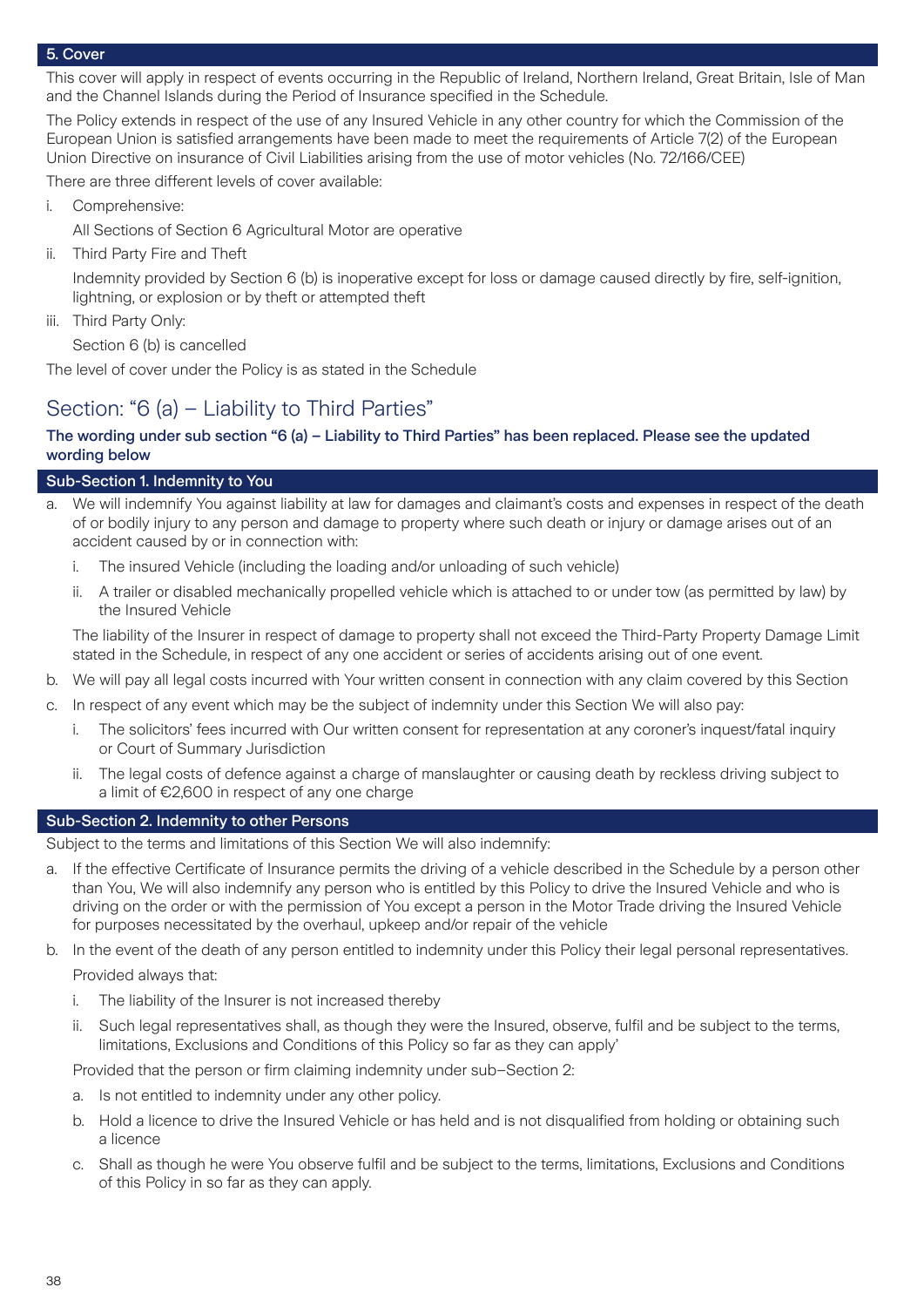## 5. Cover

This cover will apply in respect of events occurring in the Republic of Ireland, Northern Ireland, Great Britain, Isle of Man and the Channel Islands during the Period of Insurance specified in the Schedule.

The Policy extends in respect of the use of any Insured Vehicle in any other country for which the Commission of the European Union is satisfied arrangements have been made to meet the requirements of Article 7(2) of the European Union Directive on insurance of Civil Liabilities arising from the use of motor vehicles (No. 72/166/CEE)

There are three different levels of cover available:

i. Comprehensive:

   All Sections of Section 6 Agricultural Motor are operative

ii. Third Party Fire and Theft

   Indemnity provided by Section 6 (b) is inoperative except for loss or damage caused directly by fire, self-ignition, lightning, or explosion or by theft or attempted theft

iii. Third Party Only:

   Section 6 (b) is cancelled

The level of cover under the Policy is as stated in the Schedule

# Section: "6 (a) – Liability to Third Parties"

**The wording under sub section "6 (a) – Liability to Third Parties" has been replaced. Please see the updated wording below**

## Sub-Section 1. Indemnity to You

a. We will indemnify You against liability at law for damages and claimant's costs and expenses in respect of the death of or bodily injury to any person and damage to property where such death or injury or damage arises out of an accident caused by or in connection with:

   i. The insured Vehicle (including the loading and/or unloading of such vehicle)

   ii. A trailer or disabled mechanically propelled vehicle which is attached to or under tow (as permitted by law) by the Insured Vehicle

   The liability of the Insurer in respect of damage to property shall not exceed the Third-Party Property Damage Limit stated in the Schedule, in respect of any one accident or series of accidents arising out of one event.

b. We will pay all legal costs incurred with Your written consent in connection with any claim covered by this Section

c. In respect of any event which may be the subject of indemnity under this Section We will also pay:

   i. The solicitors' fees incurred with Our written consent for representation at any coroner's inquest/fatal inquiry or Court of Summary Jurisdiction

   ii. The legal costs of defence against a charge of manslaughter or causing death by reckless driving subject to a limit of €2,600 in respect of any one charge

## Sub-Section 2. Indemnity to other Persons

Subject to the terms and limitations of this Section We will also indemnify:

a. If the effective Certificate of Insurance permits the driving of a vehicle described in the Schedule by a person other than You, We will also indemnify any person who is entitled by this Policy to drive the Insured Vehicle and who is driving on the order or with the permission of You except a person in the Motor Trade driving the Insured Vehicle for purposes necessitated by the overhaul, upkeep and/or repair of the vehicle

b. In the event of the death of any person entitled to indemnity under this Policy their legal personal representatives.

   Provided always that:

   i. The liability of the Insurer is not increased thereby

   ii. Such legal representatives shall, as though they were the Insured, observe, fulfil and be subject to the terms, limitations, Exclusions and Conditions of this Policy so far as they can apply'

   Provided that the person or firm claiming indemnity under sub–Section 2:

   a. Is not entitled to indemnity under any other policy.

   b. Hold a licence to drive the Insured Vehicle or has held and is not disqualified from holding or obtaining such a licence

   c. Shall as though he were You observe fulfil and be subject to the terms, limitations, Exclusions and Conditions of this Policy in so far as they can apply.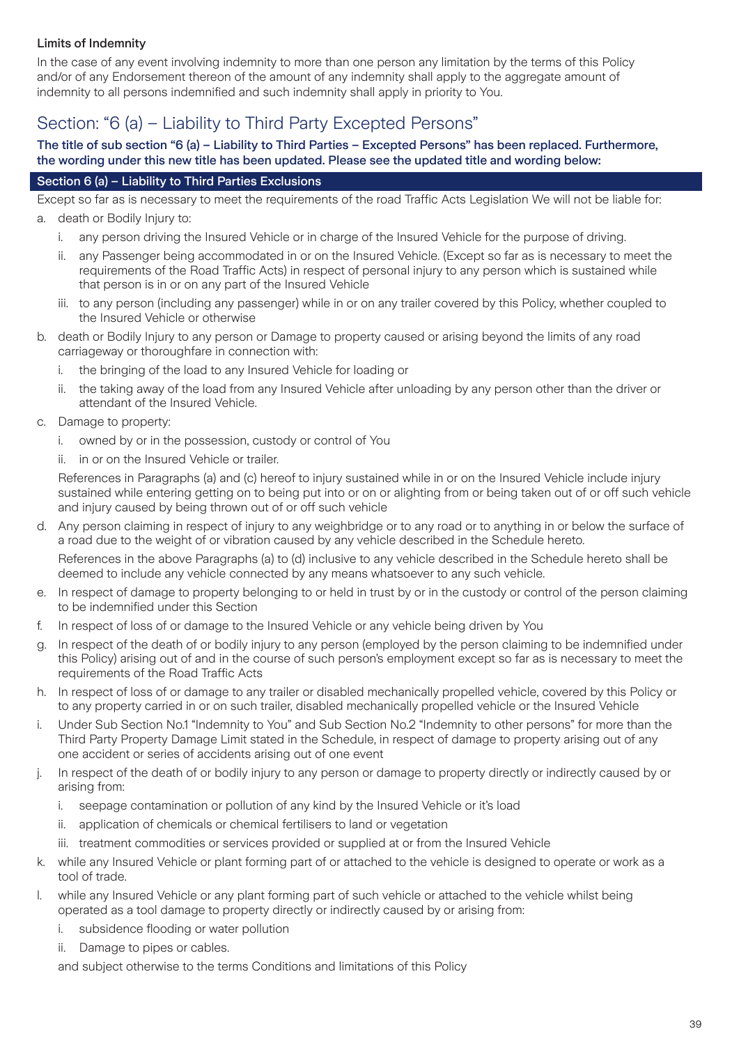**Limits of Indemnity**

In the case of any event involving indemnity to more than one person any limitation by the terms of this Policy and/or of any Endorsement thereon of the amount of any indemnity shall apply to the aggregate amount of indemnity to all persons indemnified and such indemnity shall apply in priority to You.

## Section: "6 (a) – Liability to Third Party Excepted Persons"

**The title of sub section "6 (a) – Liability to Third Parties – Excepted Persons" has been replaced. Furthermore, the wording under this new title has been updated. Please see the updated title and wording below:**

### Section 6 (a) – Liability to Third Parties Exclusions

Except so far as is necessary to meet the requirements of the road Traffic Acts Legislation We will not be liable for:

a. death or Bodily Injury to:
   i. any person driving the Insured Vehicle or in charge of the Insured Vehicle for the purpose of driving.
   ii. any Passenger being accommodated in or on the Insured Vehicle. (Except so far as is necessary to meet the requirements of the Road Traffic Acts) in respect of personal injury to any person which is sustained while that person is in or on any part of the Insured Vehicle
   iii. to any person (including any passenger) while in or on any trailer covered by this Policy, whether coupled to the Insured Vehicle or otherwise

b. death or Bodily Injury to any person or Damage to property caused or arising beyond the limits of any road carriageway or thoroughfare in connection with:
   i. the bringing of the load to any Insured Vehicle for loading or
   ii. the taking away of the load from any Insured Vehicle after unloading by any person other than the driver or attendant of the Insured Vehicle.

c. Damage to property:
   i. owned by or in the possession, custody or control of You
   ii. in or on the Insured Vehicle or trailer.

   References in Paragraphs (a) and (c) hereof to injury sustained while in or on the Insured Vehicle include injury sustained while entering getting on to being put into or on or alighting from or being taken out of or off such vehicle and injury caused by being thrown out of or off such vehicle

d. Any person claiming in respect of injury to any weighbridge or to any road or to anything in or below the surface of a road due to the weight of or vibration caused by any vehicle described in the Schedule hereto.

   References in the above Paragraphs (a) to (d) inclusive to any vehicle described in the Schedule hereto shall be deemed to include any vehicle connected by any means whatsoever to any such vehicle.

e. In respect of damage to property belonging to or held in trust by or in the custody or control of the person claiming to be indemnified under this Section

f. In respect of loss of or damage to the Insured Vehicle or any vehicle being driven by You

g. In respect of the death of or bodily injury to any person (employed by the person claiming to be indemnified under this Policy) arising out of and in the course of such person's employment except so far as is necessary to meet the requirements of the Road Traffic Acts

h. In respect of loss of or damage to any trailer or disabled mechanically propelled vehicle, covered by this Policy or to any property carried in or on such trailer, disabled mechanically propelled vehicle or the Insured Vehicle

i. Under Sub Section No.1 "Indemnity to You" and Sub Section No.2 "Indemnity to other persons" for more than the Third Party Property Damage Limit stated in the Schedule, in respect of damage to property arising out of any one accident or series of accidents arising out of one event

j. In respect of the death of or bodily injury to any person or damage to property directly or indirectly caused by or arising from:
   i. seepage contamination or pollution of any kind by the Insured Vehicle or it's load
   ii. application of chemicals or chemical fertilisers to land or vegetation
   iii. treatment commodities or services provided or supplied at or from the Insured Vehicle

k. while any Insured Vehicle or plant forming part of or attached to the vehicle is designed to operate or work as a tool of trade.

l. while any Insured Vehicle or any plant forming part of such vehicle or attached to the vehicle whilst being operated as a tool damage to property directly or indirectly caused by or arising from:
   i. subsidence flooding or water pollution
   ii. Damage to pipes or cables.

   and subject otherwise to the terms Conditions and limitations of this Policy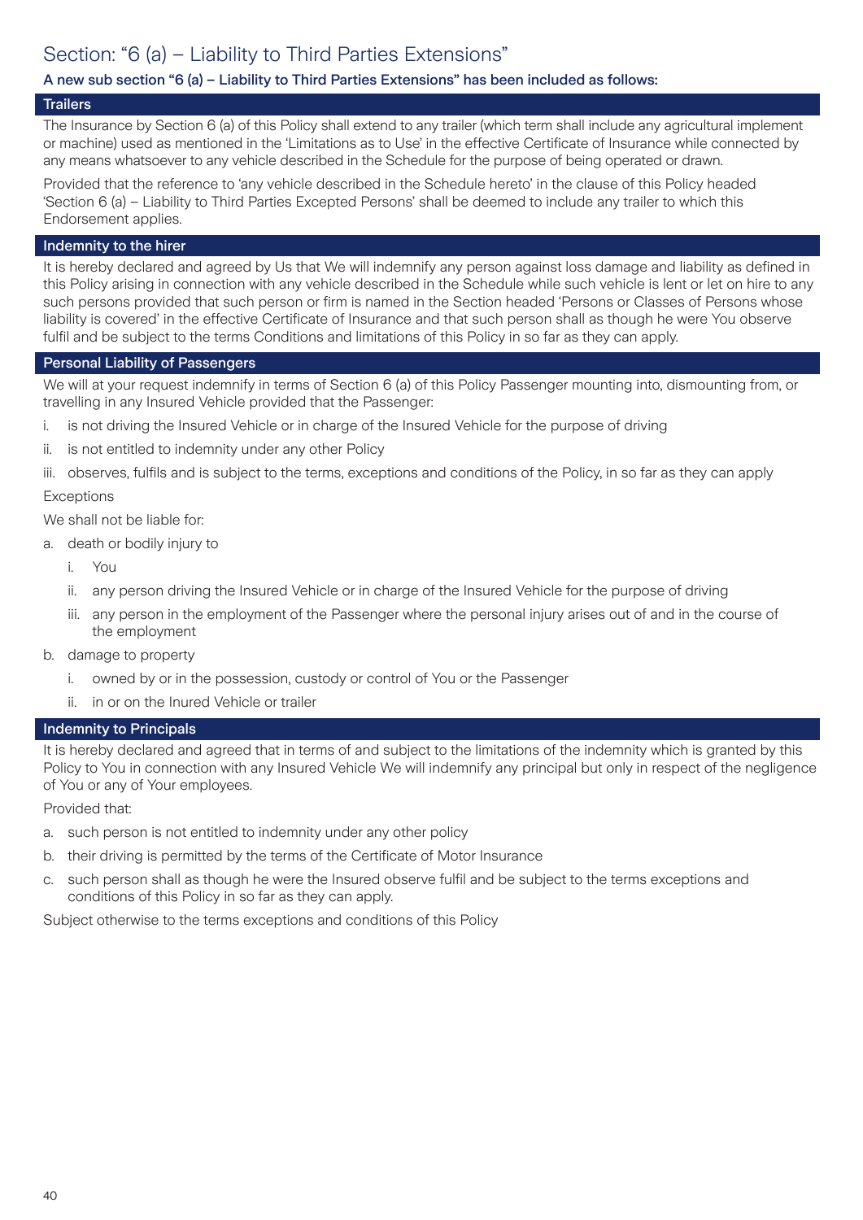# Section: "6 (a) – Liability to Third Parties Extensions"

**A new sub section "6 (a) – Liability to Third Parties Extensions" has been included as follows:**

### Trailers

The Insurance by Section 6 (a) of this Policy shall extend to any trailer (which term shall include any agricultural implement or machine) used as mentioned in the 'Limitations as to Use' in the effective Certificate of Insurance while connected by any means whatsoever to any vehicle described in the Schedule for the purpose of being operated or drawn.

Provided that the reference to 'any vehicle described in the Schedule hereto' in the clause of this Policy headed 'Section 6 (a) – Liability to Third Parties Excepted Persons' shall be deemed to include any trailer to which this Endorsement applies.

### Indemnity to the hirer

It is hereby declared and agreed by Us that We will indemnify any person against loss damage and liability as defined in this Policy arising in connection with any vehicle described in the Schedule while such vehicle is lent or let on hire to any such persons provided that such person or firm is named in the Section headed 'Persons or Classes of Persons whose liability is covered' in the effective Certificate of Insurance and that such person shall as though he were You observe fulfil and be subject to the terms Conditions and limitations of this Policy in so far as they can apply.

### Personal Liability of Passengers

We will at your request indemnify in terms of Section 6 (a) of this Policy Passenger mounting into, dismounting from, or travelling in any Insured Vehicle provided that the Passenger:

i. is not driving the Insured Vehicle or in charge of the Insured Vehicle for the purpose of driving
ii. is not entitled to indemnity under any other Policy
iii. observes, fulfils and is subject to the terms, exceptions and conditions of the Policy, in so far as they can apply

Exceptions

We shall not be liable for:

a. death or bodily injury to
   i. You
   ii. any person driving the Insured Vehicle or in charge of the Insured Vehicle for the purpose of driving
   iii. any person in the employment of the Passenger where the personal injury arises out of and in the course of the employment
b. damage to property
   i. owned by or in the possession, custody or control of You or the Passenger
   ii. in or on the Inured Vehicle or trailer

### Indemnity to Principals

It is hereby declared and agreed that in terms of and subject to the limitations of the indemnity which is granted by this Policy to You in connection with any Insured Vehicle We will indemnify any principal but only in respect of the negligence of You or any of Your employees.

Provided that:

a. such person is not entitled to indemnity under any other policy
b. their driving is permitted by the terms of the Certificate of Motor Insurance
c. such person shall as though he were the Insured observe fulfil and be subject to the terms exceptions and conditions of this Policy in so far as they can apply.

Subject otherwise to the terms exceptions and conditions of this Policy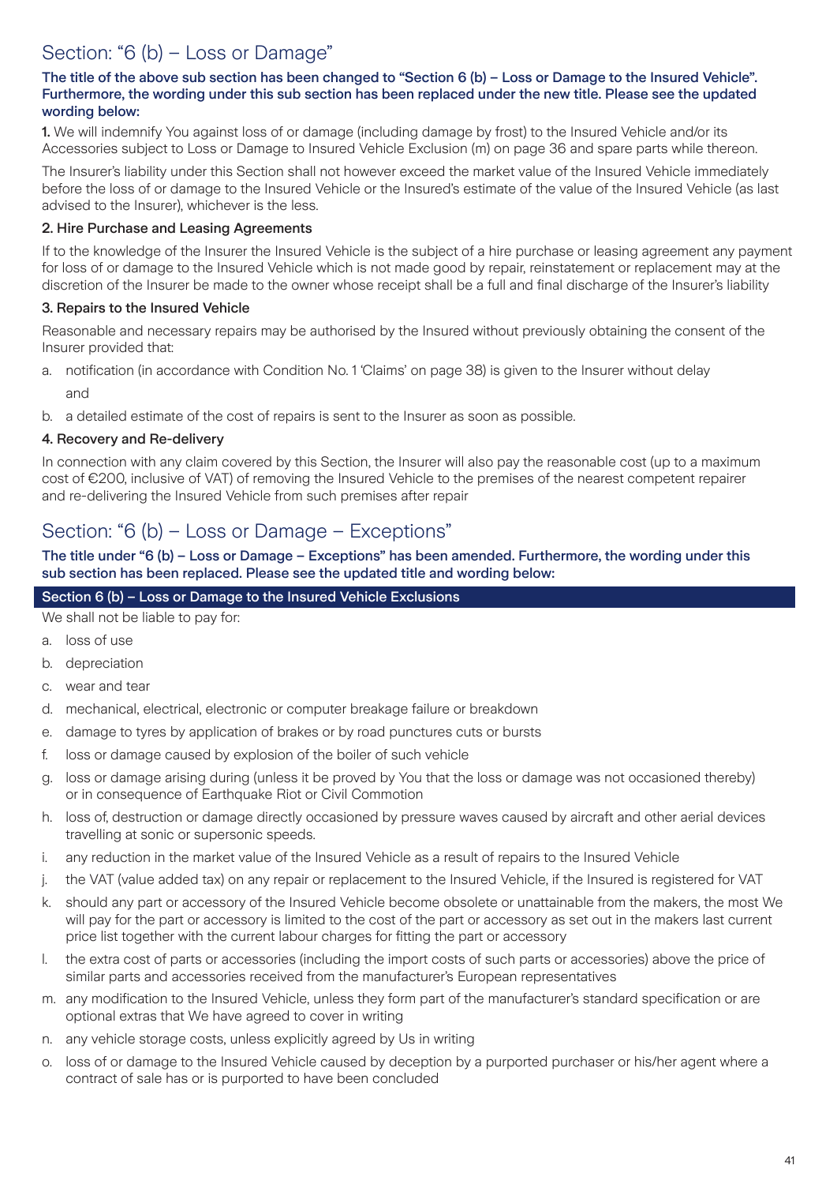## Section: "6 (b) – Loss or Damage"

**The title of the above sub section has been changed to "Section 6 (b) – Loss or Damage to the Insured Vehicle". Furthermore, the wording under this sub section has been replaced under the new title. Please see the updated wording below:**

**1.** We will indemnify You against loss of or damage (including damage by frost) to the Insured Vehicle and/or its Accessories subject to Loss or Damage to Insured Vehicle Exclusion (m) on page 36 and spare parts while thereon.

The Insurer's liability under this Section shall not however exceed the market value of the Insured Vehicle immediately before the loss of or damage to the Insured Vehicle or the Insured's estimate of the value of the Insured Vehicle (as last advised to the Insurer), whichever is the less.

**2. Hire Purchase and Leasing Agreements**

If to the knowledge of the Insurer the Insured Vehicle is the subject of a hire purchase or leasing agreement any payment for loss of or damage to the Insured Vehicle which is not made good by repair, reinstatement or replacement may at the discretion of the Insurer be made to the owner whose receipt shall be a full and final discharge of the Insurer's liability

**3. Repairs to the Insured Vehicle**

Reasonable and necessary repairs may be authorised by the Insured without previously obtaining the consent of the Insurer provided that:

a. notification (in accordance with Condition No. 1 'Claims' on page 38) is given to the Insurer without delay

   and

b. a detailed estimate of the cost of repairs is sent to the Insurer as soon as possible.

**4. Recovery and Re-delivery**

In connection with any claim covered by this Section, the Insurer will also pay the reasonable cost (up to a maximum cost of €200, inclusive of VAT) of removing the Insured Vehicle to the premises of the nearest competent repairer and re-delivering the Insured Vehicle from such premises after repair

## Section: "6 (b) – Loss or Damage – Exceptions"

**The title under "6 (b) – Loss or Damage – Exceptions" has been amended. Furthermore, the wording under this sub section has been replaced. Please see the updated title and wording below:**

### Section 6 (b) – Loss or Damage to the Insured Vehicle Exclusions

We shall not be liable to pay for:

a. loss of use
b. depreciation
c. wear and tear
d. mechanical, electrical, electronic or computer breakage failure or breakdown
e. damage to tyres by application of brakes or by road punctures cuts or bursts
f. loss or damage caused by explosion of the boiler of such vehicle
g. loss or damage arising during (unless it be proved by You that the loss or damage was not occasioned thereby) or in consequence of Earthquake Riot or Civil Commotion
h. loss of, destruction or damage directly occasioned by pressure waves caused by aircraft and other aerial devices travelling at sonic or supersonic speeds.
i. any reduction in the market value of the Insured Vehicle as a result of repairs to the Insured Vehicle
j. the VAT (value added tax) on any repair or replacement to the Insured Vehicle, if the Insured is registered for VAT
k. should any part or accessory of the Insured Vehicle become obsolete or unattainable from the makers, the most We will pay for the part or accessory is limited to the cost of the part or accessory as set out in the makers last current price list together with the current labour charges for fitting the part or accessory
l. the extra cost of parts or accessories (including the import costs of such parts or accessories) above the price of similar parts and accessories received from the manufacturer's European representatives
m. any modification to the Insured Vehicle, unless they form part of the manufacturer's standard specification or are optional extras that We have agreed to cover in writing
n. any vehicle storage costs, unless explicitly agreed by Us in writing
o. loss of or damage to the Insured Vehicle caused by deception by a purported purchaser or his/her agent where a contract of sale has or is purported to have been concluded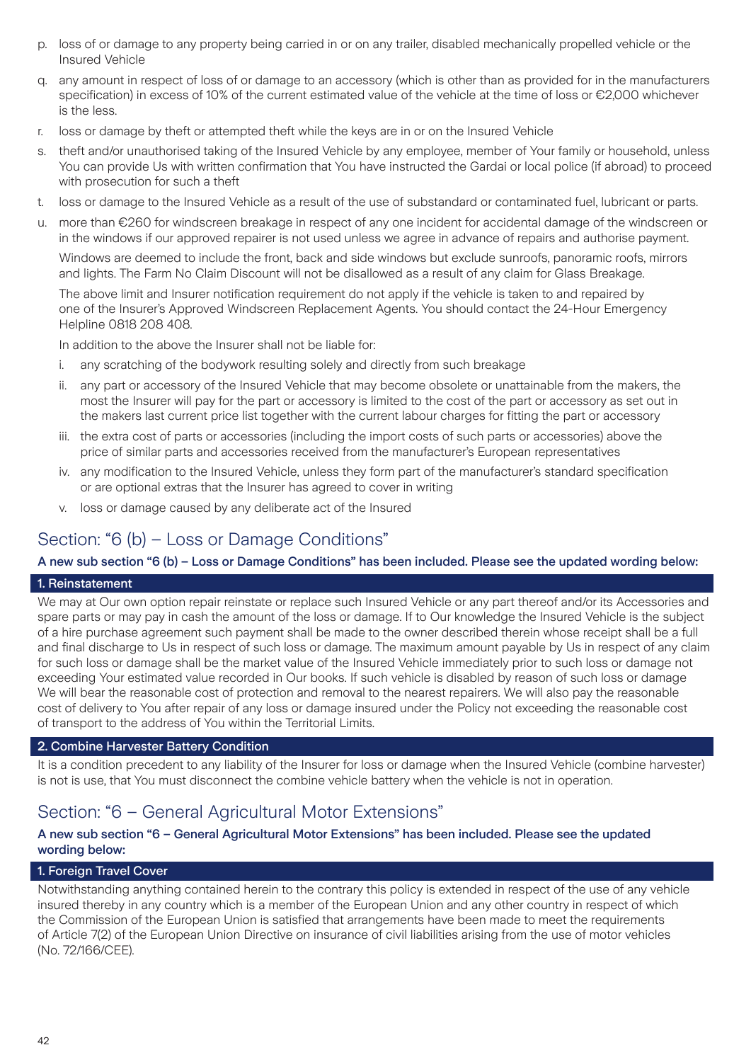p. loss of or damage to any property being carried in or on any trailer, disabled mechanically propelled vehicle or the Insured Vehicle
q. any amount in respect of loss of or damage to an accessory (which is other than as provided for in the manufacturers specification) in excess of 10% of the current estimated value of the vehicle at the time of loss or €2,000 whichever is the less.
r. loss or damage by theft or attempted theft while the keys are in or on the Insured Vehicle
s. theft and/or unauthorised taking of the Insured Vehicle by any employee, member of Your family or household, unless You can provide Us with written confirmation that You have instructed the Gardai or local police (if abroad) to proceed with prosecution for such a theft
t. loss or damage to the Insured Vehicle as a result of the use of substandard or contaminated fuel, lubricant or parts.
u. more than €260 for windscreen breakage in respect of any one incident for accidental damage of the windscreen or in the windows if our approved repairer is not used unless we agree in advance of repairs and authorise payment.

   Windows are deemed to include the front, back and side windows but exclude sunroofs, panoramic roofs, mirrors and lights. The Farm No Claim Discount will not be disallowed as a result of any claim for Glass Breakage.

   The above limit and Insurer notification requirement do not apply if the vehicle is taken to and repaired by one of the Insurer's Approved Windscreen Replacement Agents. You should contact the 24-Hour Emergency Helpline 0818 208 408.

   In addition to the above the Insurer shall not be liable for:

   i. any scratching of the bodywork resulting solely and directly from such breakage
   ii. any part or accessory of the Insured Vehicle that may become obsolete or unattainable from the makers, the most the Insurer will pay for the part or accessory is limited to the cost of the part or accessory as set out in the makers last current price list together with the current labour charges for fitting the part or accessory
   iii. the extra cost of parts or accessories (including the import costs of such parts or accessories) above the price of similar parts and accessories received from the manufacturer's European representatives
   iv. any modification to the Insured Vehicle, unless they form part of the manufacturer's standard specification or are optional extras that the Insurer has agreed to cover in writing
   v. loss or damage caused by any deliberate act of the Insured

## Section: "6 (b) – Loss or Damage Conditions"

**A new sub section "6 (b) – Loss or Damage Conditions" has been included. Please see the updated wording below:**

### 1. Reinstatement

We may at Our own option repair reinstate or replace such Insured Vehicle or any part thereof and/or its Accessories and spare parts or may pay in cash the amount of the loss or damage. If to Our knowledge the Insured Vehicle is the subject of a hire purchase agreement such payment shall be made to the owner described therein whose receipt shall be a full and final discharge to Us in respect of such loss or damage. The maximum amount payable by Us in respect of any claim for such loss or damage shall be the market value of the Insured Vehicle immediately prior to such loss or damage not exceeding Your estimated value recorded in Our books. If such vehicle is disabled by reason of such loss or damage We will bear the reasonable cost of protection and removal to the nearest repairers. We will also pay the reasonable cost of delivery to You after repair of any loss or damage insured under the Policy not exceeding the reasonable cost of transport to the address of You within the Territorial Limits.

### 2. Combine Harvester Battery Condition

It is a condition precedent to any liability of the Insurer for loss or damage when the Insured Vehicle (combine harvester) is not is use, that You must disconnect the combine vehicle battery when the vehicle is not in operation.

## Section: "6 – General Agricultural Motor Extensions"

**A new sub section "6 – General Agricultural Motor Extensions" has been included. Please see the updated wording below:**

### 1. Foreign Travel Cover

Notwithstanding anything contained herein to the contrary this policy is extended in respect of the use of any vehicle insured thereby in any country which is a member of the European Union and any other country in respect of which the Commission of the European Union is satisfied that arrangements have been made to meet the requirements of Article 7(2) of the European Union Directive on insurance of civil liabilities arising from the use of motor vehicles (No. 72/166/CEE).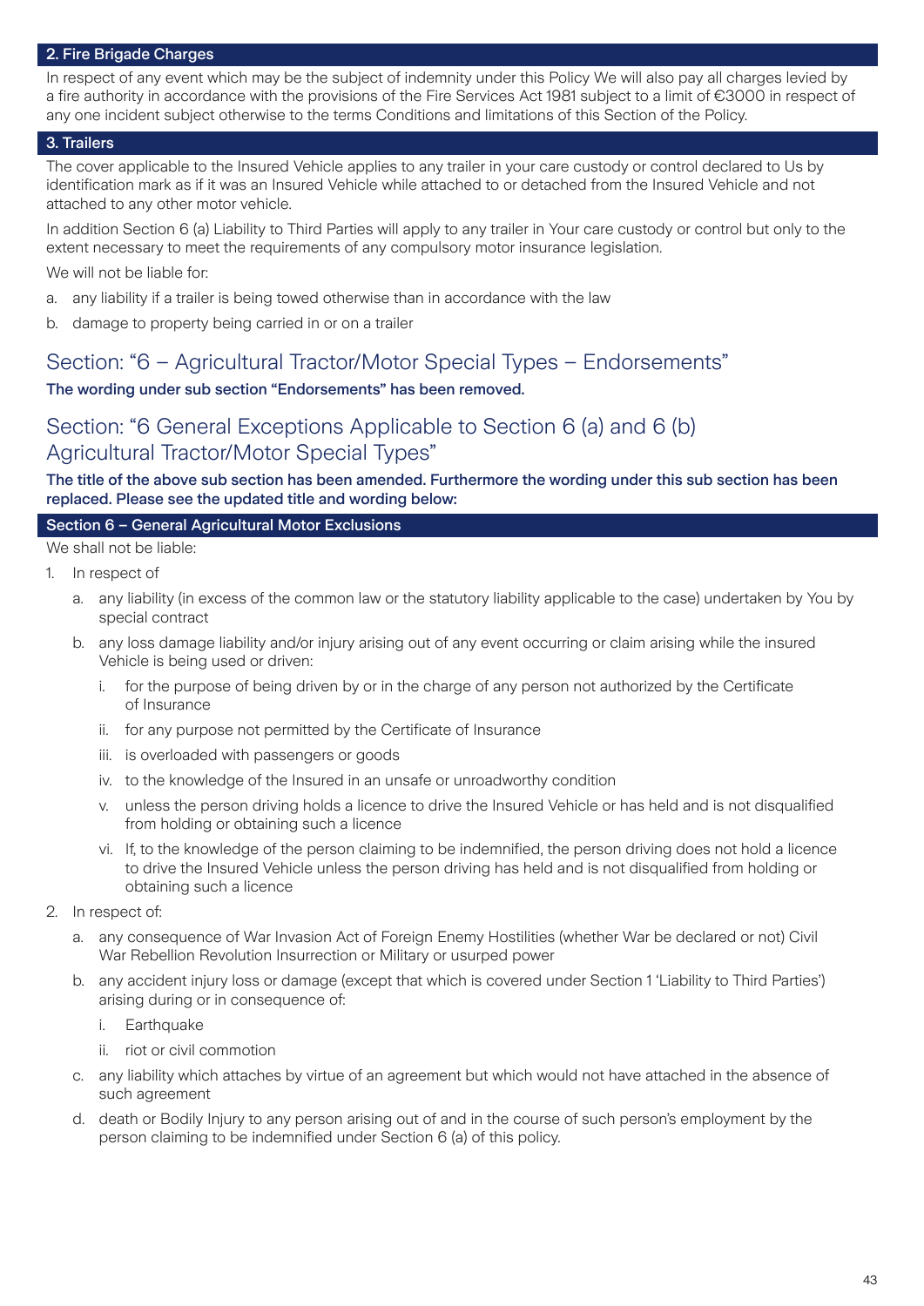### 2. Fire Brigade Charges

In respect of any event which may be the subject of indemnity under this Policy We will also pay all charges levied by a fire authority in accordance with the provisions of the Fire Services Act 1981 subject to a limit of €3000 in respect of any one incident subject otherwise to the terms Conditions and limitations of this Section of the Policy.

### 3. Trailers

The cover applicable to the Insured Vehicle applies to any trailer in your care custody or control declared to Us by identification mark as if it was an Insured Vehicle while attached to or detached from the Insured Vehicle and not attached to any other motor vehicle.

In addition Section 6 (a) Liability to Third Parties will apply to any trailer in Your care custody or control but only to the extent necessary to meet the requirements of any compulsory motor insurance legislation.

We will not be liable for:

a. any liability if a trailer is being towed otherwise than in accordance with the law

b. damage to property being carried in or on a trailer

## Section: "6 – Agricultural Tractor/Motor Special Types – Endorsements"

**The wording under sub section "Endorsements" has been removed.**

## Section: "6 General Exceptions Applicable to Section 6 (a) and 6 (b) Agricultural Tractor/Motor Special Types"

**The title of the above sub section has been amended. Furthermore the wording under this sub section has been replaced. Please see the updated title and wording below:**

### Section 6 – General Agricultural Motor Exclusions

We shall not be liable:

1. In respect of
   a. any liability (in excess of the common law or the statutory liability applicable to the case) undertaken by You by special contract
   b. any loss damage liability and/or injury arising out of any event occurring or claim arising while the insured Vehicle is being used or driven:
      i. for the purpose of being driven by or in the charge of any person not authorized by the Certificate of Insurance
      ii. for any purpose not permitted by the Certificate of Insurance
      iii. is overloaded with passengers or goods
      iv. to the knowledge of the Insured in an unsafe or unroadworthy condition
      v. unless the person driving holds a licence to drive the Insured Vehicle or has held and is not disqualified from holding or obtaining such a licence
      vi. If, to the knowledge of the person claiming to be indemnified, the person driving does not hold a licence to drive the Insured Vehicle unless the person driving has held and is not disqualified from holding or obtaining such a licence
2. In respect of:
   a. any consequence of War Invasion Act of Foreign Enemy Hostilities (whether War be declared or not) Civil War Rebellion Revolution Insurrection or Military or usurped power
   b. any accident injury loss or damage (except that which is covered under Section 1 'Liability to Third Parties') arising during or in consequence of:
      i. Earthquake
      ii. riot or civil commotion
   c. any liability which attaches by virtue of an agreement but which would not have attached in the absence of such agreement
   d. death or Bodily Injury to any person arising out of and in the course of such person's employment by the person claiming to be indemnified under Section 6 (a) of this policy.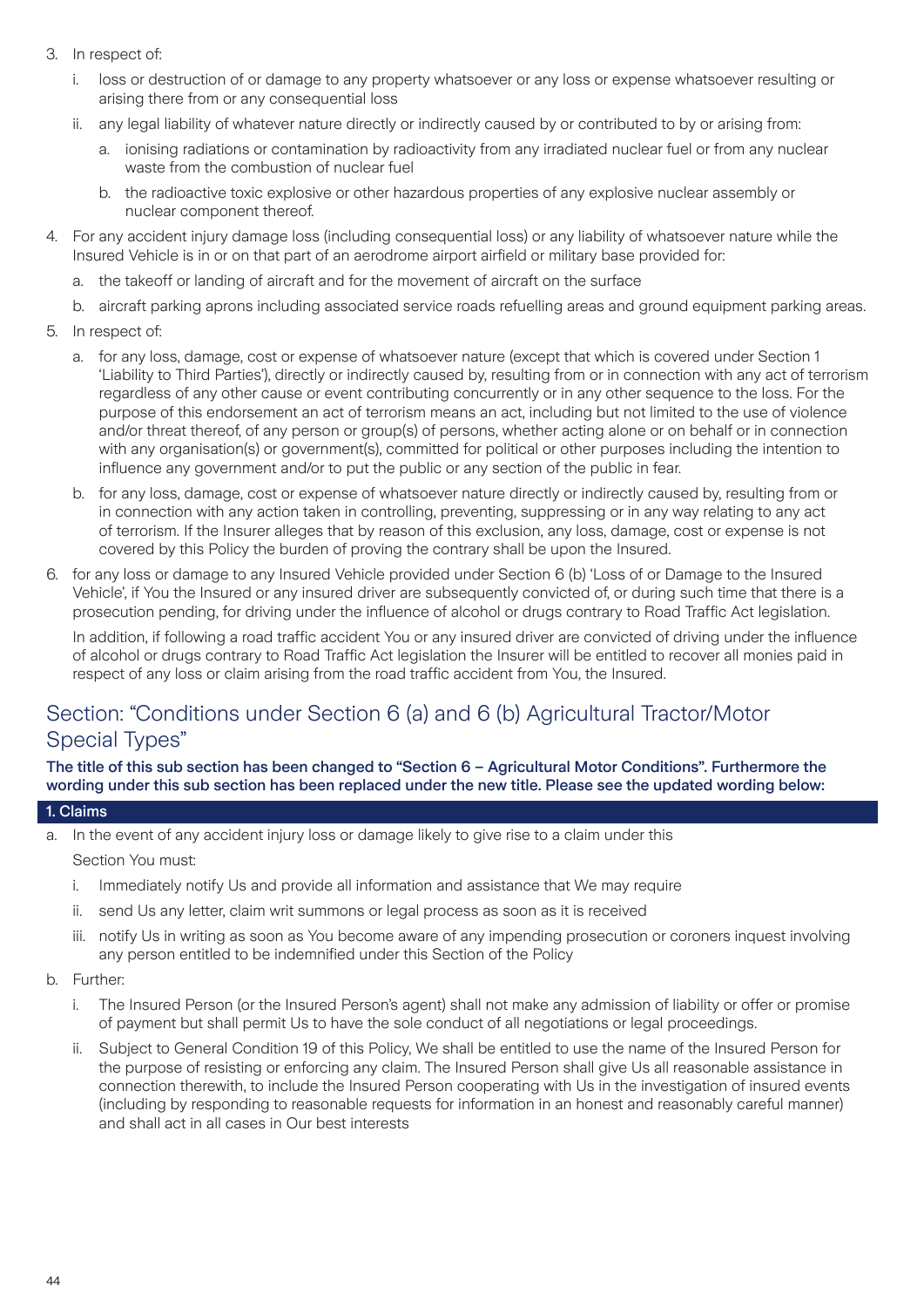3. In respect of:
   i. loss or destruction of or damage to any property whatsoever or any loss or expense whatsoever resulting or arising there from or any consequential loss
   ii. any legal liability of whatever nature directly or indirectly caused by or contributed to by or arising from:
      a. ionising radiations or contamination by radioactivity from any irradiated nuclear fuel or from any nuclear waste from the combustion of nuclear fuel
      b. the radioactive toxic explosive or other hazardous properties of any explosive nuclear assembly or nuclear component thereof.
4. For any accident injury damage loss (including consequential loss) or any liability of whatsoever nature while the Insured Vehicle is in or on that part of an aerodrome airport airfield or military base provided for:
   a. the takeoff or landing of aircraft and for the movement of aircraft on the surface
   b. aircraft parking aprons including associated service roads refuelling areas and ground equipment parking areas.
5. In respect of:
   a. for any loss, damage, cost or expense of whatsoever nature (except that which is covered under Section 1 'Liability to Third Parties'), directly or indirectly caused by, resulting from or in connection with any act of terrorism regardless of any other cause or event contributing concurrently or in any other sequence to the loss. For the purpose of this endorsement an act of terrorism means an act, including but not limited to the use of violence and/or threat thereof, of any person or group(s) of persons, whether acting alone or on behalf or in connection with any organisation(s) or government(s), committed for political or other purposes including the intention to influence any government and/or to put the public or any section of the public in fear.
   b. for any loss, damage, cost or expense of whatsoever nature directly or indirectly caused by, resulting from or in connection with any action taken in controlling, preventing, suppressing or in any way relating to any act of terrorism. If the Insurer alleges that by reason of this exclusion, any loss, damage, cost or expense is not covered by this Policy the burden of proving the contrary shall be upon the Insured.
6. for any loss or damage to any Insured Vehicle provided under Section 6 (b) 'Loss of or Damage to the Insured Vehicle', if You the Insured or any insured driver are subsequently convicted of, or during such time that there is a prosecution pending, for driving under the influence of alcohol or drugs contrary to Road Traffic Act legislation.

   In addition, if following a road traffic accident You or any insured driver are convicted of driving under the influence of alcohol or drugs contrary to Road Traffic Act legislation the Insurer will be entitled to recover all monies paid in respect of any loss or claim arising from the road traffic accident from You, the Insured.

## Section: "Conditions under Section 6 (a) and 6 (b) Agricultural Tractor/Motor Special Types"

**The title of this sub section has been changed to "Section 6 – Agricultural Motor Conditions". Furthermore the wording under this sub section has been replaced under the new title. Please see the updated wording below:**

### 1. Claims

a. In the event of any accident injury loss or damage likely to give rise to a claim under this Section You must:
   i. Immediately notify Us and provide all information and assistance that We may require
   ii. send Us any letter, claim writ summons or legal process as soon as it is received
   iii. notify Us in writing as soon as You become aware of any impending prosecution or coroners inquest involving any person entitled to be indemnified under this Section of the Policy
b. Further:
   i. The Insured Person (or the Insured Person's agent) shall not make any admission of liability or offer or promise of payment but shall permit Us to have the sole conduct of all negotiations or legal proceedings.
   ii. Subject to General Condition 19 of this Policy, We shall be entitled to use the name of the Insured Person for the purpose of resisting or enforcing any claim. The Insured Person shall give Us all reasonable assistance in connection therewith, to include the Insured Person cooperating with Us in the investigation of insured events (including by responding to reasonable requests for information in an honest and reasonably careful manner) and shall act in all cases in Our best interests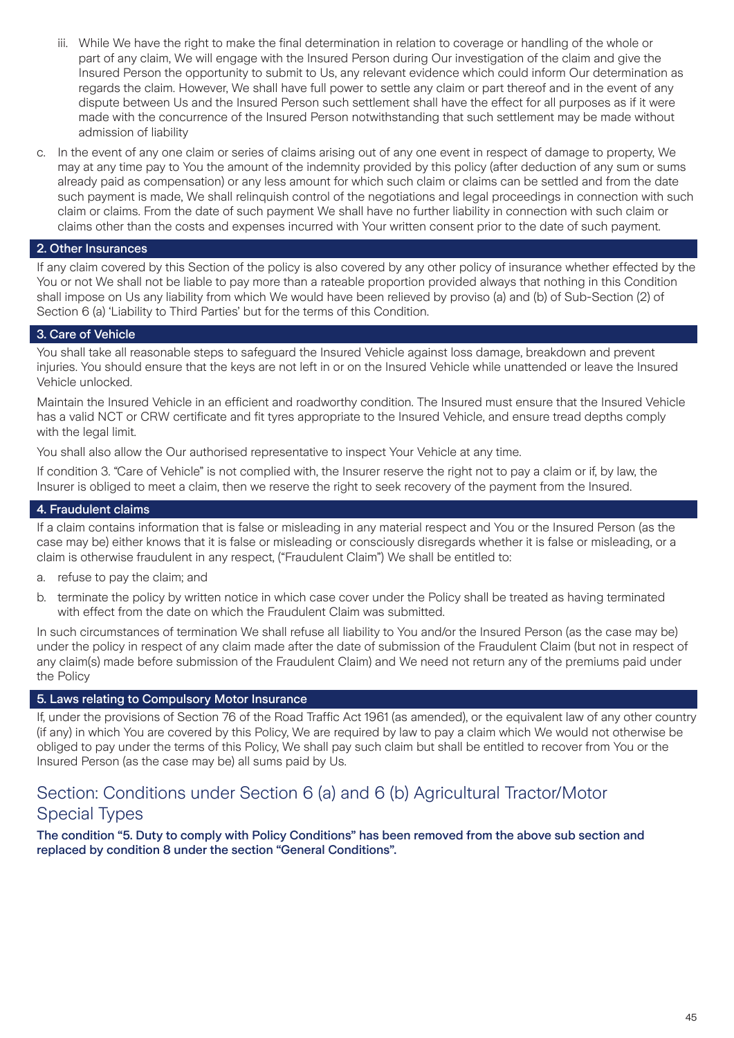iii. While We have the right to make the final determination in relation to coverage or handling of the whole or part of any claim, We will engage with the Insured Person during Our investigation of the claim and give the Insured Person the opportunity to submit to Us, any relevant evidence which could inform Our determination as regards the claim. However, We shall have full power to settle any claim or part thereof and in the event of any dispute between Us and the Insured Person such settlement shall have the effect for all purposes as if it were made with the concurrence of the Insured Person notwithstanding that such settlement may be made without admission of liability

c. In the event of any one claim or series of claims arising out of any one event in respect of damage to property, We may at any time pay to You the amount of the indemnity provided by this policy (after deduction of any sum or sums already paid as compensation) or any less amount for which such claim or claims can be settled and from the date such payment is made, We shall relinquish control of the negotiations and legal proceedings in connection with such claim or claims. From the date of such payment We shall have no further liability in connection with such claim or claims other than the costs and expenses incurred with Your written consent prior to the date of such payment.

### 2. Other Insurances

If any claim covered by this Section of the policy is also covered by any other policy of insurance whether effected by the You or not We shall not be liable to pay more than a rateable proportion provided always that nothing in this Condition shall impose on Us any liability from which We would have been relieved by proviso (a) and (b) of Sub-Section (2) of Section 6 (a) 'Liability to Third Parties' but for the terms of this Condition.

### 3. Care of Vehicle

You shall take all reasonable steps to safeguard the Insured Vehicle against loss damage, breakdown and prevent injuries. You should ensure that the keys are not left in or on the Insured Vehicle while unattended or leave the Insured Vehicle unlocked.

Maintain the Insured Vehicle in an efficient and roadworthy condition. The Insured must ensure that the Insured Vehicle has a valid NCT or CRW certificate and fit tyres appropriate to the Insured Vehicle, and ensure tread depths comply with the legal limit.

You shall also allow the Our authorised representative to inspect Your Vehicle at any time.

If condition 3. "Care of Vehicle" is not complied with, the Insurer reserve the right not to pay a claim or if, by law, the Insurer is obliged to meet a claim, then we reserve the right to seek recovery of the payment from the Insured.

### 4. Fraudulent claims

If a claim contains information that is false or misleading in any material respect and You or the Insured Person (as the case may be) either knows that it is false or misleading or consciously disregards whether it is false or misleading, or a claim is otherwise fraudulent in any respect, ("Fraudulent Claim") We shall be entitled to:

a. refuse to pay the claim; and

b. terminate the policy by written notice in which case cover under the Policy shall be treated as having terminated with effect from the date on which the Fraudulent Claim was submitted.

In such circumstances of termination We shall refuse all liability to You and/or the Insured Person (as the case may be) under the policy in respect of any claim made after the date of submission of the Fraudulent Claim (but not in respect of any claim(s) made before submission of the Fraudulent Claim) and We need not return any of the premiums paid under the Policy

### 5. Laws relating to Compulsory Motor Insurance

If, under the provisions of Section 76 of the Road Traffic Act 1961 (as amended), or the equivalent law of any other country (if any) in which You are covered by this Policy, We are required by law to pay a claim which We would not otherwise be obliged to pay under the terms of this Policy, We shall pay such claim but shall be entitled to recover from You or the Insured Person (as the case may be) all sums paid by Us.

## Section: Conditions under Section 6 (a) and 6 (b) Agricultural Tractor/Motor Special Types

**The condition "5. Duty to comply with Policy Conditions" has been removed from the above sub section and replaced by condition 8 under the section "General Conditions".**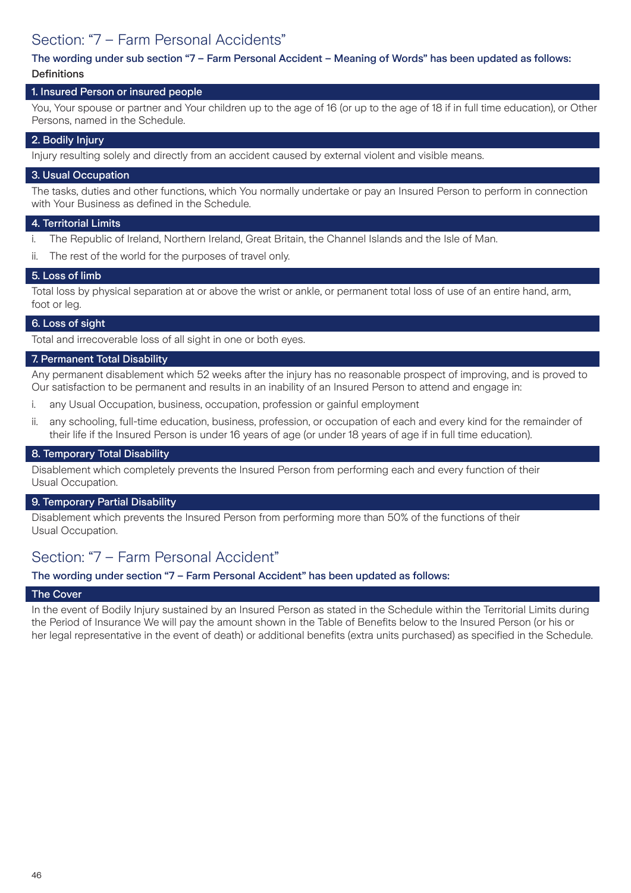## Section: "7 – Farm Personal Accidents"

**The wording under sub section "7 – Farm Personal Accident – Meaning of Words" has been updated as follows:**

**Definitions**

### 1. Insured Person or insured people

You, Your spouse or partner and Your children up to the age of 16 (or up to the age of 18 if in full time education), or Other Persons, named in the Schedule.

### 2. Bodily Injury

Injury resulting solely and directly from an accident caused by external violent and visible means.

### 3. Usual Occupation

The tasks, duties and other functions, which You normally undertake or pay an Insured Person to perform in connection with Your Business as defined in the Schedule.

### 4. Territorial Limits

i. The Republic of Ireland, Northern Ireland, Great Britain, the Channel Islands and the Isle of Man.

ii. The rest of the world for the purposes of travel only.

### 5. Loss of limb

Total loss by physical separation at or above the wrist or ankle, or permanent total loss of use of an entire hand, arm, foot or leg.

### 6. Loss of sight

Total and irrecoverable loss of all sight in one or both eyes.

### 7. Permanent Total Disability

Any permanent disablement which 52 weeks after the injury has no reasonable prospect of improving, and is proved to Our satisfaction to be permanent and results in an inability of an Insured Person to attend and engage in:

i. any Usual Occupation, business, occupation, profession or gainful employment

ii. any schooling, full-time education, business, profession, or occupation of each and every kind for the remainder of their life if the Insured Person is under 16 years of age (or under 18 years of age if in full time education).

### 8. Temporary Total Disability

Disablement which completely prevents the Insured Person from performing each and every function of their Usual Occupation.

### 9. Temporary Partial Disability

Disablement which prevents the Insured Person from performing more than 50% of the functions of their Usual Occupation.

## Section: "7 – Farm Personal Accident"

**The wording under section "7 – Farm Personal Accident" has been updated as follows:**

### The Cover

In the event of Bodily Injury sustained by an Insured Person as stated in the Schedule within the Territorial Limits during the Period of Insurance We will pay the amount shown in the Table of Benefits below to the Insured Person (or his or her legal representative in the event of death) or additional benefits (extra units purchased) as specified in the Schedule.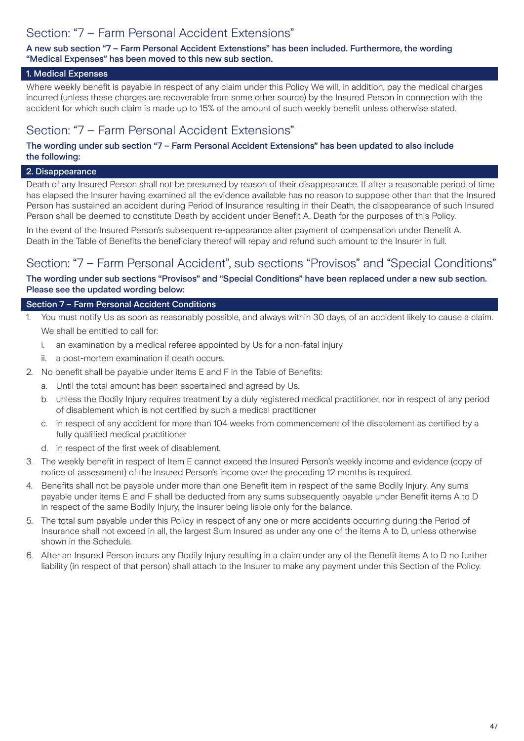## Section: "7 – Farm Personal Accident Extensions"

**A new sub section "7 – Farm Personal Accident Extenstions" has been included. Furthermore, the wording "Medical Expenses" has been moved to this new sub section.**

### 1. Medical Expenses

Where weekly benefit is payable in respect of any claim under this Policy We will, in addition, pay the medical charges incurred (unless these charges are recoverable from some other source) by the Insured Person in connection with the accident for which such claim is made up to 15% of the amount of such weekly benefit unless otherwise stated.

## Section: "7 – Farm Personal Accident Extensions"

**The wording under sub section "7 – Farm Personal Accident Extensions" has been updated to also include the following:**

### 2. Disappearance

Death of any Insured Person shall not be presumed by reason of their disappearance. If after a reasonable period of time has elapsed the Insurer having examined all the evidence available has no reason to suppose other than that the Insured Person has sustained an accident during Period of Insurance resulting in their Death, the disappearance of such Insured Person shall be deemed to constitute Death by accident under Benefit A. Death for the purposes of this Policy.

In the event of the Insured Person's subsequent re-appearance after payment of compensation under Benefit A. Death in the Table of Benefits the beneficiary thereof will repay and refund such amount to the Insurer in full.

## Section: "7 – Farm Personal Accident", sub sections "Provisos" and "Special Conditions"

**The wording under sub sections "Provisos" and "Special Conditions" have been replaced under a new sub section. Please see the updated wording below:**

### Section 7 – Farm Personal Accident Conditions

1. You must notify Us as soon as reasonably possible, and always within 30 days, of an accident likely to cause a claim.

   We shall be entitled to call for:

   i. an examination by a medical referee appointed by Us for a non-fatal injury
   ii. a post-mortem examination if death occurs.

2. No benefit shall be payable under items E and F in the Table of Benefits:

   a. Until the total amount has been ascertained and agreed by Us.
   b. unless the Bodily Injury requires treatment by a duly registered medical practitioner, nor in respect of any period of disablement which is not certified by such a medical practitioner
   c. in respect of any accident for more than 104 weeks from commencement of the disablement as certified by a fully qualified medical practitioner
   d. in respect of the first week of disablement.

3. The weekly benefit in respect of Item E cannot exceed the Insured Person's weekly income and evidence (copy of notice of assessment) of the Insured Person's income over the preceding 12 months is required.

4. Benefits shall not be payable under more than one Benefit item in respect of the same Bodily Injury. Any sums payable under items E and F shall be deducted from any sums subsequently payable under Benefit items A to D in respect of the same Bodily Injury, the Insurer being liable only for the balance.

5. The total sum payable under this Policy in respect of any one or more accidents occurring during the Period of Insurance shall not exceed in all, the largest Sum Insured as under any one of the items A to D, unless otherwise shown in the Schedule.

6. After an Insured Person incurs any Bodily Injury resulting in a claim under any of the Benefit items A to D no further liability (in respect of that person) shall attach to the Insurer to make any payment under this Section of the Policy.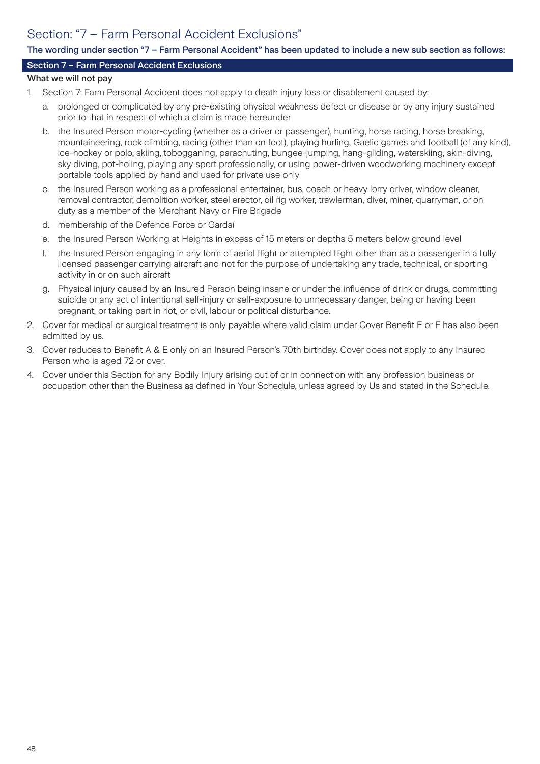# Section: "7 – Farm Personal Accident Exclusions"

**The wording under section "7 – Farm Personal Accident" has been updated to include a new sub section as follows:**

## Section 7 – Farm Personal Accident Exclusions

**What we will not pay**

1. Section 7: Farm Personal Accident does not apply to death injury loss or disablement caused by:
   a. prolonged or complicated by any pre-existing physical weakness defect or disease or by any injury sustained prior to that in respect of which a claim is made hereunder
   b. the Insured Person motor-cycling (whether as a driver or passenger), hunting, horse racing, horse breaking, mountaineering, rock climbing, racing (other than on foot), playing hurling, Gaelic games and football (of any kind), ice-hockey or polo, skiing, tobogganing, parachuting, bungee-jumping, hang-gliding, waterskiing, skin-diving, sky diving, pot-holing, playing any sport professionally, or using power-driven woodworking machinery except portable tools applied by hand and used for private use only
   c. the Insured Person working as a professional entertainer, bus, coach or heavy lorry driver, window cleaner, removal contractor, demolition worker, steel erector, oil rig worker, trawlerman, diver, miner, quarryman, or on duty as a member of the Merchant Navy or Fire Brigade
   d. membership of the Defence Force or Gardaí
   e. the Insured Person Working at Heights in excess of 15 meters or depths 5 meters below ground level
   f. the Insured Person engaging in any form of aerial flight or attempted flight other than as a passenger in a fully licensed passenger carrying aircraft and not for the purpose of undertaking any trade, technical, or sporting activity in or on such aircraft
   g. Physical injury caused by an Insured Person being insane or under the influence of drink or drugs, committing suicide or any act of intentional self-injury or self-exposure to unnecessary danger, being or having been pregnant, or taking part in riot, or civil, labour or political disturbance.
2. Cover for medical or surgical treatment is only payable where valid claim under Cover Benefit E or F has also been admitted by us.
3. Cover reduces to Benefit A & E only on an Insured Person's 70th birthday. Cover does not apply to any Insured Person who is aged 72 or over.
4. Cover under this Section for any Bodily Injury arising out of or in connection with any profession business or occupation other than the Business as defined in Your Schedule, unless agreed by Us and stated in the Schedule.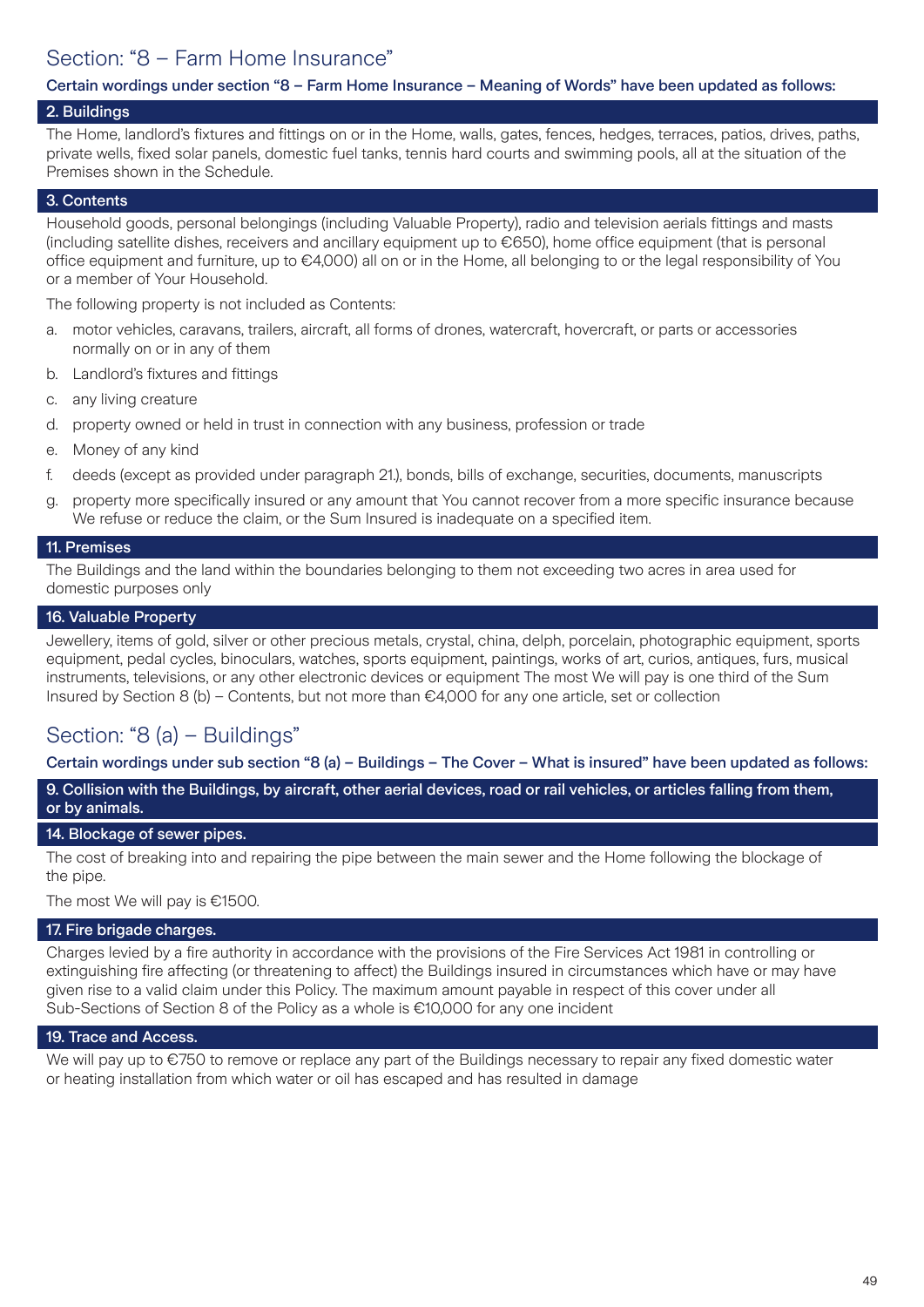## Section: "8 – Farm Home Insurance"

**Certain wordings under section "8 – Farm Home Insurance – Meaning of Words" have been updated as follows:**

### 2. Buildings

The Home, landlord's fixtures and fittings on or in the Home, walls, gates, fences, hedges, terraces, patios, drives, paths, private wells, fixed solar panels, domestic fuel tanks, tennis hard courts and swimming pools, all at the situation of the Premises shown in the Schedule.

### 3. Contents

Household goods, personal belongings (including Valuable Property), radio and television aerials fittings and masts (including satellite dishes, receivers and ancillary equipment up to €650), home office equipment (that is personal office equipment and furniture, up to €4,000) all on or in the Home, all belonging to or the legal responsibility of You or a member of Your Household.

The following property is not included as Contents:

a. motor vehicles, caravans, trailers, aircraft, all forms of drones, watercraft, hovercraft, or parts or accessories normally on or in any of them
b. Landlord's fixtures and fittings
c. any living creature
d. property owned or held in trust in connection with any business, profession or trade
e. Money of any kind
f. deeds (except as provided under paragraph 21.), bonds, bills of exchange, securities, documents, manuscripts
g. property more specifically insured or any amount that You cannot recover from a more specific insurance because We refuse or reduce the claim, or the Sum Insured is inadequate on a specified item.

### 11. Premises

The Buildings and the land within the boundaries belonging to them not exceeding two acres in area used for domestic purposes only

### 16. Valuable Property

Jewellery, items of gold, silver or other precious metals, crystal, china, delph, porcelain, photographic equipment, sports equipment, pedal cycles, binoculars, watches, sports equipment, paintings, works of art, curios, antiques, furs, musical instruments, televisions, or any other electronic devices or equipment The most We will pay is one third of the Sum Insured by Section 8 (b) – Contents, but not more than €4,000 for any one article, set or collection

## Section: "8 (a) – Buildings"

**Certain wordings under sub section "8 (a) – Buildings – The Cover – What is insured" have been updated as follows:**

### 9. Collision with the Buildings, by aircraft, other aerial devices, road or rail vehicles, or articles falling from them, or by animals.

### 14. Blockage of sewer pipes.

The cost of breaking into and repairing the pipe between the main sewer and the Home following the blockage of the pipe.

The most We will pay is €1500.

### 17. Fire brigade charges.

Charges levied by a fire authority in accordance with the provisions of the Fire Services Act 1981 in controlling or extinguishing fire affecting (or threatening to affect) the Buildings insured in circumstances which have or may have given rise to a valid claim under this Policy. The maximum amount payable in respect of this cover under all Sub-Sections of Section 8 of the Policy as a whole is €10,000 for any one incident

### 19. Trace and Access.

We will pay up to €750 to remove or replace any part of the Buildings necessary to repair any fixed domestic water or heating installation from which water or oil has escaped and has resulted in damage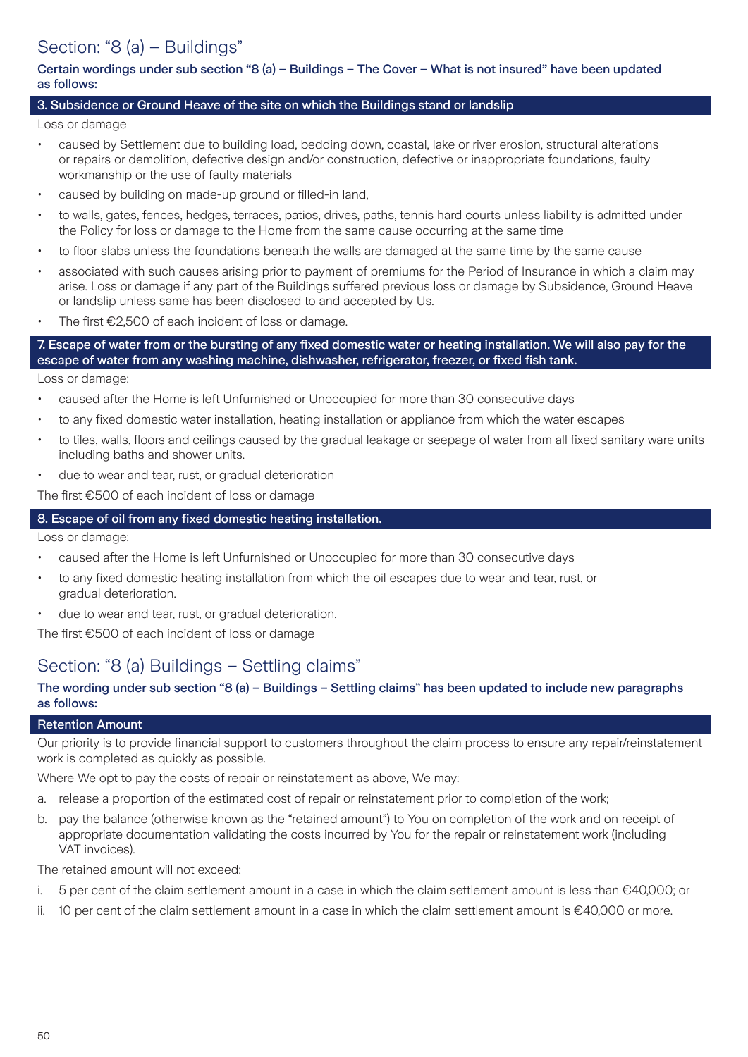## Section: "8 (a) – Buildings"

**Certain wordings under sub section "8 (a) – Buildings – The Cover – What is not insured" have been updated as follows:**

### 3. Subsidence or Ground Heave of the site on which the Buildings stand or landslip

Loss or damage

- caused by Settlement due to building load, bedding down, coastal, lake or river erosion, structural alterations or repairs or demolition, defective design and/or construction, defective or inappropriate foundations, faulty workmanship or the use of faulty materials
- caused by building on made-up ground or filled-in land,
- to walls, gates, fences, hedges, terraces, patios, drives, paths, tennis hard courts unless liability is admitted under the Policy for loss or damage to the Home from the same cause occurring at the same time
- to floor slabs unless the foundations beneath the walls are damaged at the same time by the same cause
- associated with such causes arising prior to payment of premiums for the Period of Insurance in which a claim may arise. Loss or damage if any part of the Buildings suffered previous loss or damage by Subsidence, Ground Heave or landslip unless same has been disclosed to and accepted by Us.
- The first €2,500 of each incident of loss or damage.

### 7. Escape of water from or the bursting of any fixed domestic water or heating installation. We will also pay for the escape of water from any washing machine, dishwasher, refrigerator, freezer, or fixed fish tank.

Loss or damage:

- caused after the Home is left Unfurnished or Unoccupied for more than 30 consecutive days
- to any fixed domestic water installation, heating installation or appliance from which the water escapes
- to tiles, walls, floors and ceilings caused by the gradual leakage or seepage of water from all fixed sanitary ware units including baths and shower units.
- due to wear and tear, rust, or gradual deterioration

The first €500 of each incident of loss or damage

### 8. Escape of oil from any fixed domestic heating installation.

Loss or damage:

- caused after the Home is left Unfurnished or Unoccupied for more than 30 consecutive days
- to any fixed domestic heating installation from which the oil escapes due to wear and tear, rust, or gradual deterioration.
- due to wear and tear, rust, or gradual deterioration.

The first €500 of each incident of loss or damage

## Section: "8 (a) Buildings – Settling claims"

**The wording under sub section "8 (a) – Buildings – Settling claims" has been updated to include new paragraphs as follows:**

### Retention Amount

Our priority is to provide financial support to customers throughout the claim process to ensure any repair/reinstatement work is completed as quickly as possible.

Where We opt to pay the costs of repair or reinstatement as above, We may:

a. release a proportion of the estimated cost of repair or reinstatement prior to completion of the work;

b. pay the balance (otherwise known as the "retained amount") to You on completion of the work and on receipt of appropriate documentation validating the costs incurred by You for the repair or reinstatement work (including VAT invoices).

The retained amount will not exceed:

i. 5 per cent of the claim settlement amount in a case in which the claim settlement amount is less than €40,000; or

ii. 10 per cent of the claim settlement amount in a case in which the claim settlement amount is €40,000 or more.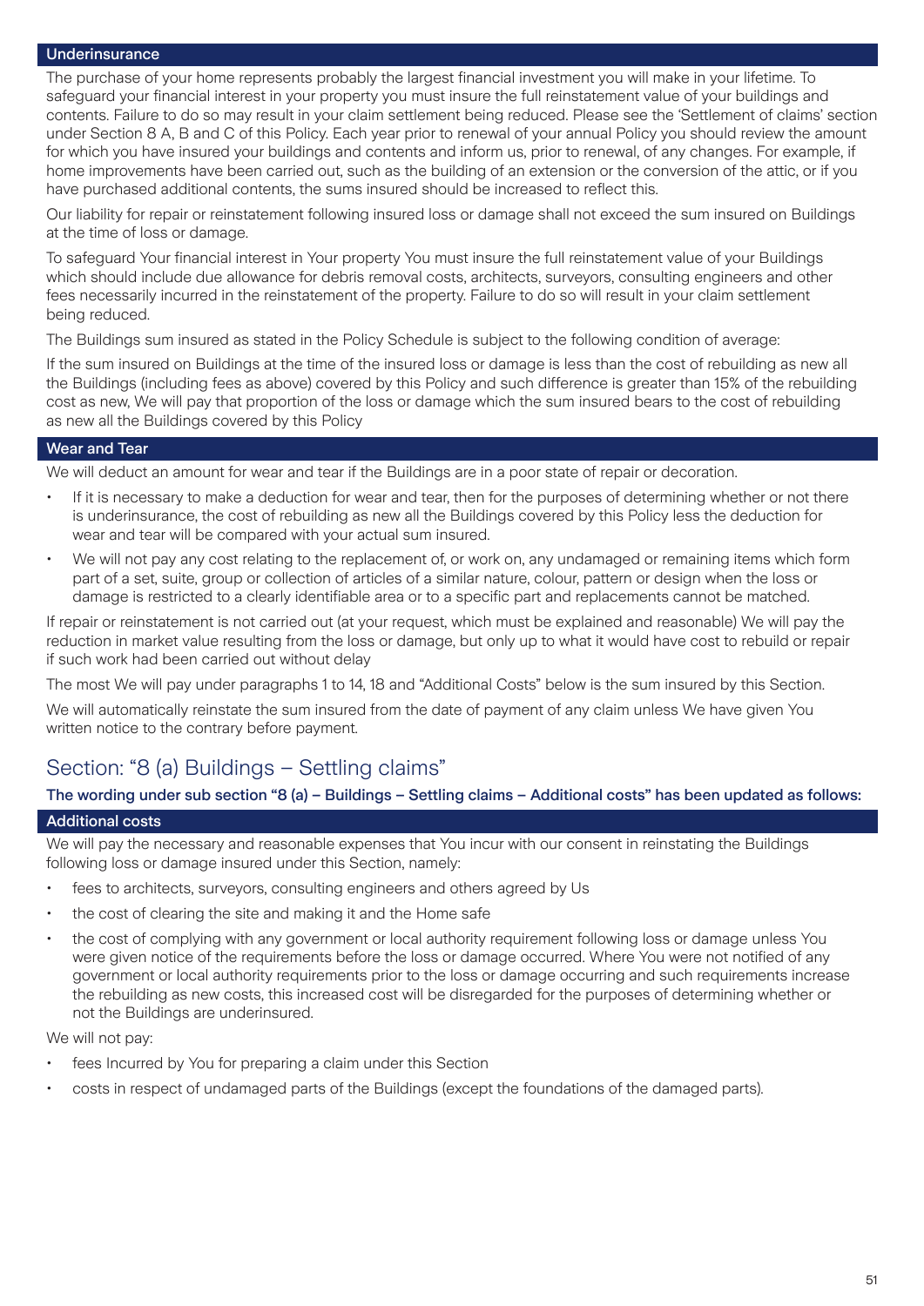### Underinsurance

The purchase of your home represents probably the largest financial investment you will make in your lifetime. To safeguard your financial interest in your property you must insure the full reinstatement value of your buildings and contents. Failure to do so may result in your claim settlement being reduced. Please see the 'Settlement of claims' section under Section 8 A, B and C of this Policy. Each year prior to renewal of your annual Policy you should review the amount for which you have insured your buildings and contents and inform us, prior to renewal, of any changes. For example, if home improvements have been carried out, such as the building of an extension or the conversion of the attic, or if you have purchased additional contents, the sums insured should be increased to reflect this.

Our liability for repair or reinstatement following insured loss or damage shall not exceed the sum insured on Buildings at the time of loss or damage.

To safeguard Your financial interest in Your property You must insure the full reinstatement value of your Buildings which should include due allowance for debris removal costs, architects, surveyors, consulting engineers and other fees necessarily incurred in the reinstatement of the property. Failure to do so will result in your claim settlement being reduced.

The Buildings sum insured as stated in the Policy Schedule is subject to the following condition of average:

If the sum insured on Buildings at the time of the insured loss or damage is less than the cost of rebuilding as new all the Buildings (including fees as above) covered by this Policy and such difference is greater than 15% of the rebuilding cost as new, We will pay that proportion of the loss or damage which the sum insured bears to the cost of rebuilding as new all the Buildings covered by this Policy

### Wear and Tear

We will deduct an amount for wear and tear if the Buildings are in a poor state of repair or decoration.

- If it is necessary to make a deduction for wear and tear, then for the purposes of determining whether or not there is underinsurance, the cost of rebuilding as new all the Buildings covered by this Policy less the deduction for wear and tear will be compared with your actual sum insured.
- We will not pay any cost relating to the replacement of, or work on, any undamaged or remaining items which form part of a set, suite, group or collection of articles of a similar nature, colour, pattern or design when the loss or damage is restricted to a clearly identifiable area or to a specific part and replacements cannot be matched.

If repair or reinstatement is not carried out (at your request, which must be explained and reasonable) We will pay the reduction in market value resulting from the loss or damage, but only up to what it would have cost to rebuild or repair if such work had been carried out without delay

The most We will pay under paragraphs 1 to 14, 18 and "Additional Costs" below is the sum insured by this Section.

We will automatically reinstate the sum insured from the date of payment of any claim unless We have given You written notice to the contrary before payment.

## Section: "8 (a) Buildings – Settling claims"

**The wording under sub section "8 (a) – Buildings – Settling claims – Additional costs" has been updated as follows:**

### Additional costs

We will pay the necessary and reasonable expenses that You incur with our consent in reinstating the Buildings following loss or damage insured under this Section, namely:

- fees to architects, surveyors, consulting engineers and others agreed by Us
- the cost of clearing the site and making it and the Home safe
- the cost of complying with any government or local authority requirement following loss or damage unless You were given notice of the requirements before the loss or damage occurred. Where You were not notified of any government or local authority requirements prior to the loss or damage occurring and such requirements increase the rebuilding as new costs, this increased cost will be disregarded for the purposes of determining whether or not the Buildings are underinsured.

We will not pay:

- fees Incurred by You for preparing a claim under this Section
- costs in respect of undamaged parts of the Buildings (except the foundations of the damaged parts).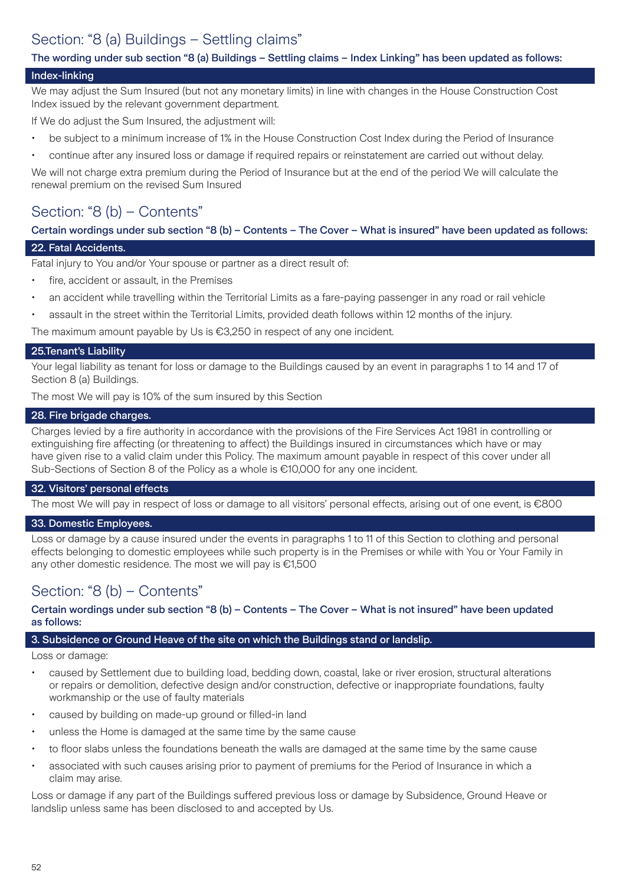## Section: "8 (a) Buildings – Settling claims"

**The wording under sub section "8 (a) Buildings – Settling claims – Index Linking" has been updated as follows:**

### Index-linking

We may adjust the Sum Insured (but not any monetary limits) in line with changes in the House Construction Cost Index issued by the relevant government department.

If We do adjust the Sum Insured, the adjustment will:

- be subject to a minimum increase of 1% in the House Construction Cost Index during the Period of Insurance
- continue after any insured loss or damage if required repairs or reinstatement are carried out without delay.

We will not charge extra premium during the Period of Insurance but at the end of the period We will calculate the renewal premium on the revised Sum Insured

## Section: "8 (b) – Contents"

**Certain wordings under sub section "8 (b) – Contents – The Cover – What is insured" have been updated as follows:**

### 22. Fatal Accidents.

Fatal injury to You and/or Your spouse or partner as a direct result of:

- fire, accident or assault, in the Premises
- an accident while travelling within the Territorial Limits as a fare-paying passenger in any road or rail vehicle
- assault in the street within the Territorial Limits, provided death follows within 12 months of the injury.

The maximum amount payable by Us is €3,250 in respect of any one incident.

### 25.Tenant's Liability

Your legal liability as tenant for loss or damage to the Buildings caused by an event in paragraphs 1 to 14 and 17 of Section 8 (a) Buildings.

The most We will pay is 10% of the sum insured by this Section

### 28. Fire brigade charges.

Charges levied by a fire authority in accordance with the provisions of the Fire Services Act 1981 in controlling or extinguishing fire affecting (or threatening to affect) the Buildings insured in circumstances which have or may have given rise to a valid claim under this Policy. The maximum amount payable in respect of this cover under all Sub-Sections of Section 8 of the Policy as a whole is €10,000 for any one incident.

### 32. Visitors' personal effects

The most We will pay in respect of loss or damage to all visitors' personal effects, arising out of one event, is €800

### 33. Domestic Employees.

Loss or damage by a cause insured under the events in paragraphs 1 to 11 of this Section to clothing and personal effects belonging to domestic employees while such property is in the Premises or while with You or Your Family in any other domestic residence. The most we will pay is €1,500

## Section: "8 (b) – Contents"

**Certain wordings under sub section "8 (b) – Contents – The Cover – What is not insured" have been updated as follows:**

### 3. Subsidence or Ground Heave of the site on which the Buildings stand or landslip.

Loss or damage:

- caused by Settlement due to building load, bedding down, coastal, lake or river erosion, structural alterations or repairs or demolition, defective design and/or construction, defective or inappropriate foundations, faulty workmanship or the use of faulty materials
- caused by building on made-up ground or filled-in land
- unless the Home is damaged at the same time by the same cause
- to floor slabs unless the foundations beneath the walls are damaged at the same time by the same cause
- associated with such causes arising prior to payment of premiums for the Period of Insurance in which a claim may arise.

Loss or damage if any part of the Buildings suffered previous loss or damage by Subsidence, Ground Heave or landslip unless same has been disclosed to and accepted by Us.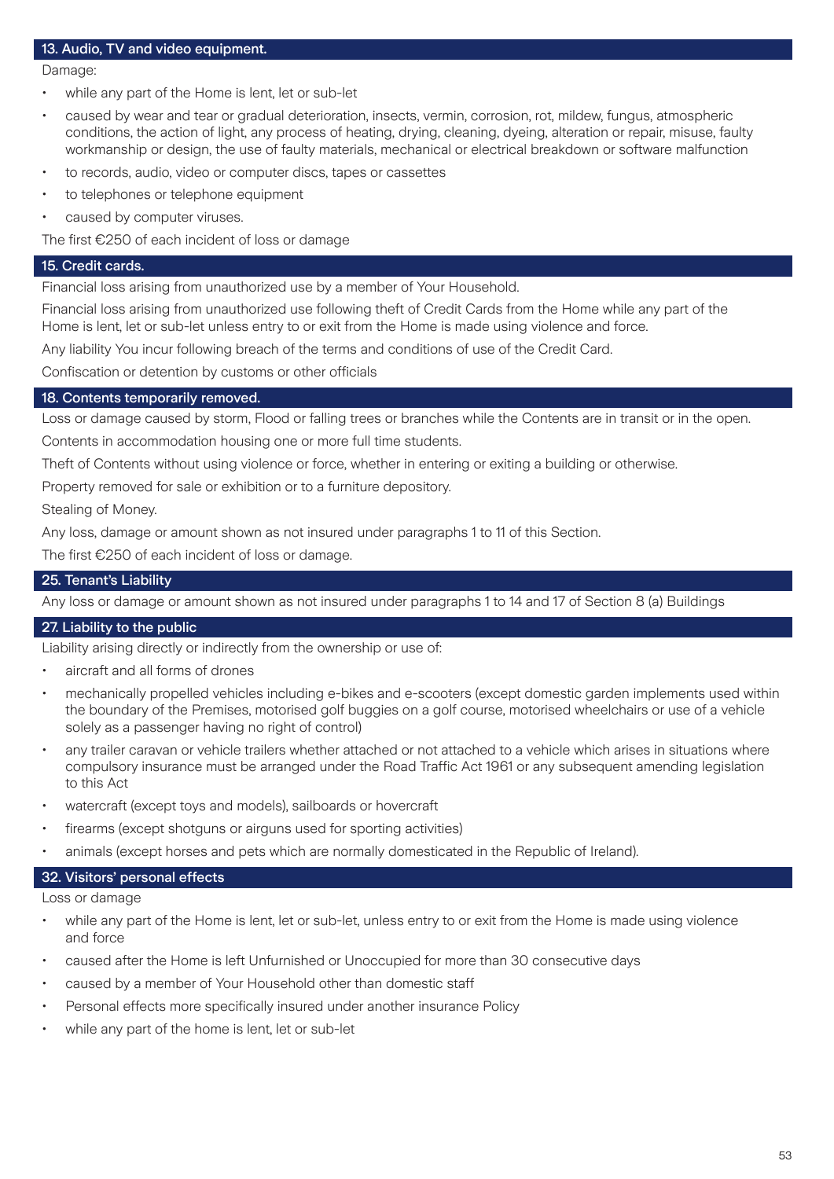### 13. Audio, TV and video equipment.

Damage:

- while any part of the Home is lent, let or sub-let
- caused by wear and tear or gradual deterioration, insects, vermin, corrosion, rot, mildew, fungus, atmospheric conditions, the action of light, any process of heating, drying, cleaning, dyeing, alteration or repair, misuse, faulty workmanship or design, the use of faulty materials, mechanical or electrical breakdown or software malfunction
- to records, audio, video or computer discs, tapes or cassettes
- to telephones or telephone equipment
- caused by computer viruses.

The first €250 of each incident of loss or damage

### 15. Credit cards.

Financial loss arising from unauthorized use by a member of Your Household.

Financial loss arising from unauthorized use following theft of Credit Cards from the Home while any part of the Home is lent, let or sub-let unless entry to or exit from the Home is made using violence and force.

Any liability You incur following breach of the terms and conditions of use of the Credit Card.

Confiscation or detention by customs or other officials

### 18. Contents temporarily removed.

Loss or damage caused by storm, Flood or falling trees or branches while the Contents are in transit or in the open.

Contents in accommodation housing one or more full time students.

Theft of Contents without using violence or force, whether in entering or exiting a building or otherwise.

Property removed for sale or exhibition or to a furniture depository.

Stealing of Money.

Any loss, damage or amount shown as not insured under paragraphs 1 to 11 of this Section.

The first €250 of each incident of loss or damage.

### 25. Tenant's Liability

Any loss or damage or amount shown as not insured under paragraphs 1 to 14 and 17 of Section 8 (a) Buildings

### 27. Liability to the public

Liability arising directly or indirectly from the ownership or use of:

- aircraft and all forms of drones
- mechanically propelled vehicles including e-bikes and e-scooters (except domestic garden implements used within the boundary of the Premises, motorised golf buggies on a golf course, motorised wheelchairs or use of a vehicle solely as a passenger having no right of control)
- any trailer caravan or vehicle trailers whether attached or not attached to a vehicle which arises in situations where compulsory insurance must be arranged under the Road Traffic Act 1961 or any subsequent amending legislation to this Act
- watercraft (except toys and models), sailboards or hovercraft
- firearms (except shotguns or airguns used for sporting activities)
- animals (except horses and pets which are normally domesticated in the Republic of Ireland).

### 32. Visitors' personal effects

Loss or damage

- while any part of the Home is lent, let or sub-let, unless entry to or exit from the Home is made using violence and force
- caused after the Home is left Unfurnished or Unoccupied for more than 30 consecutive days
- caused by a member of Your Household other than domestic staff
- Personal effects more specifically insured under another insurance Policy
- while any part of the home is lent, let or sub-let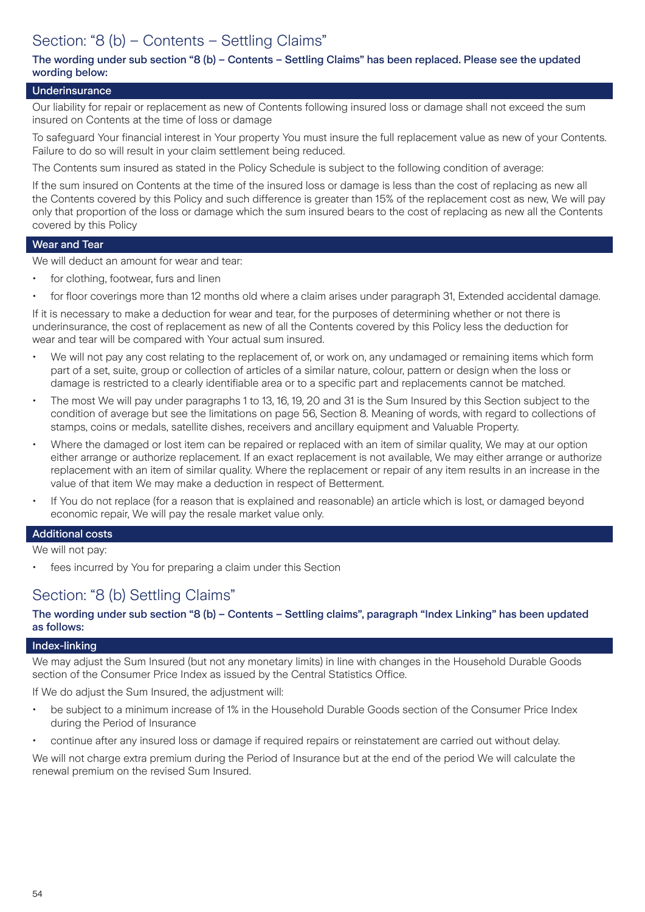## Section: "8 (b) – Contents – Settling Claims"

**The wording under sub section "8 (b) – Contents – Settling Claims" has been replaced. Please see the updated wording below:**

### Underinsurance

Our liability for repair or replacement as new of Contents following insured loss or damage shall not exceed the sum insured on Contents at the time of loss or damage

To safeguard Your financial interest in Your property You must insure the full replacement value as new of your Contents. Failure to do so will result in your claim settlement being reduced.

The Contents sum insured as stated in the Policy Schedule is subject to the following condition of average:

If the sum insured on Contents at the time of the insured loss or damage is less than the cost of replacing as new all the Contents covered by this Policy and such difference is greater than 15% of the replacement cost as new, We will pay only that proportion of the loss or damage which the sum insured bears to the cost of replacing as new all the Contents covered by this Policy

### Wear and Tear

We will deduct an amount for wear and tear:

- for clothing, footwear, furs and linen
- for floor coverings more than 12 months old where a claim arises under paragraph 31, Extended accidental damage.

If it is necessary to make a deduction for wear and tear, for the purposes of determining whether or not there is underinsurance, the cost of replacement as new of all the Contents covered by this Policy less the deduction for wear and tear will be compared with Your actual sum insured.

- We will not pay any cost relating to the replacement of, or work on, any undamaged or remaining items which form part of a set, suite, group or collection of articles of a similar nature, colour, pattern or design when the loss or damage is restricted to a clearly identifiable area or to a specific part and replacements cannot be matched.
- The most We will pay under paragraphs 1 to 13, 16, 19, 20 and 31 is the Sum Insured by this Section subject to the condition of average but see the limitations on page 56, Section 8. Meaning of words, with regard to collections of stamps, coins or medals, satellite dishes, receivers and ancillary equipment and Valuable Property.
- Where the damaged or lost item can be repaired or replaced with an item of similar quality, We may at our option either arrange or authorize replacement. If an exact replacement is not available, We may either arrange or authorize replacement with an item of similar quality. Where the replacement or repair of any item results in an increase in the value of that item We may make a deduction in respect of Betterment.
- If You do not replace (for a reason that is explained and reasonable) an article which is lost, or damaged beyond economic repair, We will pay the resale market value only.

### Additional costs

We will not pay:

- fees incurred by You for preparing a claim under this Section

## Section: "8 (b) Settling Claims"

**The wording under sub section "8 (b) – Contents – Settling claims", paragraph "Index Linking" has been updated as follows:**

### Index-linking

We may adjust the Sum Insured (but not any monetary limits) in line with changes in the Household Durable Goods section of the Consumer Price Index as issued by the Central Statistics Office.

If We do adjust the Sum Insured, the adjustment will:

- be subject to a minimum increase of 1% in the Household Durable Goods section of the Consumer Price Index during the Period of Insurance
- continue after any insured loss or damage if required repairs or reinstatement are carried out without delay.

We will not charge extra premium during the Period of Insurance but at the end of the period We will calculate the renewal premium on the revised Sum Insured.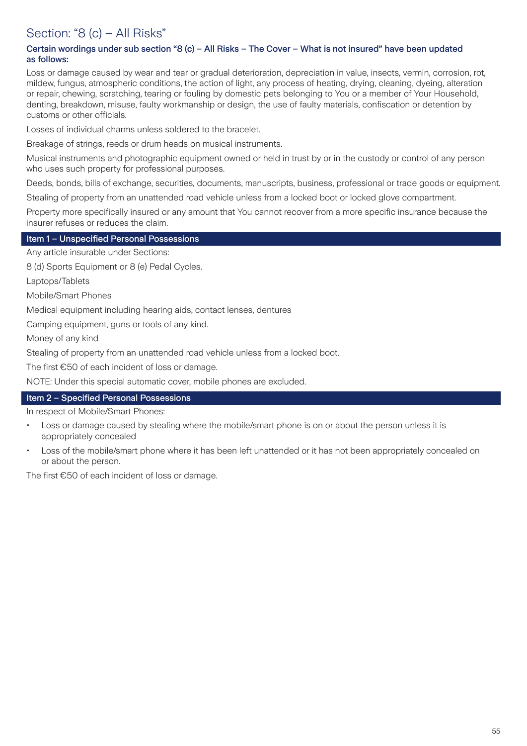# Section: "8 (c) – All Risks"

**Certain wordings under sub section "8 (c) – All Risks – The Cover – What is not insured" have been updated as follows:**

Loss or damage caused by wear and tear or gradual deterioration, depreciation in value, insects, vermin, corrosion, rot, mildew, fungus, atmospheric conditions, the action of light, any process of heating, drying, cleaning, dyeing, alteration or repair, chewing, scratching, tearing or fouling by domestic pets belonging to You or a member of Your Household, denting, breakdown, misuse, faulty workmanship or design, the use of faulty materials, confiscation or detention by customs or other officials.

Losses of individual charms unless soldered to the bracelet.

Breakage of strings, reeds or drum heads on musical instruments.

Musical instruments and photographic equipment owned or held in trust by or in the custody or control of any person who uses such property for professional purposes.

Deeds, bonds, bills of exchange, securities, documents, manuscripts, business, professional or trade goods or equipment.

Stealing of property from an unattended road vehicle unless from a locked boot or locked glove compartment.

Property more specifically insured or any amount that You cannot recover from a more specific insurance because the insurer refuses or reduces the claim.

## Item 1 – Unspecified Personal Possessions

Any article insurable under Sections:

8 (d) Sports Equipment or 8 (e) Pedal Cycles.

Laptops/Tablets

Mobile/Smart Phones

Medical equipment including hearing aids, contact lenses, dentures

Camping equipment, guns or tools of any kind.

Money of any kind

Stealing of property from an unattended road vehicle unless from a locked boot.

The first €50 of each incident of loss or damage.

NOTE: Under this special automatic cover, mobile phones are excluded.

## Item 2 – Specified Personal Possessions

In respect of Mobile/Smart Phones:

- Loss or damage caused by stealing where the mobile/smart phone is on or about the person unless it is appropriately concealed
- Loss of the mobile/smart phone where it has been left unattended or it has not been appropriately concealed on or about the person.

The first €50 of each incident of loss or damage.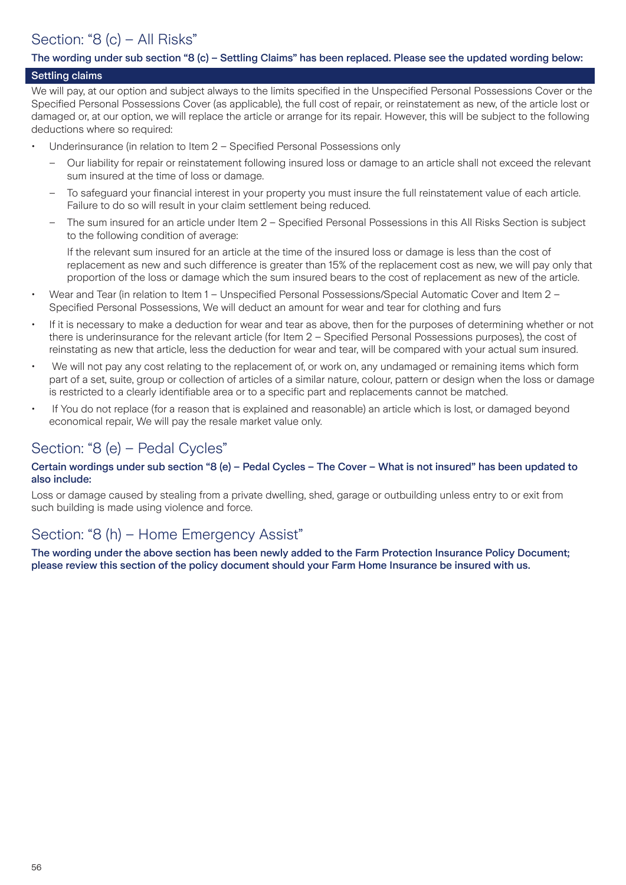## Section: "8 (c) – All Risks"

**The wording under sub section "8 (c) – Settling Claims" has been replaced. Please see the updated wording below:**

### Settling claims

We will pay, at our option and subject always to the limits specified in the Unspecified Personal Possessions Cover or the Specified Personal Possessions Cover (as applicable), the full cost of repair, or reinstatement as new, of the article lost or damaged or, at our option, we will replace the article or arrange for its repair. However, this will be subject to the following deductions where so required:

- Underinsurance (in relation to Item 2 – Specified Personal Possessions only
  - Our liability for repair or reinstatement following insured loss or damage to an article shall not exceed the relevant sum insured at the time of loss or damage.
  - To safeguard your financial interest in your property you must insure the full reinstatement value of each article. Failure to do so will result in your claim settlement being reduced.
  - The sum insured for an article under Item 2 – Specified Personal Possessions in this All Risks Section is subject to the following condition of average:

    If the relevant sum insured for an article at the time of the insured loss or damage is less than the cost of replacement as new and such difference is greater than 15% of the replacement cost as new, we will pay only that proportion of the loss or damage which the sum insured bears to the cost of replacement as new of the article.
- Wear and Tear (in relation to Item 1 – Unspecified Personal Possessions/Special Automatic Cover and Item 2 – Specified Personal Possessions, We will deduct an amount for wear and tear for clothing and furs
- If it is necessary to make a deduction for wear and tear as above, then for the purposes of determining whether or not there is underinsurance for the relevant article (for Item 2 – Specified Personal Possessions purposes), the cost of reinstating as new that article, less the deduction for wear and tear, will be compared with your actual sum insured.
- We will not pay any cost relating to the replacement of, or work on, any undamaged or remaining items which form part of a set, suite, group or collection of articles of a similar nature, colour, pattern or design when the loss or damage is restricted to a clearly identifiable area or to a specific part and replacements cannot be matched.
- If You do not replace (for a reason that is explained and reasonable) an article which is lost, or damaged beyond economical repair, We will pay the resale market value only.

## Section: "8 (e) – Pedal Cycles"

**Certain wordings under sub section "8 (e) – Pedal Cycles – The Cover – What is not insured" has been updated to also include:**

Loss or damage caused by stealing from a private dwelling, shed, garage or outbuilding unless entry to or exit from such building is made using violence and force.

## Section: "8 (h) – Home Emergency Assist"

**The wording under the above section has been newly added to the Farm Protection Insurance Policy Document; please review this section of the policy document should your Farm Home Insurance be insured with us.**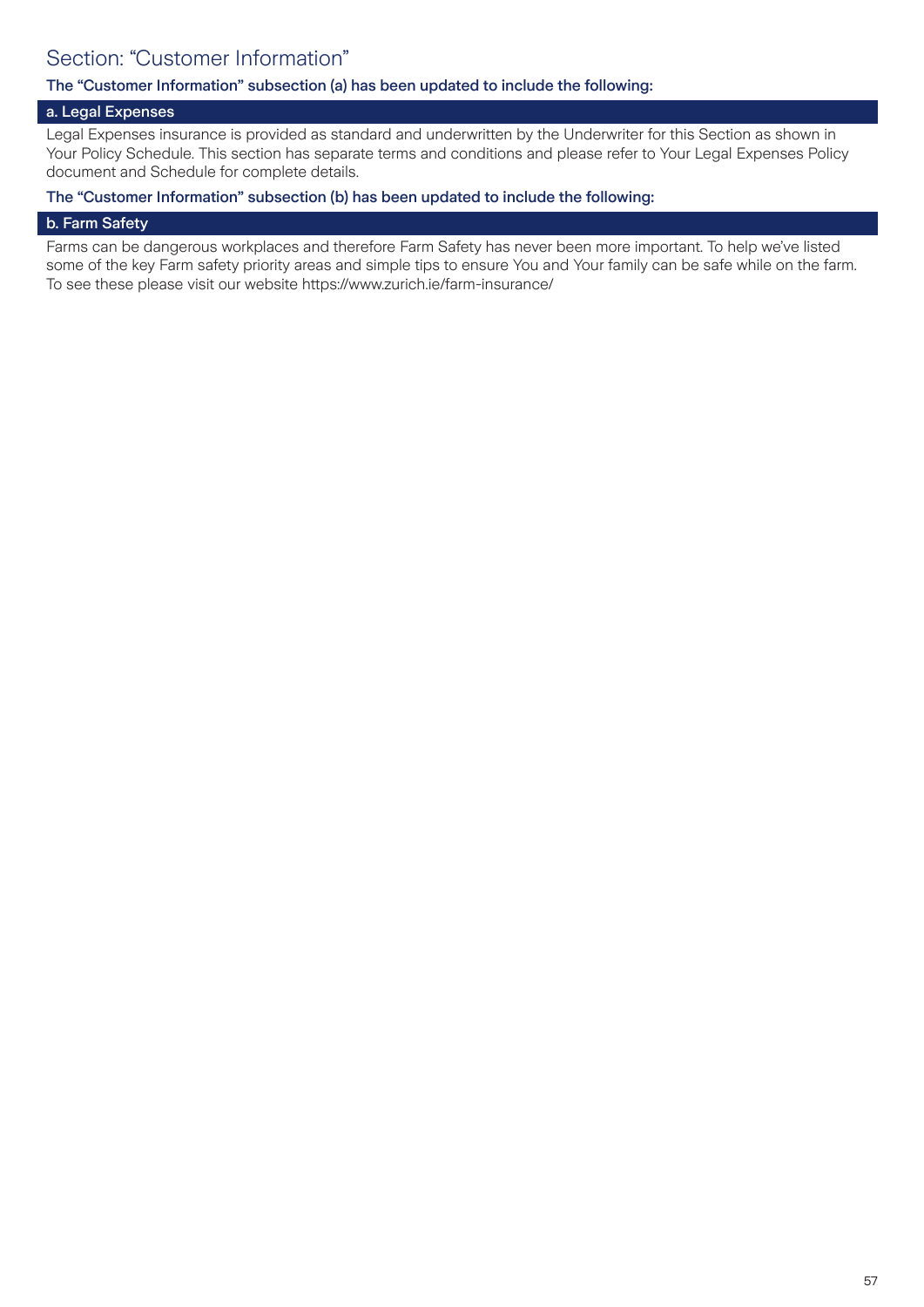## Section: “Customer Information”

**The “Customer Information” subsection (a) has been updated to include the following:**

### a. Legal Expenses

Legal Expenses insurance is provided as standard and underwritten by the Underwriter for this Section as shown in Your Policy Schedule. This section has separate terms and conditions and please refer to Your Legal Expenses Policy document and Schedule for complete details.

**The “Customer Information” subsection (b) has been updated to include the following:**

### b. Farm Safety

Farms can be dangerous workplaces and therefore Farm Safety has never been more important. To help we’ve listed some of the key Farm safety priority areas and simple tips to ensure You and Your family can be safe while on the farm. To see these please visit our website https://www.zurich.ie/farm-insurance/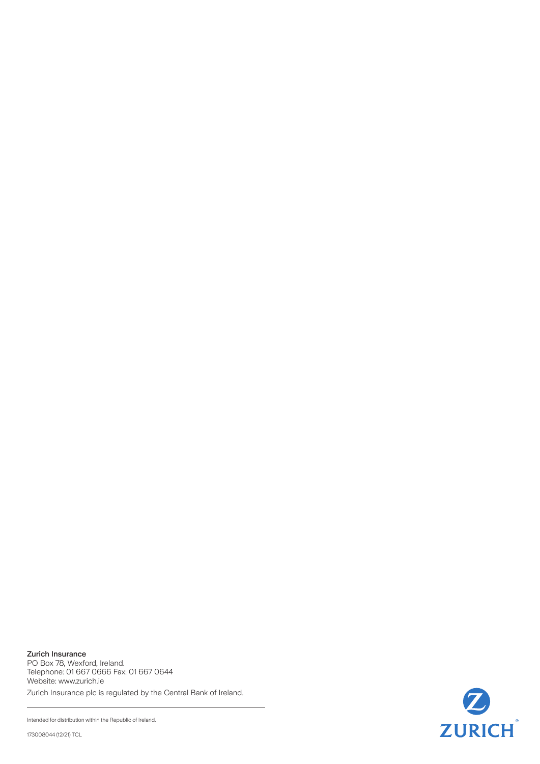**Zurich Insurance**
PO Box 78, Wexford, Ireland.
Telephone: 01 667 0666 Fax: 01 667 0644
Website: www.zurich.ie

Zurich Insurance plc is regulated by the Central Bank of Ireland.

Intended for distribution within the Republic of Ireland.

173008044 (12/21) TCL

ZURICH®